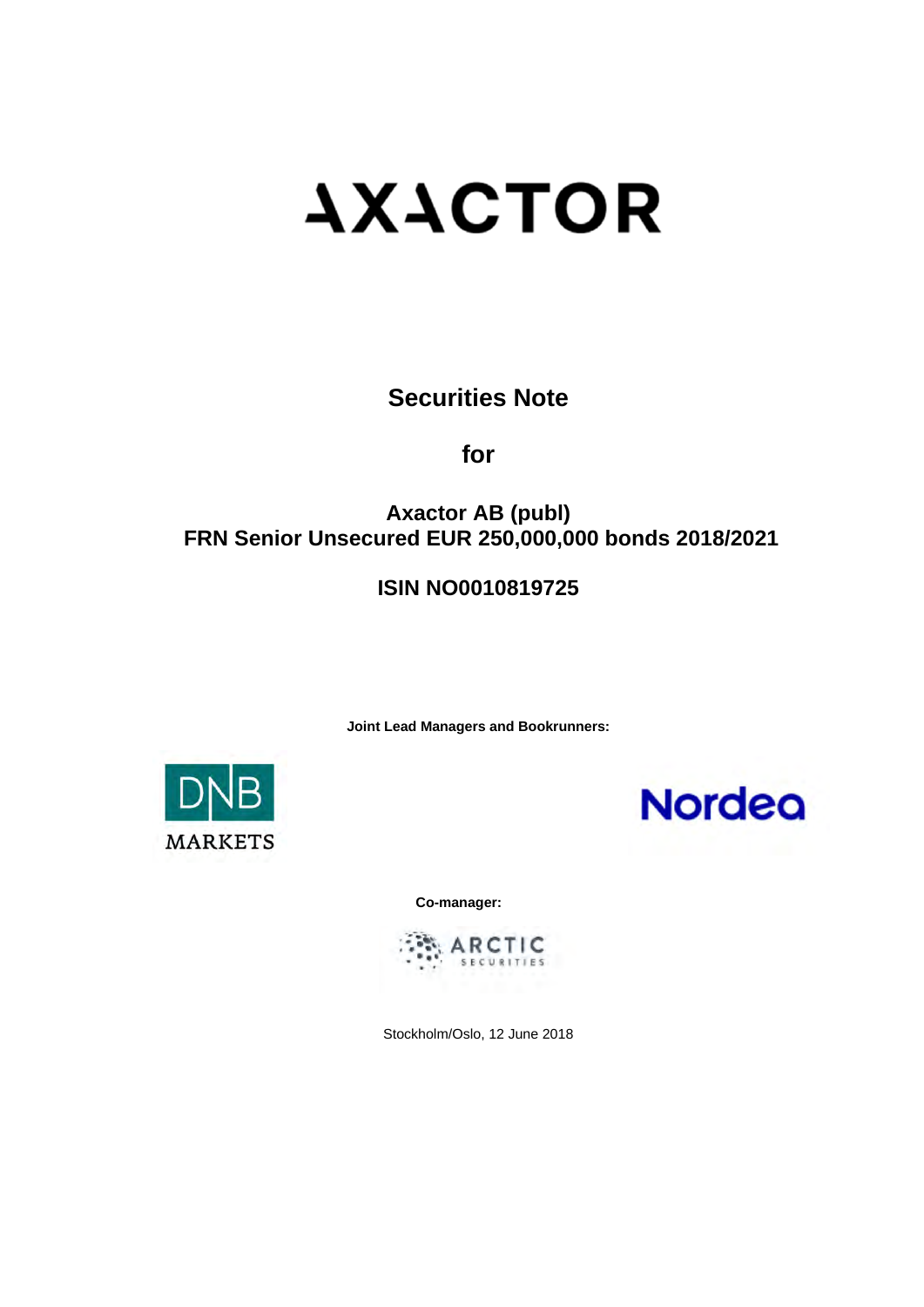# AXACTOR

## Securities Note

## for

## Axactor AB (publ)
## FRN Senior Unsecured EUR 250,000,000 bonds 2018/2021

## ISIN NO0010819725

**Joint Lead Managers and Bookrunners:**

DNB MARKETS

Nordea

**Co-manager:**

ARCTIC SECURITIES

Stockholm/Oslo, 12 June 2018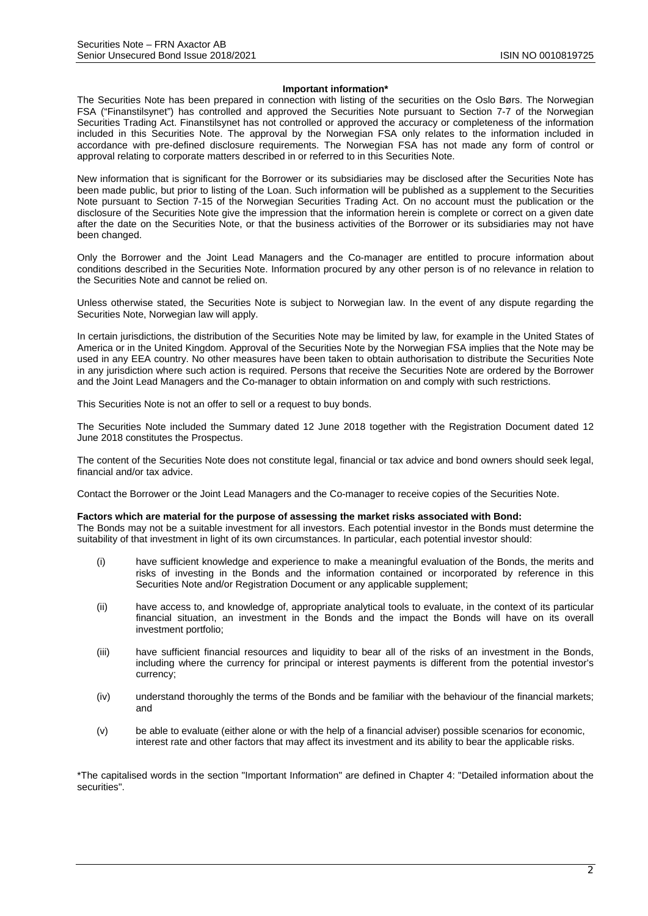**Important information***

The Securities Note has been prepared in connection with listing of the securities on the Oslo Børs. The Norwegian FSA ("Finanstilsynet") has controlled and approved the Securities Note pursuant to Section 7-7 of the Norwegian Securities Trading Act. Finanstilsynet has not controlled or approved the accuracy or completeness of the information included in this Securities Note. The approval by the Norwegian FSA only relates to the information included in accordance with pre-defined disclosure requirements. The Norwegian FSA has not made any form of control or approval relating to corporate matters described in or referred to in this Securities Note.

New information that is significant for the Borrower or its subsidiaries may be disclosed after the Securities Note has been made public, but prior to listing of the Loan. Such information will be published as a supplement to the Securities Note pursuant to Section 7-15 of the Norwegian Securities Trading Act. On no account must the publication or the disclosure of the Securities Note give the impression that the information herein is complete or correct on a given date after the date on the Securities Note, or that the business activities of the Borrower or its subsidiaries may not have been changed.

Only the Borrower and the Joint Lead Managers and the Co-manager are entitled to procure information about conditions described in the Securities Note. Information procured by any other person is of no relevance in relation to the Securities Note and cannot be relied on.

Unless otherwise stated, the Securities Note is subject to Norwegian law. In the event of any dispute regarding the Securities Note, Norwegian law will apply.

In certain jurisdictions, the distribution of the Securities Note may be limited by law, for example in the United States of America or in the United Kingdom. Approval of the Securities Note by the Norwegian FSA implies that the Note may be used in any EEA country. No other measures have been taken to obtain authorisation to distribute the Securities Note in any jurisdiction where such action is required. Persons that receive the Securities Note are ordered by the Borrower and the Joint Lead Managers and the Co-manager to obtain information on and comply with such restrictions.

This Securities Note is not an offer to sell or a request to buy bonds.

The Securities Note included the Summary dated 12 June 2018 together with the Registration Document dated 12 June 2018 constitutes the Prospectus.

The content of the Securities Note does not constitute legal, financial or tax advice and bond owners should seek legal, financial and/or tax advice.

Contact the Borrower or the Joint Lead Managers and the Co-manager to receive copies of the Securities Note.

**Factors which are material for the purpose of assessing the market risks associated with Bond:**

The Bonds may not be a suitable investment for all investors. Each potential investor in the Bonds must determine the suitability of that investment in light of its own circumstances. In particular, each potential investor should:

(i) have sufficient knowledge and experience to make a meaningful evaluation of the Bonds, the merits and risks of investing in the Bonds and the information contained or incorporated by reference in this Securities Note and/or Registration Document or any applicable supplement;

(ii) have access to, and knowledge of, appropriate analytical tools to evaluate, in the context of its particular financial situation, an investment in the Bonds and the impact the Bonds will have on its overall investment portfolio;

(iii) have sufficient financial resources and liquidity to bear all of the risks of an investment in the Bonds, including where the currency for principal or interest payments is different from the potential investor's currency;

(iv) understand thoroughly the terms of the Bonds and be familiar with the behaviour of the financial markets; and

(v) be able to evaluate (either alone or with the help of a financial adviser) possible scenarios for economic, interest rate and other factors that may affect its investment and its ability to bear the applicable risks.

*The capitalised words in the section "Important Information" are defined in Chapter 4: "Detailed information about the securities".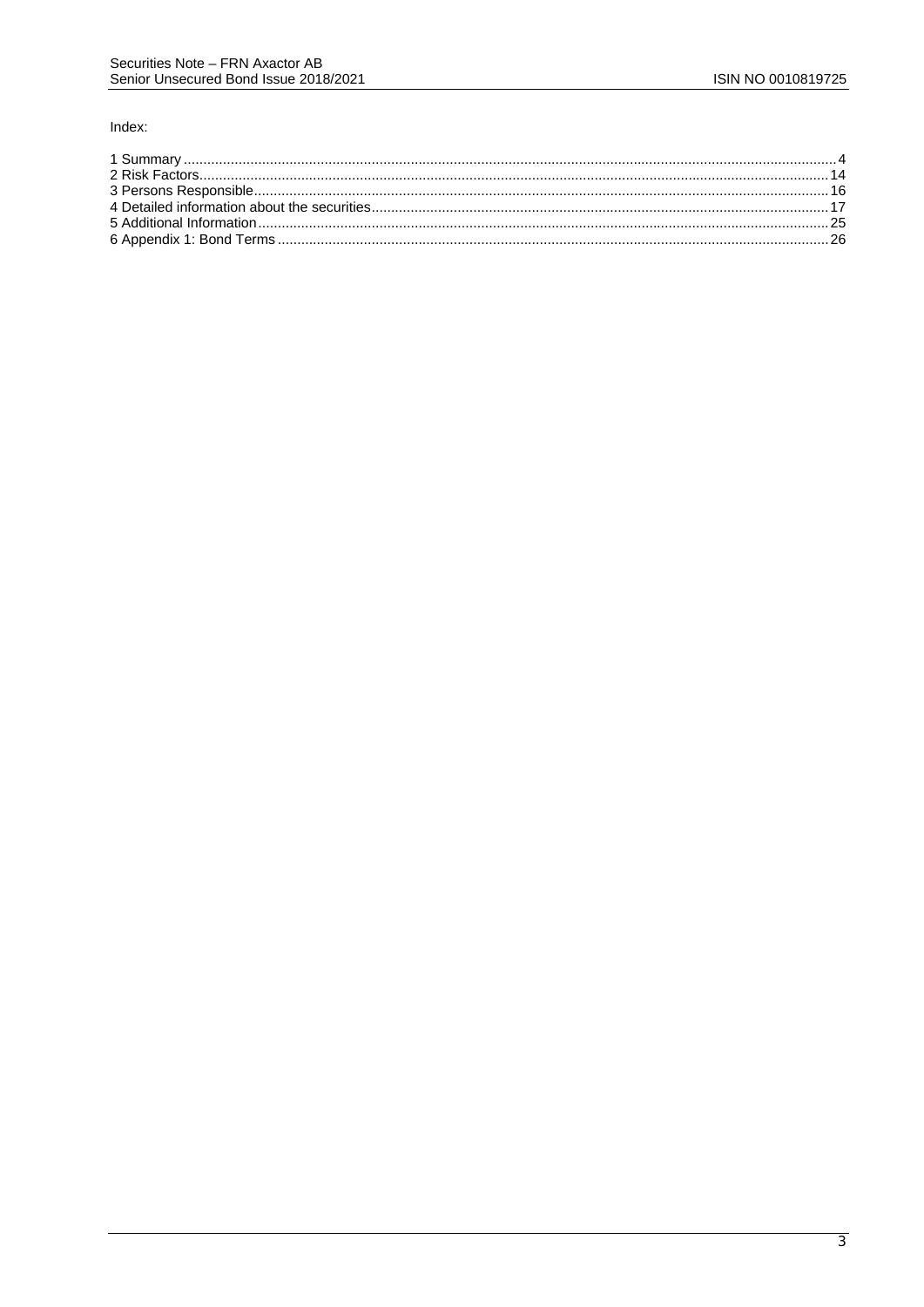Index:

| | |
|---|---|
| 1 Summary | 4 |
| 2 Risk Factors | 14 |
| 3 Persons Responsible | 16 |
| 4 Detailed information about the securities | 17 |
| 5 Additional Information | 25 |
| 6 Appendix 1: Bond Terms | 26 |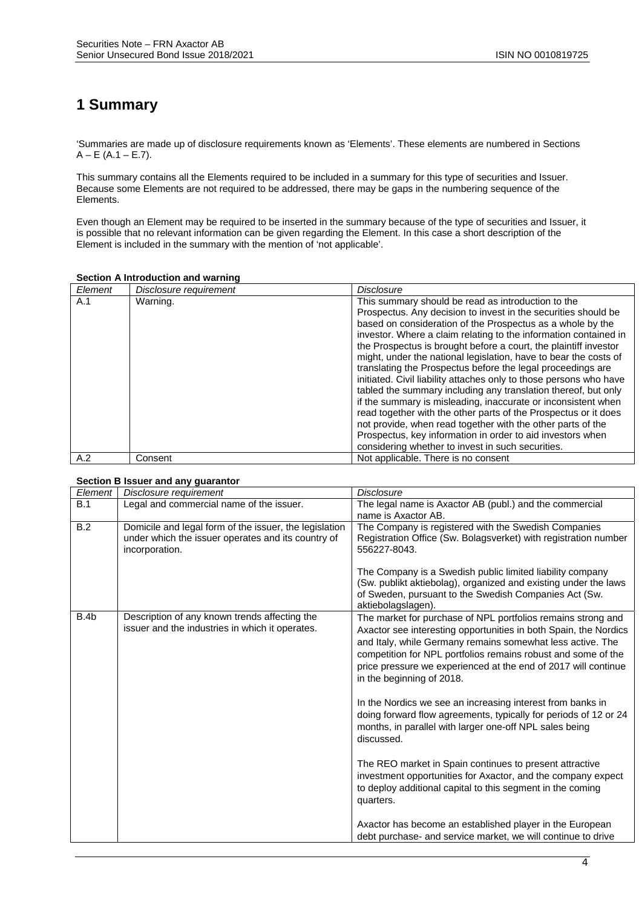# 1 Summary

'Summaries are made up of disclosure requirements known as 'Elements'. These elements are numbered in Sections A – E (A.1 – E.7).

This summary contains all the Elements required to be included in a summary for this type of securities and Issuer. Because some Elements are not required to be addressed, there may be gaps in the numbering sequence of the Elements.

Even though an Element may be required to be inserted in the summary because of the type of securities and Issuer, it is possible that no relevant information can be given regarding the Element. In this case a short description of the Element is included in the summary with the mention of 'not applicable'.

**Section A Introduction and warning**

| *Element* | *Disclosure requirement* | *Disclosure* |
|---|---|---|
| A.1 | Warning. | This summary should be read as introduction to the Prospectus. Any decision to invest in the securities should be based on consideration of the Prospectus as a whole by the investor. Where a claim relating to the information contained in the Prospectus is brought before a court, the plaintiff investor might, under the national legislation, have to bear the costs of translating the Prospectus before the legal proceedings are initiated. Civil liability attaches only to those persons who have tabled the summary including any translation thereof, but only if the summary is misleading, inaccurate or inconsistent when read together with the other parts of the Prospectus or it does not provide, when read together with the other parts of the Prospectus, key information in order to aid investors when considering whether to invest in such securities. |
| A.2 | Consent | Not applicable. There is no consent |

**Section B Issuer and any guarantor**

| *Element* | *Disclosure requirement* | *Disclosure* |
|---|---|---|
| B.1 | Legal and commercial name of the issuer. | The legal name is Axactor AB (publ.) and the commercial name is Axactor AB. |
| B.2 | Domicile and legal form of the issuer, the legislation under which the issuer operates and its country of incorporation. | The Company is registered with the Swedish Companies Registration Office (Sw. Bolagsverket) with registration number 556227-8043.<br><br>The Company is a Swedish public limited liability company (Sw. publikt aktiebolag), organized and existing under the laws of Sweden, pursuant to the Swedish Companies Act (Sw. aktiebolagslagen). |
| B.4b | Description of any known trends affecting the issuer and the industries in which it operates. | The market for purchase of NPL portfolios remains strong and Axactor see interesting opportunities in both Spain, the Nordics and Italy, while Germany remains somewhat less active. The competition for NPL portfolios remains robust and some of the price pressure we experienced at the end of 2017 will continue in the beginning of 2018.<br><br>In the Nordics we see an increasing interest from banks in doing forward flow agreements, typically for periods of 12 or 24 months, in parallel with larger one-off NPL sales being discussed.<br><br>The REO market in Spain continues to present attractive investment opportunities for Axactor, and the company expect to deploy additional capital to this segment in the coming quarters.<br><br>Axactor has become an established player in the European debt purchase- and service market, we will continue to drive |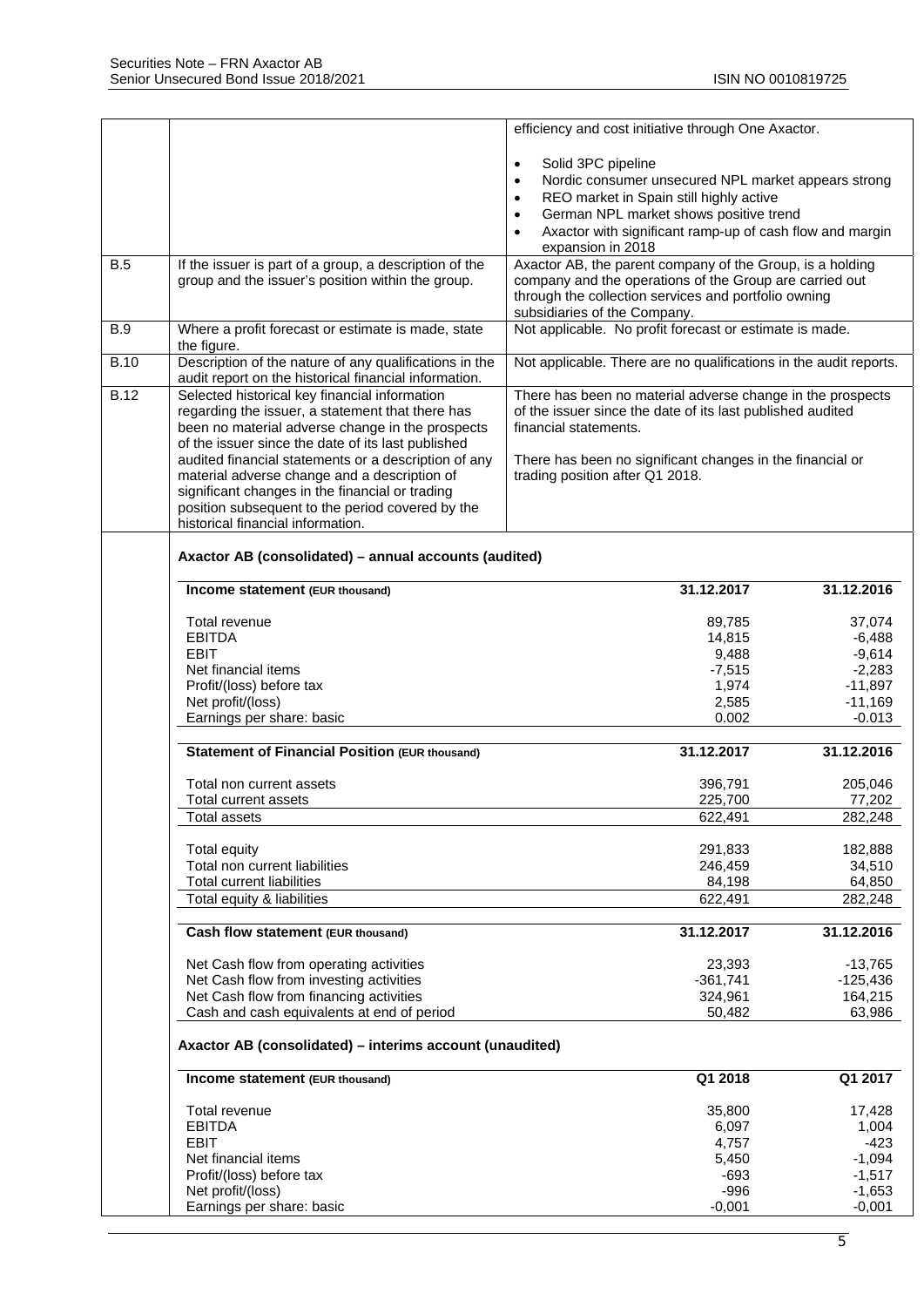| | | |
|---|---|---|
| | | efficiency and cost initiative through One Axactor.<br><br>• Solid 3PC pipeline<br>• Nordic consumer unsecured NPL market appears strong<br>• REO market in Spain still highly active<br>• German NPL market shows positive trend<br>• Axactor with significant ramp-up of cash flow and margin expansion in 2018 |
| B.5 | If the issuer is part of a group, a description of the group and the issuer's position within the group. | Axactor AB, the parent company of the Group, is a holding company and the operations of the Group are carried out through the collection services and portfolio owning subsidiaries of the Company. |
| B.9 | Where a profit forecast or estimate is made, state the figure. | Not applicable. No profit forecast or estimate is made. |
| B.10 | Description of the nature of any qualifications in the audit report on the historical financial information. | Not applicable. There are no qualifications in the audit reports. |
| B.12 | Selected historical key financial information regarding the issuer, a statement that there has been no material adverse change in the prospects of the issuer since the date of its last published audited financial statements or a description of any material adverse change and a description of significant changes in the financial or trading position subsequent to the period covered by the historical financial information. | There has been no material adverse change in the prospects of the issuer since the date of its last published audited financial statements.<br><br>There has been no significant changes in the financial or trading position after Q1 2018. |

**Axactor AB (consolidated) – annual accounts (audited)**

| **Income statement (EUR thousand)** | **31.12.2017** | **31.12.2016** |
|---|---|---|
| Total revenue | 89,785 | 37,074 |
| EBITDA | 14,815 | -6,488 |
| EBIT | 9,488 | -9,614 |
| Net financial items | -7,515 | -2,283 |
| Profit/(loss) before tax | 1,974 | -11,897 |
| Net profit/(loss) | 2,585 | -11,169 |
| Earnings per share: basic | 0.002 | -0.013 |

| **Statement of Financial Position (EUR thousand)** | **31.12.2017** | **31.12.2016** |
|---|---|---|
| Total non current assets | 396,791 | 205,046 |
| Total current assets | 225,700 | 77,202 |
| Total assets | 622,491 | 282,248 |
| Total equity | 291,833 | 182,888 |
| Total non current liabilities | 246,459 | 34,510 |
| Total current liabilities | 84,198 | 64,850 |
| Total equity & liabilities | 622,491 | 282,248 |

| **Cash flow statement (EUR thousand)** | **31.12.2017** | **31.12.2016** |
|---|---|---|
| Net Cash flow from operating activities | 23,393 | -13,765 |
| Net Cash flow from investing activities | -361,741 | -125,436 |
| Net Cash flow from financing activities | 324,961 | 164,215 |
| Cash and cash equivalents at end of period | 50,482 | 63,986 |

**Axactor AB (consolidated) – interims account (unaudited)**

| **Income statement (EUR thousand)** | **Q1 2018** | **Q1 2017** |
|---|---|---|
| Total revenue | 35,800 | 17,428 |
| EBITDA | 6,097 | 1,004 |
| EBIT | 4,757 | -423 |
| Net financial items | 5,450 | -1,094 |
| Profit/(loss) before tax | -693 | -1,517 |
| Net profit/(loss) | -996 | -1,653 |
| Earnings per share: basic | -0,001 | -0,001 |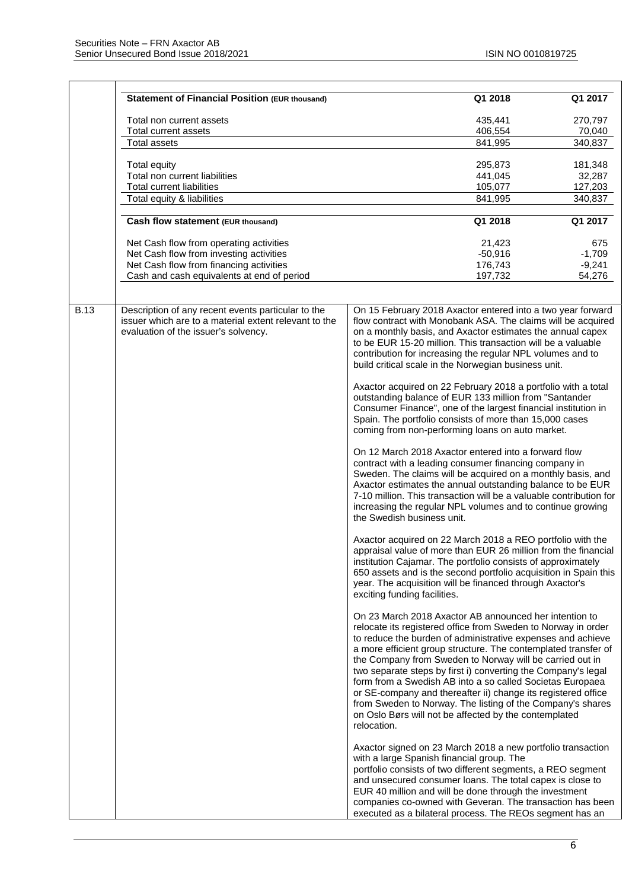| Statement of Financial Position (EUR thousand) | Q1 2018 | Q1 2017 |
|---|---|---|
| Total non current assets | 435,441 | 270,797 |
| Total current assets | 406,554 | 70,040 |
| Total assets | 841,995 | 340,837 |
| Total equity | 295,873 | 181,348 |
| Total non current liabilities | 441,045 | 32,287 |
| Total current liabilities | 105,077 | 127,203 |
| Total equity & liabilities | 841,995 | 340,837 |

| Cash flow statement (EUR thousand) | Q1 2018 | Q1 2017 |
|---|---|---|
| Net Cash flow from operating activities | 21,423 | 675 |
| Net Cash flow from investing activities | -50,916 | -1,709 |
| Net Cash flow from financing activities | 176,743 | -9,241 |
| Cash and cash equivalents at end of period | 197,732 | 54,276 |

| | | |
|---|---|---|
| B.13 | Description of any recent events particular to the issuer which are to a material extent relevant to the evaluation of the issuer's solvency. | On 15 February 2018 Axactor entered into a two year forward flow contract with Monobank ASA. The claims will be acquired on a monthly basis, and Axactor estimates the annual capex to be EUR 15-20 million. This transaction will be a valuable contribution for increasing the regular NPL volumes and to build critical scale in the Norwegian business unit.<br><br>Axactor acquired on 22 February 2018 a portfolio with a total outstanding balance of EUR 133 million from "Santander Consumer Finance", one of the largest financial institution in Spain. The portfolio consists of more than 15,000 cases coming from non-performing loans on auto market.<br><br>On 12 March 2018 Axactor entered into a forward flow contract with a leading consumer financing company in Sweden. The claims will be acquired on a monthly basis, and Axactor estimates the annual outstanding balance to be EUR 7-10 million. This transaction will be a valuable contribution for increasing the regular NPL volumes and to continue growing the Swedish business unit.<br><br>Axactor acquired on 22 March 2018 a REO portfolio with the appraisal value of more than EUR 26 million from the financial institution Cajamar. The portfolio consists of approximately 650 assets and is the second portfolio acquisition in Spain this year. The acquisition will be financed through Axactor's exciting funding facilities.<br><br>On 23 March 2018 Axactor AB announced her intention to relocate its registered office from Sweden to Norway in order to reduce the burden of administrative expenses and achieve a more efficient group structure. The contemplated transfer of the Company from Sweden to Norway will be carried out in two separate steps by first i) converting the Company's legal form from a Swedish AB into a so called Societas Europaea or SE-company and thereafter ii) change its registered office from Sweden to Norway. The listing of the Company's shares on Oslo Børs will not be affected by the contemplated relocation.<br><br>Axactor signed on 23 March 2018 a new portfolio transaction with a large Spanish financial group. The portfolio consists of two different segments, a REO segment and unsecured consumer loans. The total capex is close to EUR 40 million and will be done through the investment companies co-owned with Geveran. The transaction has been executed as a bilateral process. The REOs segment has an |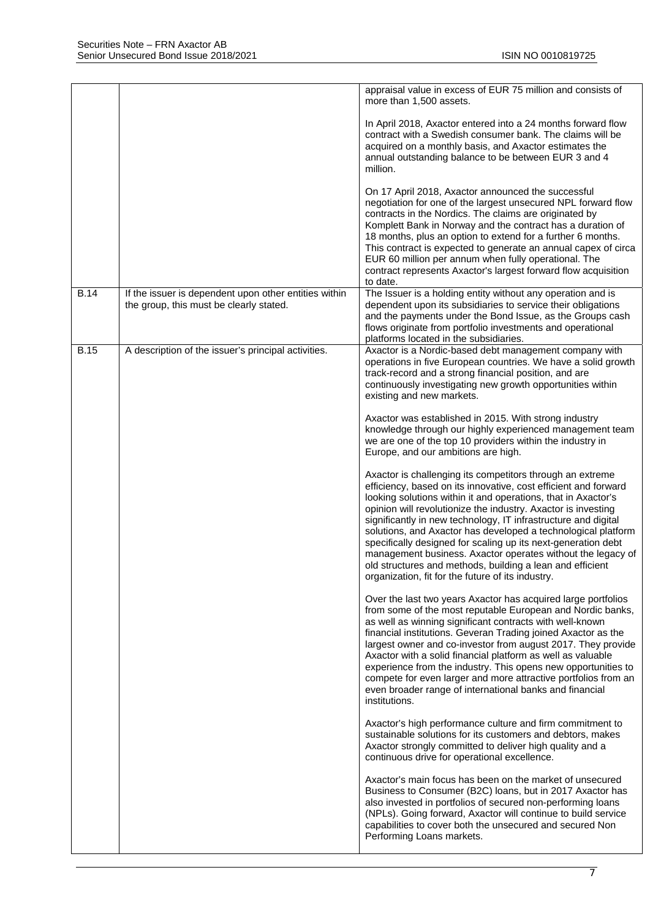| | | |
|---|---|---|
| | | appraisal value in excess of EUR 75 million and consists of more than 1,500 assets.<br><br>In April 2018, Axactor entered into a 24 months forward flow contract with a Swedish consumer bank. The claims will be acquired on a monthly basis, and Axactor estimates the annual outstanding balance to be between EUR 3 and 4 million.<br><br>On 17 April 2018, Axactor announced the successful negotiation for one of the largest unsecured NPL forward flow contracts in the Nordics. The claims are originated by Komplett Bank in Norway and the contract has a duration of 18 months, plus an option to extend for a further 6 months. This contract is expected to generate an annual capex of circa EUR 60 million per annum when fully operational. The contract represents Axactor's largest forward flow acquisition to date. |
| B.14 | If the issuer is dependent upon other entities within the group, this must be clearly stated. | The Issuer is a holding entity without any operation and is dependent upon its subsidiaries to service their obligations and the payments under the Bond Issue, as the Groups cash flows originate from portfolio investments and operational platforms located in the subsidiaries. |
| B.15 | A description of the issuer's principal activities. | Axactor is a Nordic-based debt management company with operations in five European countries. We have a solid growth track-record and a strong financial position, and are continuously investigating new growth opportunities within existing and new markets.<br><br>Axactor was established in 2015. With strong industry knowledge through our highly experienced management team we are one of the top 10 providers within the industry in Europe, and our ambitions are high.<br><br>Axactor is challenging its competitors through an extreme efficiency, based on its innovative, cost efficient and forward looking solutions within it and operations, that in Axactor's opinion will revolutionize the industry. Axactor is investing significantly in new technology, IT infrastructure and digital solutions, and Axactor has developed a technological platform specifically designed for scaling up its next-generation debt management business. Axactor operates without the legacy of old structures and methods, building a lean and efficient organization, fit for the future of its industry.<br><br>Over the last two years Axactor has acquired large portfolios from some of the most reputable European and Nordic banks, as well as winning significant contracts with well-known financial institutions. Geveran Trading joined Axactor as the largest owner and co-investor from august 2017. They provide Axactor with a solid financial platform as well as valuable experience from the industry. This opens new opportunities to compete for even larger and more attractive portfolios from an even broader range of international banks and financial institutions.<br><br>Axactor's high performance culture and firm commitment to sustainable solutions for its customers and debtors, makes Axactor strongly committed to deliver high quality and a continuous drive for operational excellence.<br><br>Axactor's main focus has been on the market of unsecured Business to Consumer (B2C) loans, but in 2017 Axactor has also invested in portfolios of secured non-performing loans (NPLs). Going forward, Axactor will continue to build service capabilities to cover both the unsecured and secured Non Performing Loans markets. |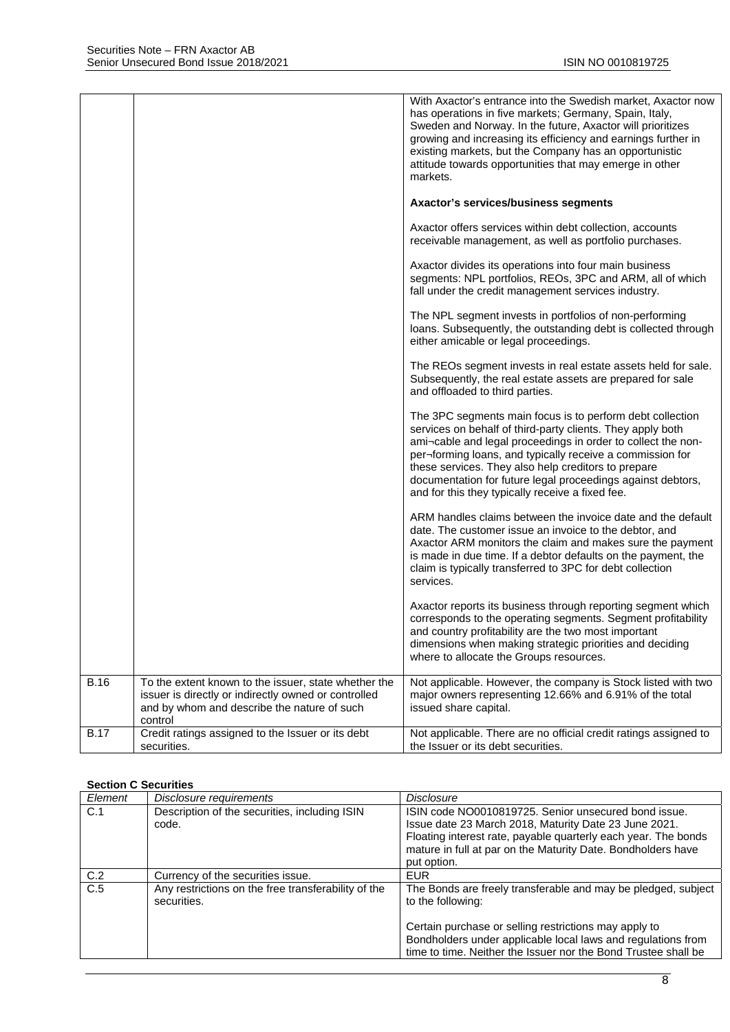| | | |
|---|---|---|
| | | With Axactor's entrance into the Swedish market, Axactor now has operations in five markets; Germany, Spain, Italy, Sweden and Norway. In the future, Axactor will prioritizes growing and increasing its efficiency and earnings further in existing markets, but the Company has an opportunistic attitude towards opportunities that may emerge in other markets.<br><br>**Axactor's services/business segments**<br><br>Axactor offers services within debt collection, accounts receivable management, as well as portfolio purchases.<br><br>Axactor divides its operations into four main business segments: NPL portfolios, REOs, 3PC and ARM, all of which fall under the credit management services industry.<br><br>The NPL segment invests in portfolios of non-performing loans. Subsequently, the outstanding debt is collected through either amicable or legal proceedings.<br><br>The REOs segment invests in real estate assets held for sale. Subsequently, the real estate assets are prepared for sale and offloaded to third parties.<br><br>The 3PC segments main focus is to perform debt collection services on behalf of third-party clients. They apply both ami¬cable and legal proceedings in order to collect the non-per¬forming loans, and typically receive a commission for these services. They also help creditors to prepare documentation for future legal proceedings against debtors, and for this they typically receive a fixed fee.<br><br>ARM handles claims between the invoice date and the default date. The customer issue an invoice to the debtor, and Axactor ARM monitors the claim and makes sure the payment is made in due time. If a debtor defaults on the payment, the claim is typically transferred to 3PC for debt collection services.<br><br>Axactor reports its business through reporting segment which corresponds to the operating segments. Segment profitability and country profitability are the two most important dimensions when making strategic priorities and deciding where to allocate the Groups resources. |
| B.16 | To the extent known to the issuer, state whether the issuer is directly or indirectly owned or controlled and by whom and describe the nature of such control | Not applicable. However, the company is Stock listed with two major owners representing 12.66% and 6.91% of the total issued share capital. |
| B.17 | Credit ratings assigned to the Issuer or its debt securities. | Not applicable. There are no official credit ratings assigned to the Issuer or its debt securities. |

**Section C Securities**

| *Element* | *Disclosure requirements* | *Disclosure* |
|---|---|---|
| C.1 | Description of the securities, including ISIN code. | ISIN code NO0010819725. Senior unsecured bond issue. Issue date 23 March 2018, Maturity Date 23 June 2021. Floating interest rate, payable quarterly each year. The bonds mature in full at par on the Maturity Date. Bondholders have put option. |
| C.2 | Currency of the securities issue. | EUR |
| C.5 | Any restrictions on the free transferability of the securities. | The Bonds are freely transferable and may be pledged, subject to the following:<br><br>Certain purchase or selling restrictions may apply to Bondholders under applicable local laws and regulations from time to time. Neither the Issuer nor the Bond Trustee shall be |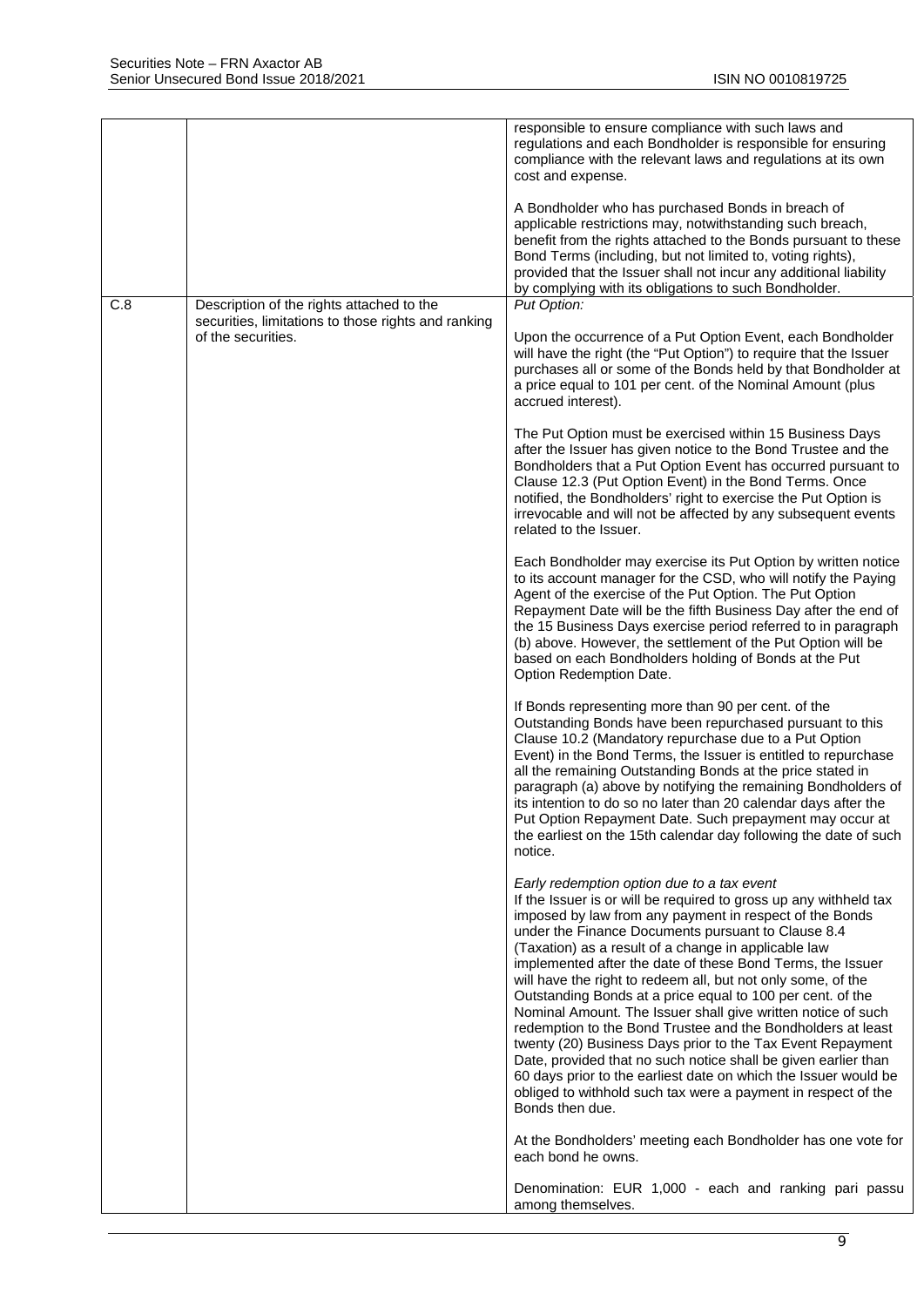| | | |
|---|---|---|
| | | responsible to ensure compliance with such laws and regulations and each Bondholder is responsible for ensuring compliance with the relevant laws and regulations at its own cost and expense.<br><br>A Bondholder who has purchased Bonds in breach of applicable restrictions may, notwithstanding such breach, benefit from the rights attached to the Bonds pursuant to these Bond Terms (including, but not limited to, voting rights), provided that the Issuer shall not incur any additional liability by complying with its obligations to such Bondholder. |
| C.8 | Description of the rights attached to the securities, limitations to those rights and ranking of the securities. | *Put Option:*<br><br>Upon the occurrence of a Put Option Event, each Bondholder will have the right (the "Put Option") to require that the Issuer purchases all or some of the Bonds held by that Bondholder at a price equal to 101 per cent. of the Nominal Amount (plus accrued interest).<br><br>The Put Option must be exercised within 15 Business Days after the Issuer has given notice to the Bond Trustee and the Bondholders that a Put Option Event has occurred pursuant to Clause 12.3 (Put Option Event) in the Bond Terms. Once notified, the Bondholders' right to exercise the Put Option is irrevocable and will not be affected by any subsequent events related to the Issuer.<br><br>Each Bondholder may exercise its Put Option by written notice to its account manager for the CSD, who will notify the Paying Agent of the exercise of the Put Option. The Put Option Repayment Date will be the fifth Business Day after the end of the 15 Business Days exercise period referred to in paragraph (b) above. However, the settlement of the Put Option will be based on each Bondholders holding of Bonds at the Put Option Redemption Date.<br><br>If Bonds representing more than 90 per cent. of the Outstanding Bonds have been repurchased pursuant to this Clause 10.2 (Mandatory repurchase due to a Put Option Event) in the Bond Terms, the Issuer is entitled to repurchase all the remaining Outstanding Bonds at the price stated in paragraph (a) above by notifying the remaining Bondholders of its intention to do so no later than 20 calendar days after the Put Option Repayment Date. Such prepayment may occur at the earliest on the 15th calendar day following the date of such notice.<br><br>*Early redemption option due to a tax event*<br>If the Issuer is or will be required to gross up any withheld tax imposed by law from any payment in respect of the Bonds under the Finance Documents pursuant to Clause 8.4 (Taxation) as a result of a change in applicable law implemented after the date of these Bond Terms, the Issuer will have the right to redeem all, but not only some, of the Outstanding Bonds at a price equal to 100 per cent. of the Nominal Amount. The Issuer shall give written notice of such redemption to the Bond Trustee and the Bondholders at least twenty (20) Business Days prior to the Tax Event Repayment Date, provided that no such notice shall be given earlier than 60 days prior to the earliest date on which the Issuer would be obliged to withhold such tax were a payment in respect of the Bonds then due.<br><br>At the Bondholders' meeting each Bondholder has one vote for each bond he owns.<br><br>Denomination: EUR 1,000 - each and ranking pari passu among themselves. |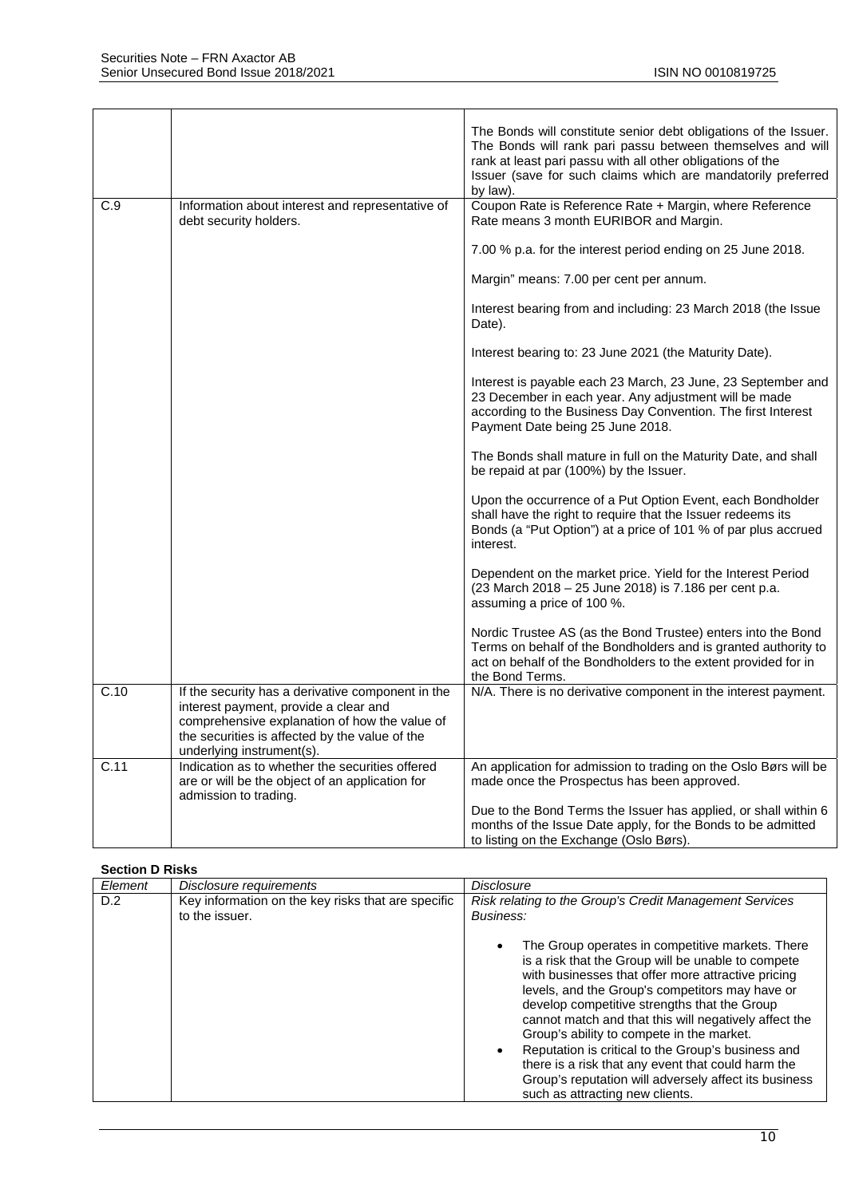| | | |
|---|---|---|
| | | The Bonds will constitute senior debt obligations of the Issuer. The Bonds will rank pari passu between themselves and will rank at least pari passu with all other obligations of the Issuer (save for such claims which are mandatorily preferred by law). |
| C.9 | Information about interest and representative of debt security holders. | Coupon Rate is Reference Rate + Margin, where Reference Rate means 3 month EURIBOR and Margin.<br><br>7.00 % p.a. for the interest period ending on 25 June 2018.<br><br>Margin" means: 7.00 per cent per annum.<br><br>Interest bearing from and including: 23 March 2018 (the Issue Date).<br><br>Interest bearing to: 23 June 2021 (the Maturity Date).<br><br>Interest is payable each 23 March, 23 June, 23 September and 23 December in each year. Any adjustment will be made according to the Business Day Convention. The first Interest Payment Date being 25 June 2018.<br><br>The Bonds shall mature in full on the Maturity Date, and shall be repaid at par (100%) by the Issuer.<br><br>Upon the occurrence of a Put Option Event, each Bondholder shall have the right to require that the Issuer redeems its Bonds (a "Put Option") at a price of 101 % of par plus accrued interest.<br><br>Dependent on the market price. Yield for the Interest Period (23 March 2018 – 25 June 2018) is 7.186 per cent p.a. assuming a price of 100 %.<br><br>Nordic Trustee AS (as the Bond Trustee) enters into the Bond Terms on behalf of the Bondholders and is granted authority to act on behalf of the Bondholders to the extent provided for in the Bond Terms. |
| C.10 | If the security has a derivative component in the interest payment, provide a clear and comprehensive explanation of how the value of the securities is affected by the value of the underlying instrument(s). | N/A. There is no derivative component in the interest payment. |
| C.11 | Indication as to whether the securities offered are or will be the object of an application for admission to trading. | An application for admission to trading on the Oslo Børs will be made once the Prospectus has been approved.<br><br>Due to the Bond Terms the Issuer has applied, or shall within 6 months of the Issue Date apply, for the Bonds to be admitted to listing on the Exchange (Oslo Børs). |

**Section D Risks**

| *Element* | *Disclosure requirements* | *Disclosure* |
|---|---|---|
| D.2 | Key information on the key risks that are specific to the issuer. | *Risk relating to the Group's Credit Management Services Business:*<br><br>• The Group operates in competitive markets. There is a risk that the Group will be unable to compete with businesses that offer more attractive pricing levels, and the Group's competitors may have or develop competitive strengths that the Group cannot match and that this will negatively affect the Group's ability to compete in the market.<br>• Reputation is critical to the Group's business and there is a risk that any event that could harm the Group's reputation will adversely affect its business such as attracting new clients. |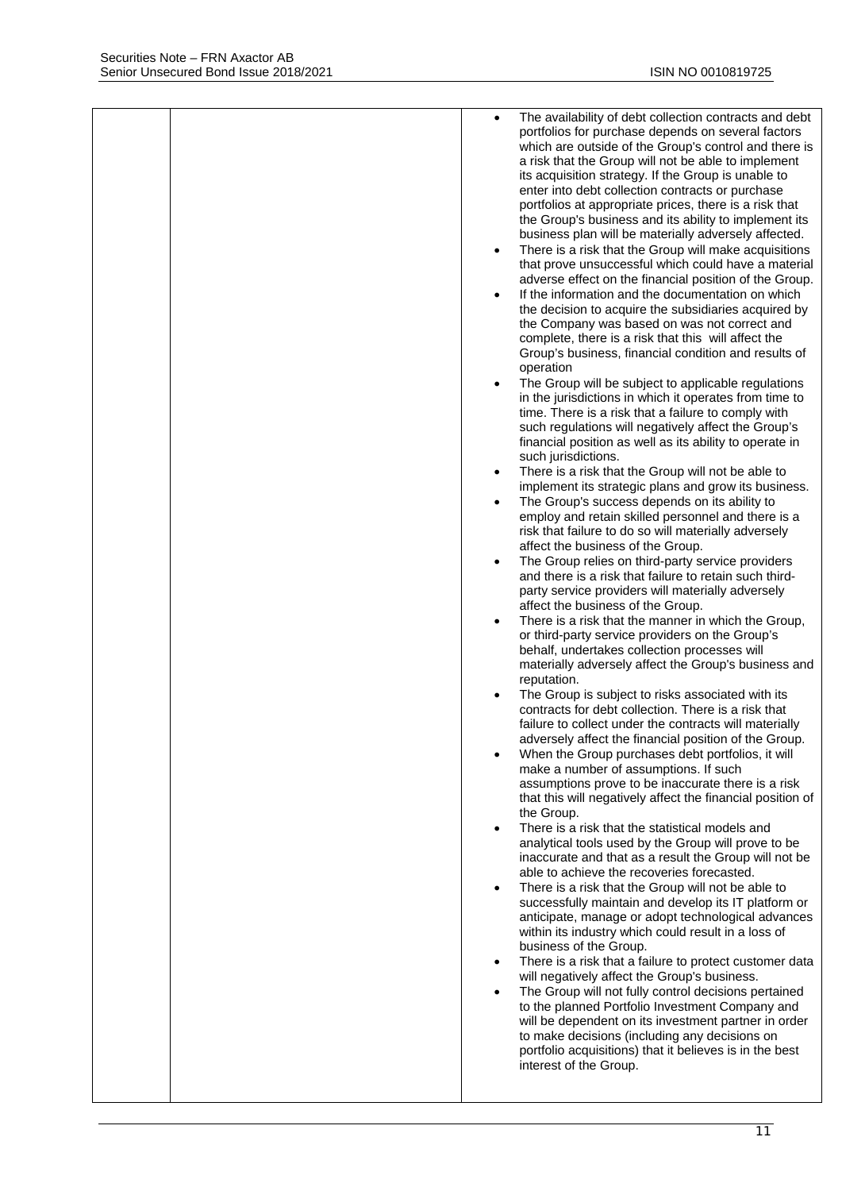| | | |
|---|---|---|
| | | • The availability of debt collection contracts and debt portfolios for purchase depends on several factors which are outside of the Group's control and there is a risk that the Group will not be able to implement its acquisition strategy. If the Group is unable to enter into debt collection contracts or purchase portfolios at appropriate prices, there is a risk that the Group's business and its ability to implement its business plan will be materially adversely affected.<br>• There is a risk that the Group will make acquisitions that prove unsuccessful which could have a material adverse effect on the financial position of the Group.<br>• If the information and the documentation on which the decision to acquire the subsidiaries acquired by the Company was based on was not correct and complete, there is a risk that this will affect the Group's business, financial condition and results of operation<br>• The Group will be subject to applicable regulations in the jurisdictions in which it operates from time to time. There is a risk that a failure to comply with such regulations will negatively affect the Group's financial position as well as its ability to operate in such jurisdictions.<br>• There is a risk that the Group will not be able to implement its strategic plans and grow its business.<br>• The Group's success depends on its ability to employ and retain skilled personnel and there is a risk that failure to do so will materially adversely affect the business of the Group.<br>• The Group relies on third-party service providers and there is a risk that failure to retain such third-party service providers will materially adversely affect the business of the Group.<br>• There is a risk that the manner in which the Group, or third-party service providers on the Group's behalf, undertakes collection processes will materially adversely affect the Group's business and reputation.<br>• The Group is subject to risks associated with its contracts for debt collection. There is a risk that failure to collect under the contracts will materially adversely affect the financial position of the Group.<br>• When the Group purchases debt portfolios, it will make a number of assumptions. If such assumptions prove to be inaccurate there is a risk that this will negatively affect the financial position of the Group.<br>• There is a risk that the statistical models and analytical tools used by the Group will prove to be inaccurate and that as a result the Group will not be able to achieve the recoveries forecasted.<br>• There is a risk that the Group will not be able to successfully maintain and develop its IT platform or anticipate, manage or adopt technological advances within its industry which could result in a loss of business of the Group.<br>• There is a risk that a failure to protect customer data will negatively affect the Group's business.<br>• The Group will not fully control decisions pertained to the planned Portfolio Investment Company and will be dependent on its investment partner in order to make decisions (including any decisions on portfolio acquisitions) that it believes is in the best interest of the Group. |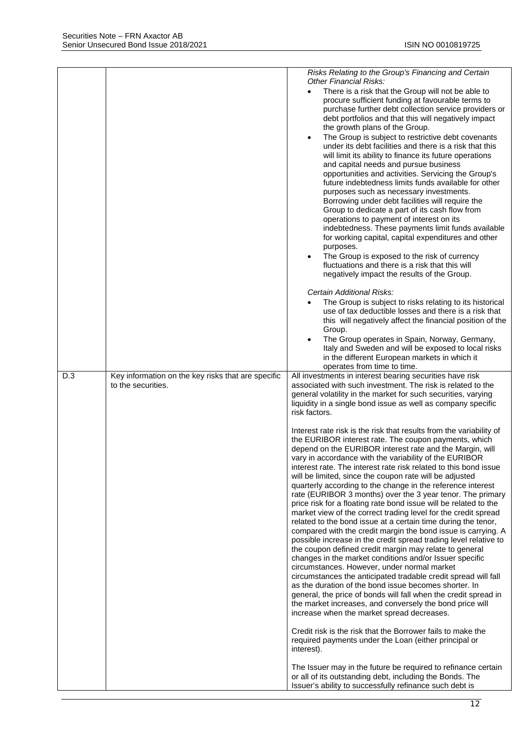| | | |
|---|---|---|
| | | *Risks Relating to the Group's Financing and Certain Other Financial Risks:*<br>• There is a risk that the Group will not be able to procure sufficient funding at favourable terms to purchase further debt collection service providers or debt portfolios and that this will negatively impact the growth plans of the Group.<br>• The Group is subject to restrictive debt covenants under its debt facilities and there is a risk that this will limit its ability to finance its future operations and capital needs and pursue business opportunities and activities. Servicing the Group's future indebtedness limits funds available for other purposes such as necessary investments. Borrowing under debt facilities will require the Group to dedicate a part of its cash flow from operations to payment of interest on its indebtedness. These payments limit funds available for working capital, capital expenditures and other purposes.<br>• The Group is exposed to the risk of currency fluctuations and there is a risk that this will negatively impact the results of the Group.<br><br>*Certain Additional Risks:*<br>• The Group is subject to risks relating to its historical use of tax deductible losses and there is a risk that this will negatively affect the financial position of the Group.<br>• The Group operates in Spain, Norway, Germany, Italy and Sweden and will be exposed to local risks in the different European markets in which it operates from time to time. |
| D.3 | Key information on the key risks that are specific to the securities. | All investments in interest bearing securities have risk associated with such investment. The risk is related to the general volatility in the market for such securities, varying liquidity in a single bond issue as well as company specific risk factors.<br><br>Interest rate risk is the risk that results from the variability of the EURIBOR interest rate. The coupon payments, which depend on the EURIBOR interest rate and the Margin, will vary in accordance with the variability of the EURIBOR interest rate. The interest rate risk related to this bond issue will be limited, since the coupon rate will be adjusted quarterly according to the change in the reference interest rate (EURIBOR 3 months) over the 3 year tenor. The primary price risk for a floating rate bond issue will be related to the market view of the correct trading level for the credit spread related to the bond issue at a certain time during the tenor, compared with the credit margin the bond issue is carrying. A possible increase in the credit spread trading level relative to the coupon defined credit margin may relate to general changes in the market conditions and/or Issuer specific circumstances. However, under normal market circumstances the anticipated tradable credit spread will fall as the duration of the bond issue becomes shorter. In general, the price of bonds will fall when the credit spread in the market increases, and conversely the bond price will increase when the market spread decreases.<br><br>Credit risk is the risk that the Borrower fails to make the required payments under the Loan (either principal or interest).<br><br>The Issuer may in the future be required to refinance certain or all of its outstanding debt, including the Bonds. The Issuer's ability to successfully refinance such debt is |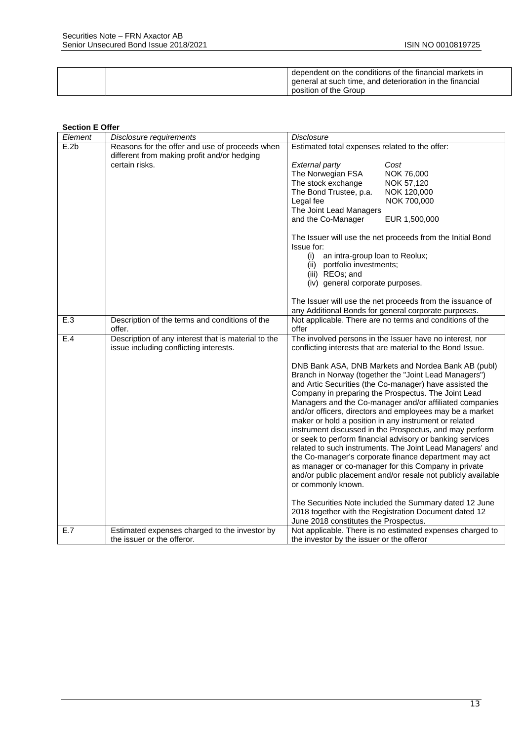| | | dependent on the conditions of the financial markets in general at such time, and deterioration in the financial position of the Group |
|---|---|---|

**Section E Offer**

| *Element* | *Disclosure requirements* | *Disclosure* |
|---|---|---|
| E.2b | Reasons for the offer and use of proceeds when different from making profit and/or hedging certain risks. | Estimated total expenses related to the offer:<br><br>*External party* — *Cost*<br>The Norwegian FSA — NOK 76,000<br>The stock exchange — NOK 57,120<br>The Bond Trustee, p.a. — NOK 120,000<br>Legal fee — NOK 700,000<br>The Joint Lead Managers and the Co-Manager — EUR 1,500,000<br><br>The Issuer will use the net proceeds from the Initial Bond Issue for:<br>(i) an intra-group loan to Reolux;<br>(ii) portfolio investments;<br>(iii) REOs; and<br>(iv) general corporate purposes.<br><br>The Issuer will use the net proceeds from the issuance of any Additional Bonds for general corporate purposes. |
| E.3 | Description of the terms and conditions of the offer. | Not applicable. There are no terms and conditions of the offer |
| E.4 | Description of any interest that is material to the issue including conflicting interests. | The involved persons in the Issuer have no interest, nor conflicting interests that are material to the Bond Issue.<br><br>DNB Bank ASA, DNB Markets and Nordea Bank AB (publ) Branch in Norway (together the "Joint Lead Managers") and Artic Securities (the Co-manager) have assisted the Company in preparing the Prospectus. The Joint Lead Managers and the Co-manager and/or affiliated companies and/or officers, directors and employees may be a market maker or hold a position in any instrument or related instrument discussed in the Prospectus, and may perform or seek to perform financial advisory or banking services related to such instruments. The Joint Lead Managers' and the Co-manager's corporate finance department may act as manager or co-manager for this Company in private and/or public placement and/or resale not publicly available or commonly known.<br><br>The Securities Note included the Summary dated 12 June 2018 together with the Registration Document dated 12 June 2018 constitutes the Prospectus. |
| E.7 | Estimated expenses charged to the investor by the issuer or the offeror. | Not applicable. There is no estimated expenses charged to the investor by the issuer or the offeror |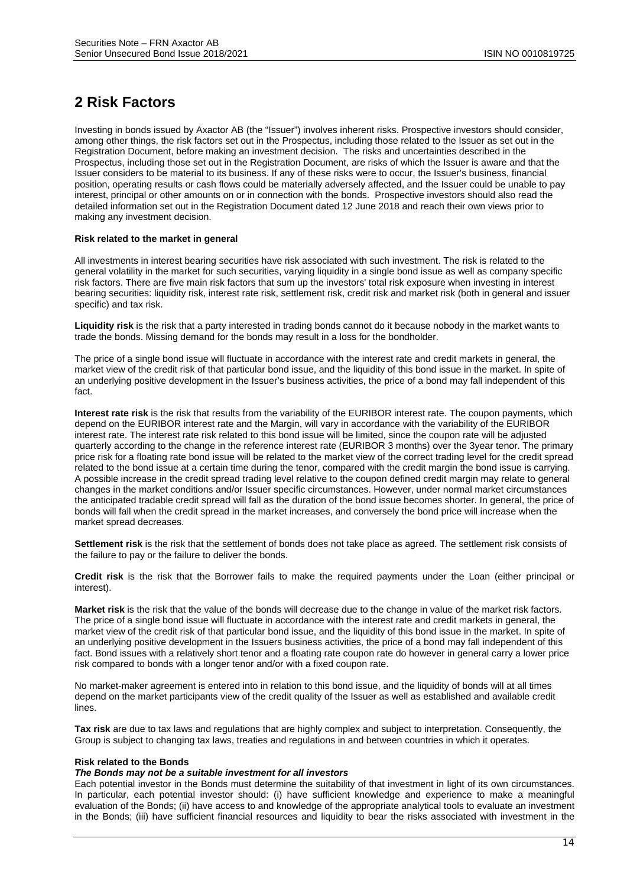# 2 Risk Factors

Investing in bonds issued by Axactor AB (the "Issuer") involves inherent risks. Prospective investors should consider, among other things, the risk factors set out in the Prospectus, including those related to the Issuer as set out in the Registration Document, before making an investment decision. The risks and uncertainties described in the Prospectus, including those set out in the Registration Document, are risks of which the Issuer is aware and that the Issuer considers to be material to its business. If any of these risks were to occur, the Issuer's business, financial position, operating results or cash flows could be materially adversely affected, and the Issuer could be unable to pay interest, principal or other amounts on or in connection with the bonds. Prospective investors should also read the detailed information set out in the Registration Document dated 12 June 2018 and reach their own views prior to making any investment decision.

**Risk related to the market in general**

All investments in interest bearing securities have risk associated with such investment. The risk is related to the general volatility in the market for such securities, varying liquidity in a single bond issue as well as company specific risk factors. There are five main risk factors that sum up the investors' total risk exposure when investing in interest bearing securities: liquidity risk, interest rate risk, settlement risk, credit risk and market risk (both in general and issuer specific) and tax risk.

**Liquidity risk** is the risk that a party interested in trading bonds cannot do it because nobody in the market wants to trade the bonds. Missing demand for the bonds may result in a loss for the bondholder.

The price of a single bond issue will fluctuate in accordance with the interest rate and credit markets in general, the market view of the credit risk of that particular bond issue, and the liquidity of this bond issue in the market. In spite of an underlying positive development in the Issuer's business activities, the price of a bond may fall independent of this fact.

**Interest rate risk** is the risk that results from the variability of the EURIBOR interest rate. The coupon payments, which depend on the EURIBOR interest rate and the Margin, will vary in accordance with the variability of the EURIBOR interest rate. The interest rate risk related to this bond issue will be limited, since the coupon rate will be adjusted quarterly according to the change in the reference interest rate (EURIBOR 3 months) over the 3year tenor. The primary price risk for a floating rate bond issue will be related to the market view of the correct trading level for the credit spread related to the bond issue at a certain time during the tenor, compared with the credit margin the bond issue is carrying. A possible increase in the credit spread trading level relative to the coupon defined credit margin may relate to general changes in the market conditions and/or Issuer specific circumstances. However, under normal market circumstances the anticipated tradable credit spread will fall as the duration of the bond issue becomes shorter. In general, the price of bonds will fall when the credit spread in the market increases, and conversely the bond price will increase when the market spread decreases.

**Settlement risk** is the risk that the settlement of bonds does not take place as agreed. The settlement risk consists of the failure to pay or the failure to deliver the bonds.

**Credit risk** is the risk that the Borrower fails to make the required payments under the Loan (either principal or interest).

**Market risk** is the risk that the value of the bonds will decrease due to the change in value of the market risk factors. The price of a single bond issue will fluctuate in accordance with the interest rate and credit markets in general, the market view of the credit risk of that particular bond issue, and the liquidity of this bond issue in the market. In spite of an underlying positive development in the Issuers business activities, the price of a bond may fall independent of this fact. Bond issues with a relatively short tenor and a floating rate coupon rate do however in general carry a lower price risk compared to bonds with a longer tenor and/or with a fixed coupon rate.

No market-maker agreement is entered into in relation to this bond issue, and the liquidity of bonds will at all times depend on the market participants view of the credit quality of the Issuer as well as established and available credit lines.

**Tax risk** are due to tax laws and regulations that are highly complex and subject to interpretation. Consequently, the Group is subject to changing tax laws, treaties and regulations in and between countries in which it operates.

**Risk related to the Bonds**

***The Bonds may not be a suitable investment for all investors***

Each potential investor in the Bonds must determine the suitability of that investment in light of its own circumstances. In particular, each potential investor should: (i) have sufficient knowledge and experience to make a meaningful evaluation of the Bonds; (ii) have access to and knowledge of the appropriate analytical tools to evaluate an investment in the Bonds; (iii) have sufficient financial resources and liquidity to bear the risks associated with investment in the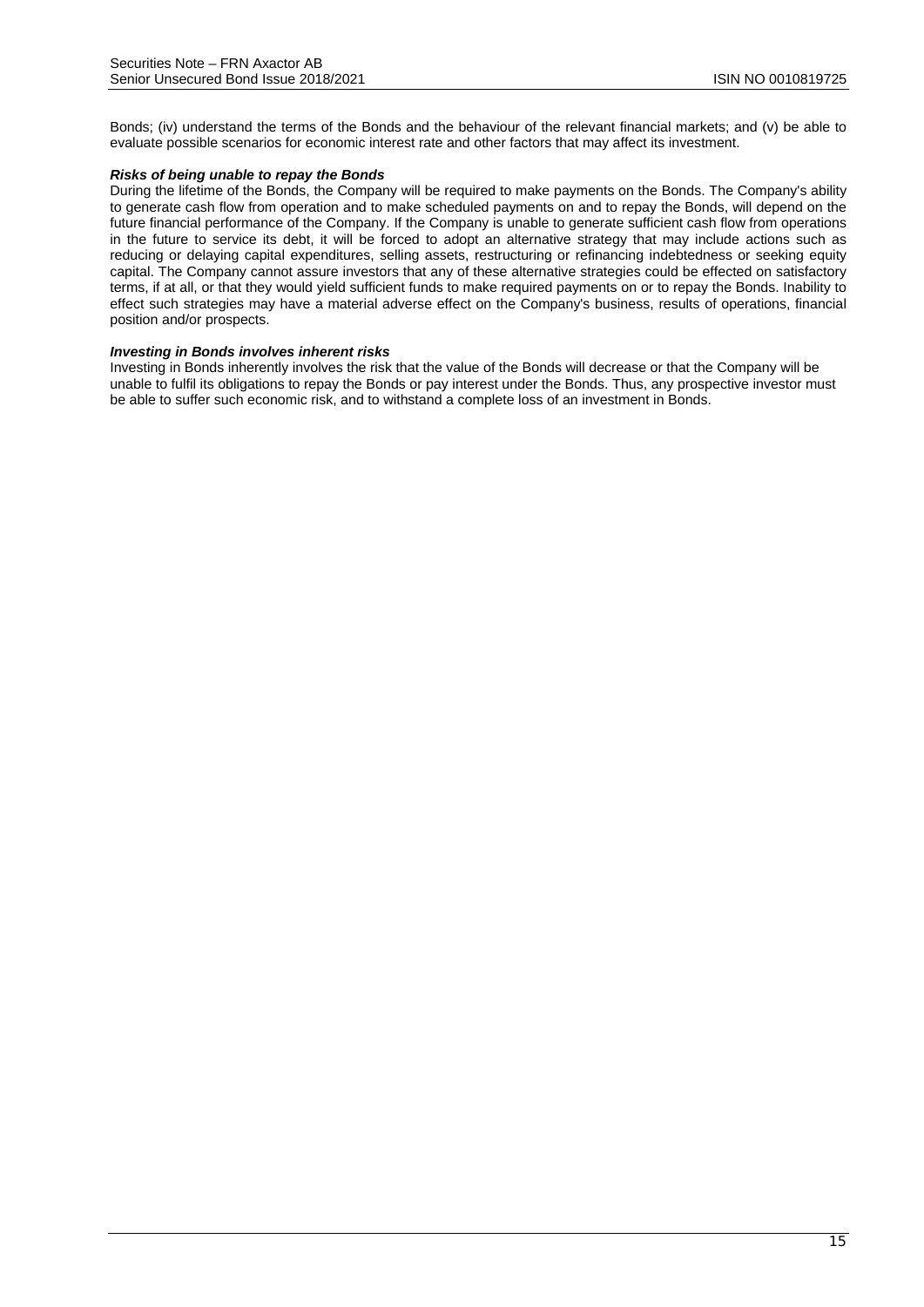Bonds; (iv) understand the terms of the Bonds and the behaviour of the relevant financial markets; and (v) be able to evaluate possible scenarios for economic interest rate and other factors that may affect its investment.

***Risks of being unable to repay the Bonds***

During the lifetime of the Bonds, the Company will be required to make payments on the Bonds. The Company's ability to generate cash flow from operation and to make scheduled payments on and to repay the Bonds, will depend on the future financial performance of the Company. If the Company is unable to generate sufficient cash flow from operations in the future to service its debt, it will be forced to adopt an alternative strategy that may include actions such as reducing or delaying capital expenditures, selling assets, restructuring or refinancing indebtedness or seeking equity capital. The Company cannot assure investors that any of these alternative strategies could be effected on satisfactory terms, if at all, or that they would yield sufficient funds to make required payments on or to repay the Bonds. Inability to effect such strategies may have a material adverse effect on the Company's business, results of operations, financial position and/or prospects.

***Investing in Bonds involves inherent risks***

Investing in Bonds inherently involves the risk that the value of the Bonds will decrease or that the Company will be unable to fulfil its obligations to repay the Bonds or pay interest under the Bonds. Thus, any prospective investor must be able to suffer such economic risk, and to withstand a complete loss of an investment in Bonds.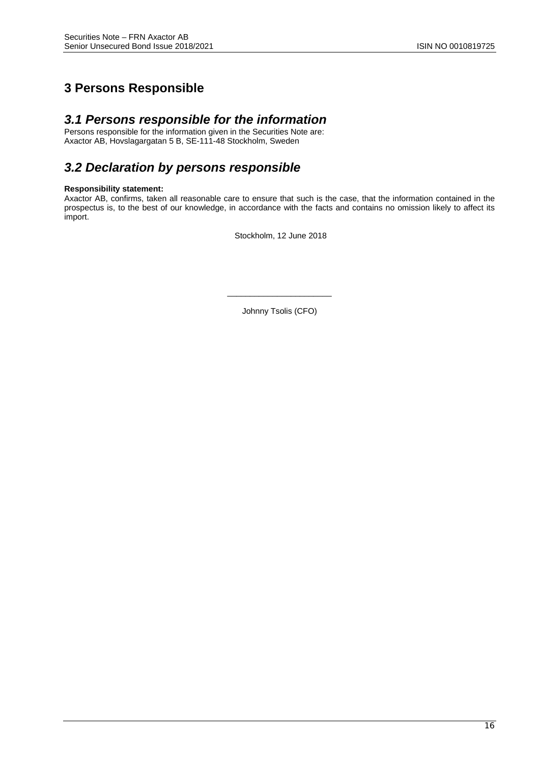# 3 Persons Responsible

## *3.1 Persons responsible for the information*

Persons responsible for the information given in the Securities Note are:
Axactor AB, Hovslagargatan 5 B, SE-111-48 Stockholm, Sweden

## *3.2 Declaration by persons responsible*

**Responsibility statement:**

Axactor AB, confirms, taken all reasonable care to ensure that such is the case, that the information contained in the prospectus is, to the best of our knowledge, in accordance with the facts and contains no omission likely to affect its import.

Stockholm, 12 June 2018

______________________

Johnny Tsolis (CFO)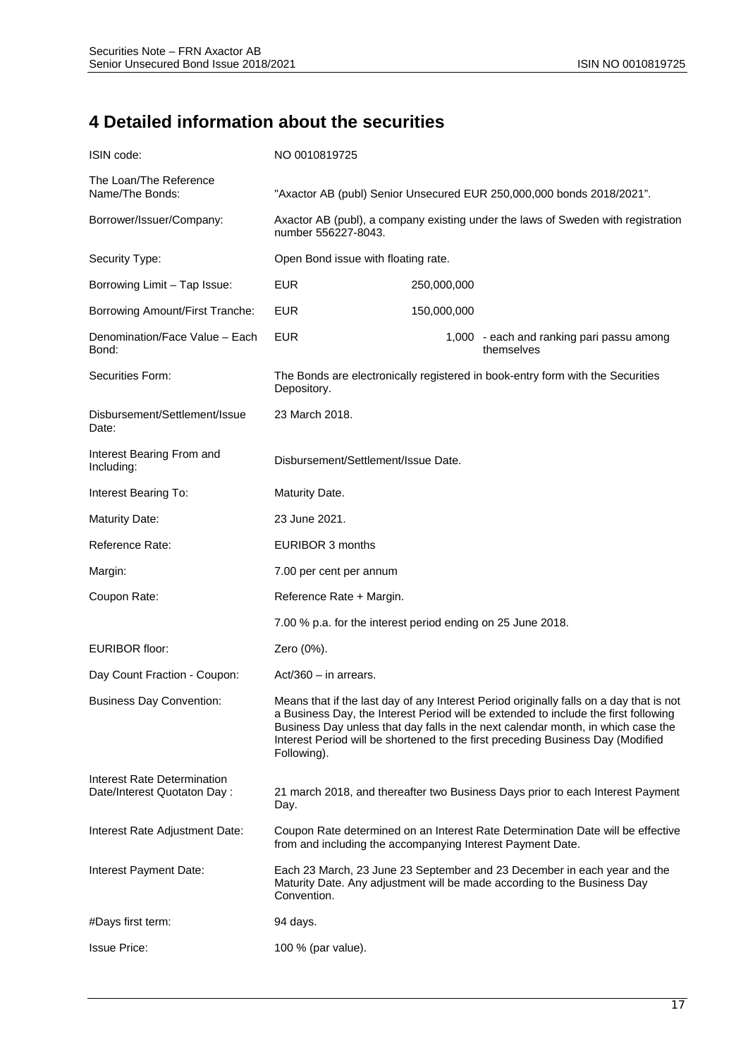# 4 Detailed information about the securities

| | |
|---|---|
| ISIN code: | NO 0010819725 |
| The Loan/The Reference Name/The Bonds: | "Axactor AB (publ) Senior Unsecured EUR 250,000,000 bonds 2018/2021". |
| Borrower/Issuer/Company: | Axactor AB (publ), a company existing under the laws of Sweden with registration number 556227-8043. |
| Security Type: | Open Bond issue with floating rate. |
| Borrowing Limit – Tap Issue: | EUR 250,000,000 |
| Borrowing Amount/First Tranche: | EUR 150,000,000 |
| Denomination/Face Value – Each Bond: | EUR 1,000 - each and ranking pari passu among themselves |
| Securities Form: | The Bonds are electronically registered in book-entry form with the Securities Depository. |
| Disbursement/Settlement/Issue Date: | 23 March 2018. |
| Interest Bearing From and Including: | Disbursement/Settlement/Issue Date. |
| Interest Bearing To: | Maturity Date. |
| Maturity Date: | 23 June 2021. |
| Reference Rate: | EURIBOR 3 months |
| Margin: | 7.00 per cent per annum |
| Coupon Rate: | Reference Rate + Margin. |
| | 7.00 % p.a. for the interest period ending on 25 June 2018. |
| EURIBOR floor: | Zero (0%). |
| Day Count Fraction - Coupon: | Act/360 – in arrears. |
| Business Day Convention: | Means that if the last day of any Interest Period originally falls on a day that is not a Business Day, the Interest Period will be extended to include the first following Business Day unless that day falls in the next calendar month, in which case the Interest Period will be shortened to the first preceding Business Day (Modified Following). |
| Interest Rate Determination Date/Interest Quotaton Day : | 21 march 2018, and thereafter two Business Days prior to each Interest Payment Day. |
| Interest Rate Adjustment Date: | Coupon Rate determined on an Interest Rate Determination Date will be effective from and including the accompanying Interest Payment Date. |
| Interest Payment Date: | Each 23 March, 23 June 23 September and 23 December in each year and the Maturity Date. Any adjustment will be made according to the Business Day Convention. |
| #Days first term: | 94 days. |
| Issue Price: | 100 % (par value). |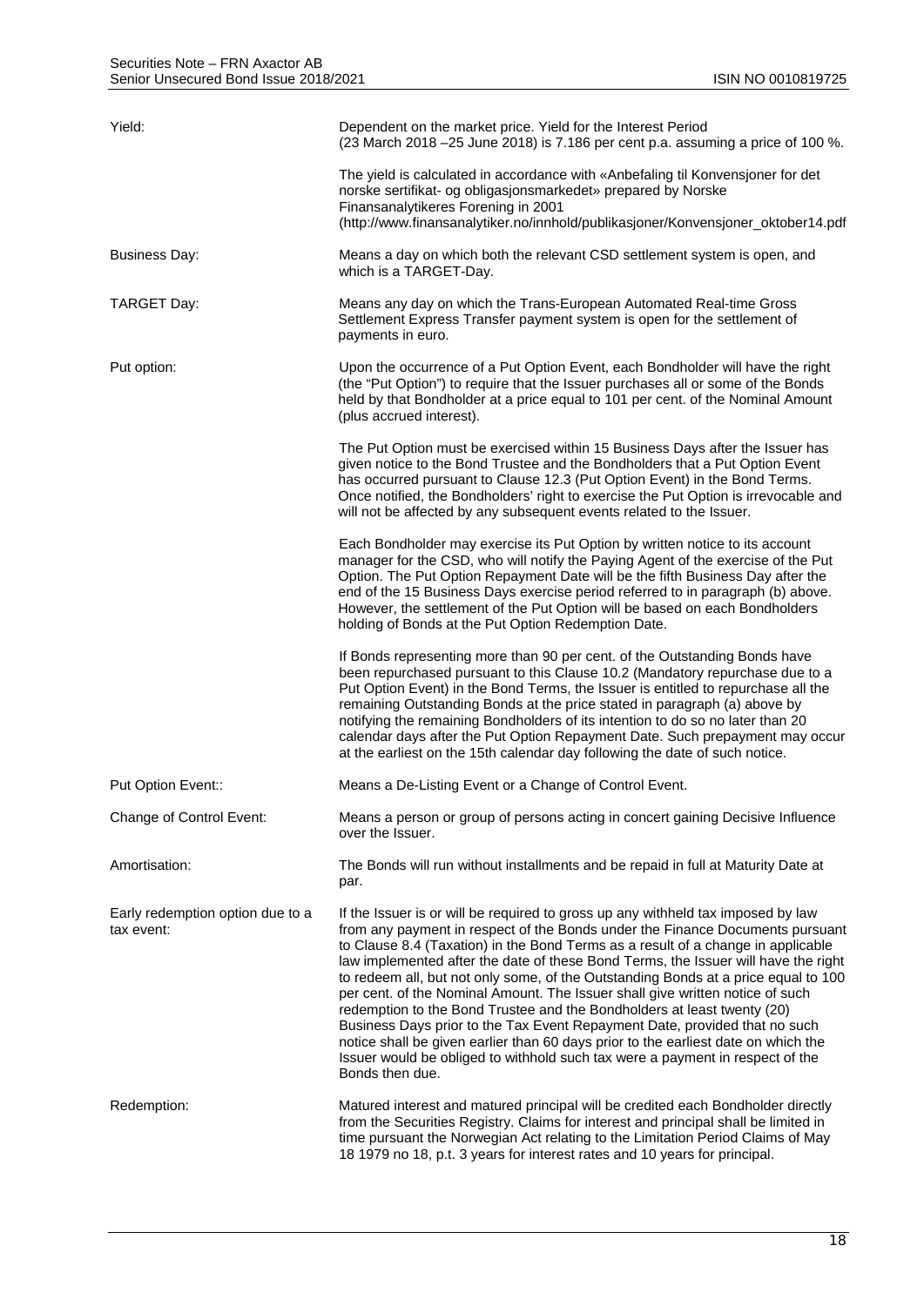| | |
|---|---|
| Yield: | Dependent on the market price. Yield for the Interest Period (23 March 2018 –25 June 2018) is 7.186 per cent p.a. assuming a price of 100 %.<br><br>The yield is calculated in accordance with «Anbefaling til Konvensjoner for det norske sertifikat- og obligasjonsmarkedet» prepared by Norske Finansanalytikeres Forening in 2001 (http://www.finansanalytiker.no/innhold/publikasjoner/Konvensjoner_oktober14.pdf |
| Business Day: | Means a day on which both the relevant CSD settlement system is open, and which is a TARGET-Day. |
| TARGET Day: | Means any day on which the Trans-European Automated Real-time Gross Settlement Express Transfer payment system is open for the settlement of payments in euro. |
| Put option: | Upon the occurrence of a Put Option Event, each Bondholder will have the right (the "Put Option") to require that the Issuer purchases all or some of the Bonds held by that Bondholder at a price equal to 101 per cent. of the Nominal Amount (plus accrued interest).<br><br>The Put Option must be exercised within 15 Business Days after the Issuer has given notice to the Bond Trustee and the Bondholders that a Put Option Event has occurred pursuant to Clause 12.3 (Put Option Event) in the Bond Terms. Once notified, the Bondholders' right to exercise the Put Option is irrevocable and will not be affected by any subsequent events related to the Issuer.<br><br>Each Bondholder may exercise its Put Option by written notice to its account manager for the CSD, who will notify the Paying Agent of the exercise of the Put Option. The Put Option Repayment Date will be the fifth Business Day after the end of the 15 Business Days exercise period referred to in paragraph (b) above. However, the settlement of the Put Option will be based on each Bondholders holding of Bonds at the Put Option Redemption Date.<br><br>If Bonds representing more than 90 per cent. of the Outstanding Bonds have been repurchased pursuant to this Clause 10.2 (Mandatory repurchase due to a Put Option Event) in the Bond Terms, the Issuer is entitled to repurchase all the remaining Outstanding Bonds at the price stated in paragraph (a) above by notifying the remaining Bondholders of its intention to do so no later than 20 calendar days after the Put Option Repayment Date. Such prepayment may occur at the earliest on the 15th calendar day following the date of such notice. |
| Put Option Event:: | Means a De-Listing Event or a Change of Control Event. |
| Change of Control Event: | Means a person or group of persons acting in concert gaining Decisive Influence over the Issuer. |
| Amortisation: | The Bonds will run without installments and be repaid in full at Maturity Date at par. |
| Early redemption option due to a tax event: | If the Issuer is or will be required to gross up any withheld tax imposed by law from any payment in respect of the Bonds under the Finance Documents pursuant to Clause 8.4 (Taxation) in the Bond Terms as a result of a change in applicable law implemented after the date of these Bond Terms, the Issuer will have the right to redeem all, but not only some, of the Outstanding Bonds at a price equal to 100 per cent. of the Nominal Amount. The Issuer shall give written notice of such redemption to the Bond Trustee and the Bondholders at least twenty (20) Business Days prior to the Tax Event Repayment Date, provided that no such notice shall be given earlier than 60 days prior to the earliest date on which the Issuer would be obliged to withhold such tax were a payment in respect of the Bonds then due. |
| Redemption: | Matured interest and matured principal will be credited each Bondholder directly from the Securities Registry. Claims for interest and principal shall be limited in time pursuant the Norwegian Act relating to the Limitation Period Claims of May 18 1979 no 18, p.t. 3 years for interest rates and 10 years for principal. |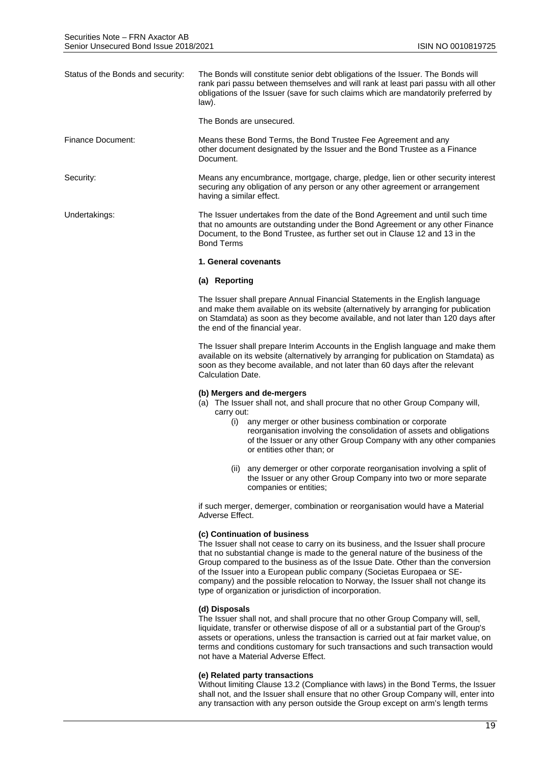**Status of the Bonds and security:**

The Bonds will constitute senior debt obligations of the Issuer. The Bonds will rank pari passu between themselves and will rank at least pari passu with all other obligations of the Issuer (save for such claims which are mandatorily preferred by law).

The Bonds are unsecured.

**Finance Document:**

Means these Bond Terms, the Bond Trustee Fee Agreement and any other document designated by the Issuer and the Bond Trustee as a Finance Document.

**Security:**

Means any encumbrance, mortgage, charge, pledge, lien or other security interest securing any obligation of any person or any other agreement or arrangement having a similar effect.

**Undertakings:**

The Issuer undertakes from the date of the Bond Agreement and until such time that no amounts are outstanding under the Bond Agreement or any other Finance Document, to the Bond Trustee, as further set out in Clause 12 and 13 in the Bond Terms

**1. General covenants**

**(a) Reporting**

The Issuer shall prepare Annual Financial Statements in the English language and make them available on its website (alternatively by arranging for publication on Stamdata) as soon as they become available, and not later than 120 days after the end of the financial year.

The Issuer shall prepare Interim Accounts in the English language and make them available on its website (alternatively by arranging for publication on Stamdata) as soon as they become available, and not later than 60 days after the relevant Calculation Date.

**(b) Mergers and de-mergers**

(a) The Issuer shall not, and shall procure that no other Group Company will, carry out:

  (i) any merger or other business combination or corporate reorganisation involving the consolidation of assets and obligations of the Issuer or any other Group Company with any other companies or entities other than; or

  (ii) any demerger or other corporate reorganisation involving a split of the Issuer or any other Group Company into two or more separate companies or entities;

if such merger, demerger, combination or reorganisation would have a Material Adverse Effect.

**(c) Continuation of business**

The Issuer shall not cease to carry on its business, and the Issuer shall procure that no substantial change is made to the general nature of the business of the Group compared to the business as of the Issue Date. Other than the conversion of the Issuer into a European public company (Societas Europaea or SE-company) and the possible relocation to Norway, the Issuer shall not change its type of organization or jurisdiction of incorporation.

**(d) Disposals**

The Issuer shall not, and shall procure that no other Group Company will, sell, liquidate, transfer or otherwise dispose of all or a substantial part of the Group's assets or operations, unless the transaction is carried out at fair market value, on terms and conditions customary for such transactions and such transaction would not have a Material Adverse Effect.

**(e) Related party transactions**

Without limiting Clause 13.2 (Compliance with laws) in the Bond Terms, the Issuer shall not, and the Issuer shall ensure that no other Group Company will, enter into any transaction with any person outside the Group except on arm's length terms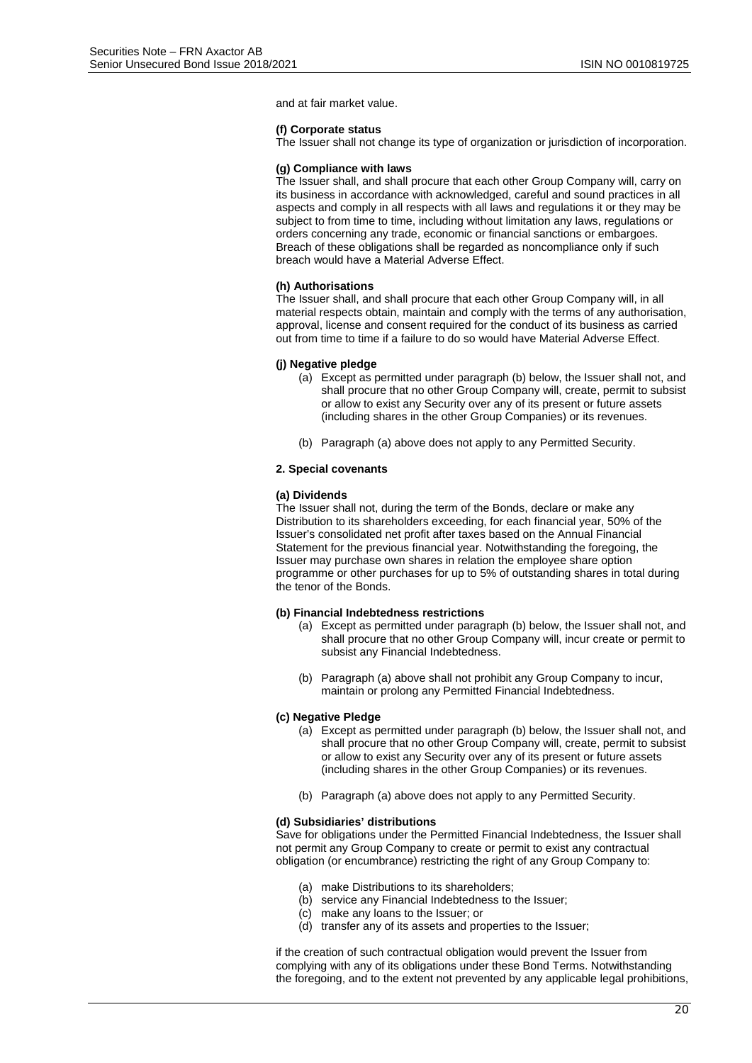and at fair market value.

**(f) Corporate status**
The Issuer shall not change its type of organization or jurisdiction of incorporation.

**(g) Compliance with laws**
The Issuer shall, and shall procure that each other Group Company will, carry on its business in accordance with acknowledged, careful and sound practices in all aspects and comply in all respects with all laws and regulations it or they may be subject to from time to time, including without limitation any laws, regulations or orders concerning any trade, economic or financial sanctions or embargoes. Breach of these obligations shall be regarded as noncompliance only if such breach would have a Material Adverse Effect.

**(h) Authorisations**
The Issuer shall, and shall procure that each other Group Company will, in all material respects obtain, maintain and comply with the terms of any authorisation, approval, license and consent required for the conduct of its business as carried out from time to time if a failure to do so would have Material Adverse Effect.

**(j) Negative pledge**

(a) Except as permitted under paragraph (b) below, the Issuer shall not, and shall procure that no other Group Company will, create, permit to subsist or allow to exist any Security over any of its present or future assets (including shares in the other Group Companies) or its revenues.

(b) Paragraph (a) above does not apply to any Permitted Security.

**2. Special covenants**

**(a) Dividends**
The Issuer shall not, during the term of the Bonds, declare or make any Distribution to its shareholders exceeding, for each financial year, 50% of the Issuer's consolidated net profit after taxes based on the Annual Financial Statement for the previous financial year. Notwithstanding the foregoing, the Issuer may purchase own shares in relation the employee share option programme or other purchases for up to 5% of outstanding shares in total during the tenor of the Bonds.

**(b) Financial Indebtedness restrictions**

(a) Except as permitted under paragraph (b) below, the Issuer shall not, and shall procure that no other Group Company will, incur create or permit to subsist any Financial Indebtedness.

(b) Paragraph (a) above shall not prohibit any Group Company to incur, maintain or prolong any Permitted Financial Indebtedness.

**(c) Negative Pledge**

(a) Except as permitted under paragraph (b) below, the Issuer shall not, and shall procure that no other Group Company will, create, permit to subsist or allow to exist any Security over any of its present or future assets (including shares in the other Group Companies) or its revenues.

(b) Paragraph (a) above does not apply to any Permitted Security.

**(d) Subsidiaries' distributions**
Save for obligations under the Permitted Financial Indebtedness, the Issuer shall not permit any Group Company to create or permit to exist any contractual obligation (or encumbrance) restricting the right of any Group Company to:

(a) make Distributions to its shareholders;
(b) service any Financial Indebtedness to the Issuer;
(c) make any loans to the Issuer; or
(d) transfer any of its assets and properties to the Issuer;

if the creation of such contractual obligation would prevent the Issuer from complying with any of its obligations under these Bond Terms. Notwithstanding the foregoing, and to the extent not prevented by any applicable legal prohibitions,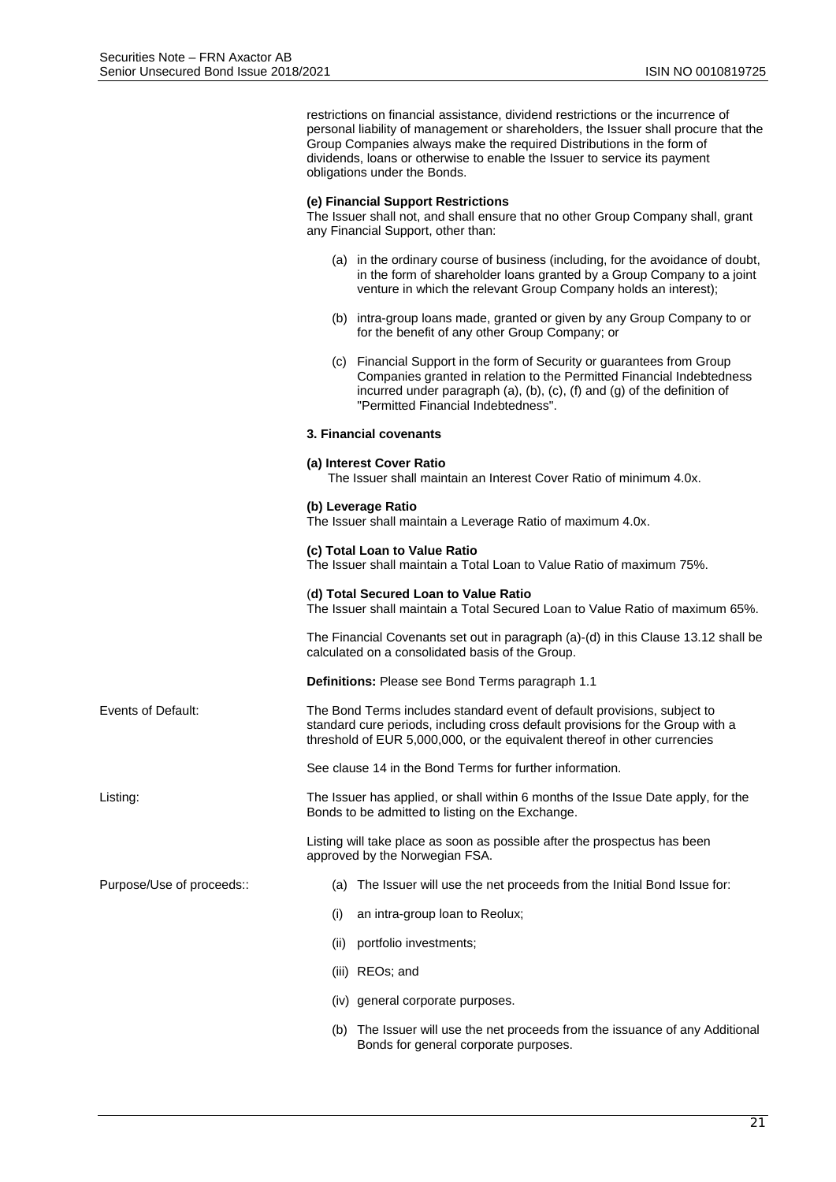restrictions on financial assistance, dividend restrictions or the incurrence of personal liability of management or shareholders, the Issuer shall procure that the Group Companies always make the required Distributions in the form of dividends, loans or otherwise to enable the Issuer to service its payment obligations under the Bonds.

**(e) Financial Support Restrictions**
The Issuer shall not, and shall ensure that no other Group Company shall, grant any Financial Support, other than:

(a) in the ordinary course of business (including, for the avoidance of doubt, in the form of shareholder loans granted by a Group Company to a joint venture in which the relevant Group Company holds an interest);

(b) intra-group loans made, granted or given by any Group Company to or for the benefit of any other Group Company; or

(c) Financial Support in the form of Security or guarantees from Group Companies granted in relation to the Permitted Financial Indebtedness incurred under paragraph (a), (b), (c), (f) and (g) of the definition of "Permitted Financial Indebtedness".

**3. Financial covenants**

**(a) Interest Cover Ratio**
The Issuer shall maintain an Interest Cover Ratio of minimum 4.0x.

**(b) Leverage Ratio**
The Issuer shall maintain a Leverage Ratio of maximum 4.0x.

**(c) Total Loan to Value Ratio**
The Issuer shall maintain a Total Loan to Value Ratio of maximum 75%.

(**d) Total Secured Loan to Value Ratio**
The Issuer shall maintain a Total Secured Loan to Value Ratio of maximum 65%.

The Financial Covenants set out in paragraph (a)-(d) in this Clause 13.12 shall be calculated on a consolidated basis of the Group.

**Definitions:** Please see Bond Terms paragraph 1.1

Events of Default:

The Bond Terms includes standard event of default provisions, subject to standard cure periods, including cross default provisions for the Group with a threshold of EUR 5,000,000, or the equivalent thereof in other currencies

See clause 14 in the Bond Terms for further information.

Listing:

The Issuer has applied, or shall within 6 months of the Issue Date apply, for the Bonds to be admitted to listing on the Exchange.

Listing will take place as soon as possible after the prospectus has been approved by the Norwegian FSA.

Purpose/Use of proceeds::

(a) The Issuer will use the net proceeds from the Initial Bond Issue for:

(i) an intra-group loan to Reolux;

(ii) portfolio investments;

(iii) REOs; and

(iv) general corporate purposes.

(b) The Issuer will use the net proceeds from the issuance of any Additional Bonds for general corporate purposes.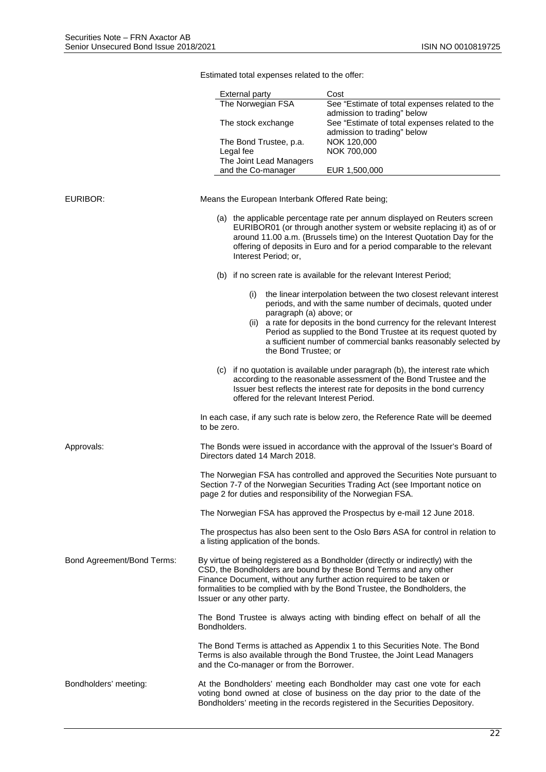Estimated total expenses related to the offer:

| External party | Cost |
|---|---|
| The Norwegian FSA | See "Estimate of total expenses related to the admission to trading" below |
| The stock exchange | See "Estimate of total expenses related to the admission to trading" below |
| The Bond Trustee, p.a. | NOK 120,000 |
| Legal fee | NOK 700,000 |
| The Joint Lead Managers and the Co-manager | EUR 1,500,000 |

**EURIBOR:**

Means the European Interbank Offered Rate being;

(a) the applicable percentage rate per annum displayed on Reuters screen EURIBOR01 (or through another system or website replacing it) as of or around 11.00 a.m. (Brussels time) on the Interest Quotation Day for the offering of deposits in Euro and for a period comparable to the relevant Interest Period; or,

(b) if no screen rate is available for the relevant Interest Period;

(i) the linear interpolation between the two closest relevant interest periods, and with the same number of decimals, quoted under paragraph (a) above; or

(ii) a rate for deposits in the bond currency for the relevant Interest Period as supplied to the Bond Trustee at its request quoted by a sufficient number of commercial banks reasonably selected by the Bond Trustee; or

(c) if no quotation is available under paragraph (b), the interest rate which according to the reasonable assessment of the Bond Trustee and the Issuer best reflects the interest rate for deposits in the bond currency offered for the relevant Interest Period.

In each case, if any such rate is below zero, the Reference Rate will be deemed to be zero.

**Approvals:**

The Bonds were issued in accordance with the approval of the Issuer's Board of Directors dated 14 March 2018.

The Norwegian FSA has controlled and approved the Securities Note pursuant to Section 7-7 of the Norwegian Securities Trading Act (see Important notice on page 2 for duties and responsibility of the Norwegian FSA.

The Norwegian FSA has approved the Prospectus by e-mail 12 June 2018.

The prospectus has also been sent to the Oslo Børs ASA for control in relation to a listing application of the bonds.

**Bond Agreement/Bond Terms:**

By virtue of being registered as a Bondholder (directly or indirectly) with the CSD, the Bondholders are bound by these Bond Terms and any other Finance Document, without any further action required to be taken or formalities to be complied with by the Bond Trustee, the Bondholders, the Issuer or any other party.

The Bond Trustee is always acting with binding effect on behalf of all the Bondholders.

The Bond Terms is attached as Appendix 1 to this Securities Note. The Bond Terms is also available through the Bond Trustee, the Joint Lead Managers and the Co-manager or from the Borrower.

**Bondholders' meeting:**

At the Bondholders' meeting each Bondholder may cast one vote for each voting bond owned at close of business on the day prior to the date of the Bondholders' meeting in the records registered in the Securities Depository.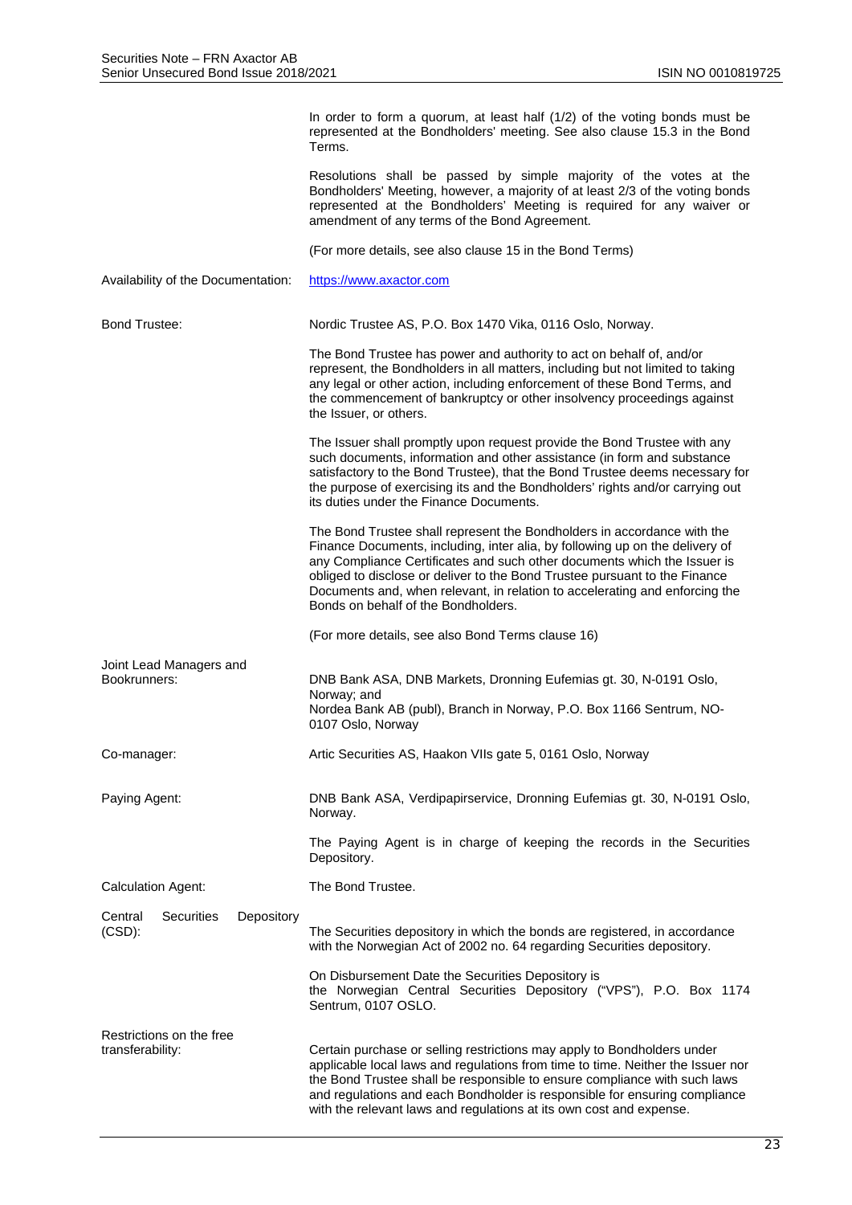| | |
|---|---|
| | In order to form a quorum, at least half (1/2) of the voting bonds must be represented at the Bondholders' meeting. See also clause 15.3 in the Bond Terms.<br><br>Resolutions shall be passed by simple majority of the votes at the Bondholders' Meeting, however, a majority of at least 2/3 of the voting bonds represented at the Bondholders' Meeting is required for any waiver or amendment of any terms of the Bond Agreement.<br><br>(For more details, see also clause 15 in the Bond Terms) |
| Availability of the Documentation: | https://www.axactor.com |
| Bond Trustee: | Nordic Trustee AS, P.O. Box 1470 Vika, 0116 Oslo, Norway.<br><br>The Bond Trustee has power and authority to act on behalf of, and/or represent, the Bondholders in all matters, including but not limited to taking any legal or other action, including enforcement of these Bond Terms, and the commencement of bankruptcy or other insolvency proceedings against the Issuer, or others.<br><br>The Issuer shall promptly upon request provide the Bond Trustee with any such documents, information and other assistance (in form and substance satisfactory to the Bond Trustee), that the Bond Trustee deems necessary for the purpose of exercising its and the Bondholders' rights and/or carrying out its duties under the Finance Documents.<br><br>The Bond Trustee shall represent the Bondholders in accordance with the Finance Documents, including, inter alia, by following up on the delivery of any Compliance Certificates and such other documents which the Issuer is obliged to disclose or deliver to the Bond Trustee pursuant to the Finance Documents and, when relevant, in relation to accelerating and enforcing the Bonds on behalf of the Bondholders.<br><br>(For more details, see also Bond Terms clause 16) |
| Joint Lead Managers and Bookrunners: | DNB Bank ASA, DNB Markets, Dronning Eufemias gt. 30, N-0191 Oslo, Norway; and<br>Nordea Bank AB (publ), Branch in Norway, P.O. Box 1166 Sentrum, NO-0107 Oslo, Norway |
| Co-manager: | Artic Securities AS, Haakon VIIs gate 5, 0161 Oslo, Norway |
| Paying Agent: | DNB Bank ASA, Verdipapirservice, Dronning Eufemias gt. 30, N-0191 Oslo, Norway.<br><br>The Paying Agent is in charge of keeping the records in the Securities Depository. |
| Calculation Agent: | The Bond Trustee. |
| Central Securities Depository (CSD): | The Securities depository in which the bonds are registered, in accordance with the Norwegian Act of 2002 no. 64 regarding Securities depository.<br><br>On Disbursement Date the Securities Depository is the Norwegian Central Securities Depository ("VPS"), P.O. Box 1174 Sentrum, 0107 OSLO. |
| Restrictions on the free transferability: | Certain purchase or selling restrictions may apply to Bondholders under applicable local laws and regulations from time to time. Neither the Issuer nor the Bond Trustee shall be responsible to ensure compliance with such laws and regulations and each Bondholder is responsible for ensuring compliance with the relevant laws and regulations at its own cost and expense. |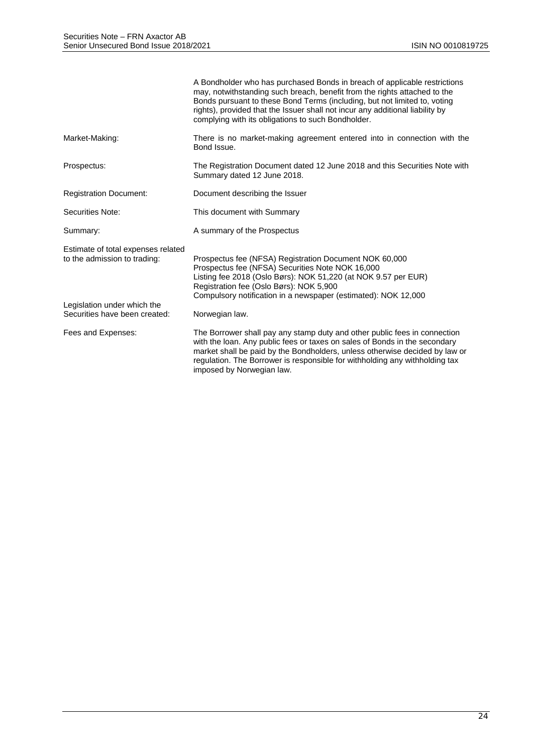|  |  |
|---|---|
|  | A Bondholder who has purchased Bonds in breach of applicable restrictions may, notwithstanding such breach, benefit from the rights attached to the Bonds pursuant to these Bond Terms (including, but not limited to, voting rights), provided that the Issuer shall not incur any additional liability by complying with its obligations to such Bondholder. |
| Market-Making: | There is no market-making agreement entered into in connection with the Bond Issue. |
| Prospectus: | The Registration Document dated 12 June 2018 and this Securities Note with Summary dated 12 June 2018. |
| Registration Document: | Document describing the Issuer |
| Securities Note: | This document with Summary |
| Summary: | A summary of the Prospectus |
| Estimate of total expenses related to the admission to trading: | Prospectus fee (NFSA) Registration Document NOK 60,000<br>Prospectus fee (NFSA) Securities Note NOK 16,000<br>Listing fee 2018 (Oslo Børs): NOK 51,220 (at NOK 9.57 per EUR)<br>Registration fee (Oslo Børs): NOK 5,900<br>Compulsory notification in a newspaper (estimated): NOK 12,000 |
| Legislation under which the Securities have been created: | Norwegian law. |
| Fees and Expenses: | The Borrower shall pay any stamp duty and other public fees in connection with the loan. Any public fees or taxes on sales of Bonds in the secondary market shall be paid by the Bondholders, unless otherwise decided by law or regulation. The Borrower is responsible for withholding any withholding tax imposed by Norwegian law. |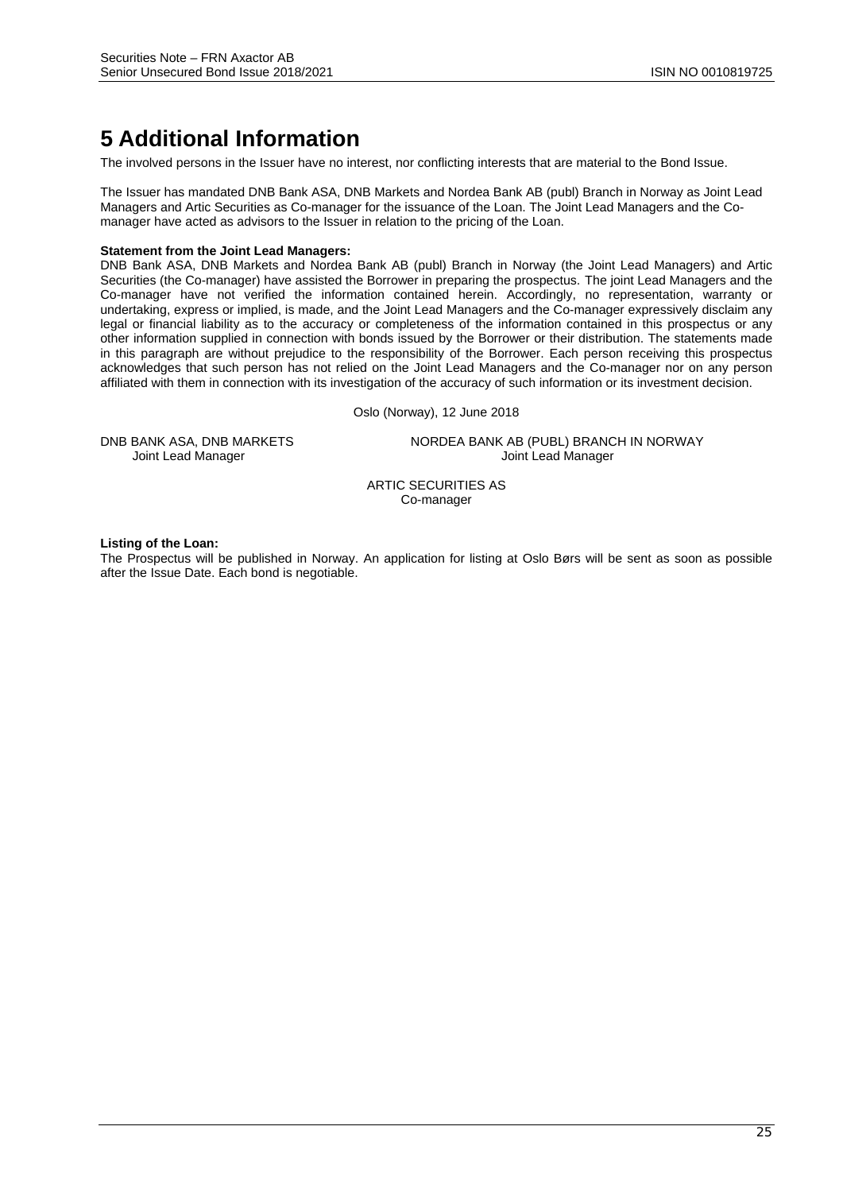# 5 Additional Information

The involved persons in the Issuer have no interest, nor conflicting interests that are material to the Bond Issue.

The Issuer has mandated DNB Bank ASA, DNB Markets and Nordea Bank AB (publ) Branch in Norway as Joint Lead Managers and Artic Securities as Co-manager for the issuance of the Loan. The Joint Lead Managers and the Co-manager have acted as advisors to the Issuer in relation to the pricing of the Loan.

**Statement from the Joint Lead Managers:**

DNB Bank ASA, DNB Markets and Nordea Bank AB (publ) Branch in Norway (the Joint Lead Managers) and Artic Securities (the Co-manager) have assisted the Borrower in preparing the prospectus. The joint Lead Managers and the Co-manager have not verified the information contained herein. Accordingly, no representation, warranty or undertaking, express or implied, is made, and the Joint Lead Managers and the Co-manager expressively disclaim any legal or financial liability as to the accuracy or completeness of the information contained in this prospectus or any other information supplied in connection with bonds issued by the Borrower or their distribution. The statements made in this paragraph are without prejudice to the responsibility of the Borrower. Each person receiving this prospectus acknowledges that such person has not relied on the Joint Lead Managers and the Co-manager nor on any person affiliated with them in connection with its investigation of the accuracy of such information or its investment decision.

Oslo (Norway), 12 June 2018

DNB BANK ASA, DNB MARKETS
Joint Lead Manager

NORDEA BANK AB (PUBL) BRANCH IN NORWAY
Joint Lead Manager

ARTIC SECURITIES AS
Co-manager

**Listing of the Loan:**

The Prospectus will be published in Norway. An application for listing at Oslo Børs will be sent as soon as possible after the Issue Date. Each bond is negotiable.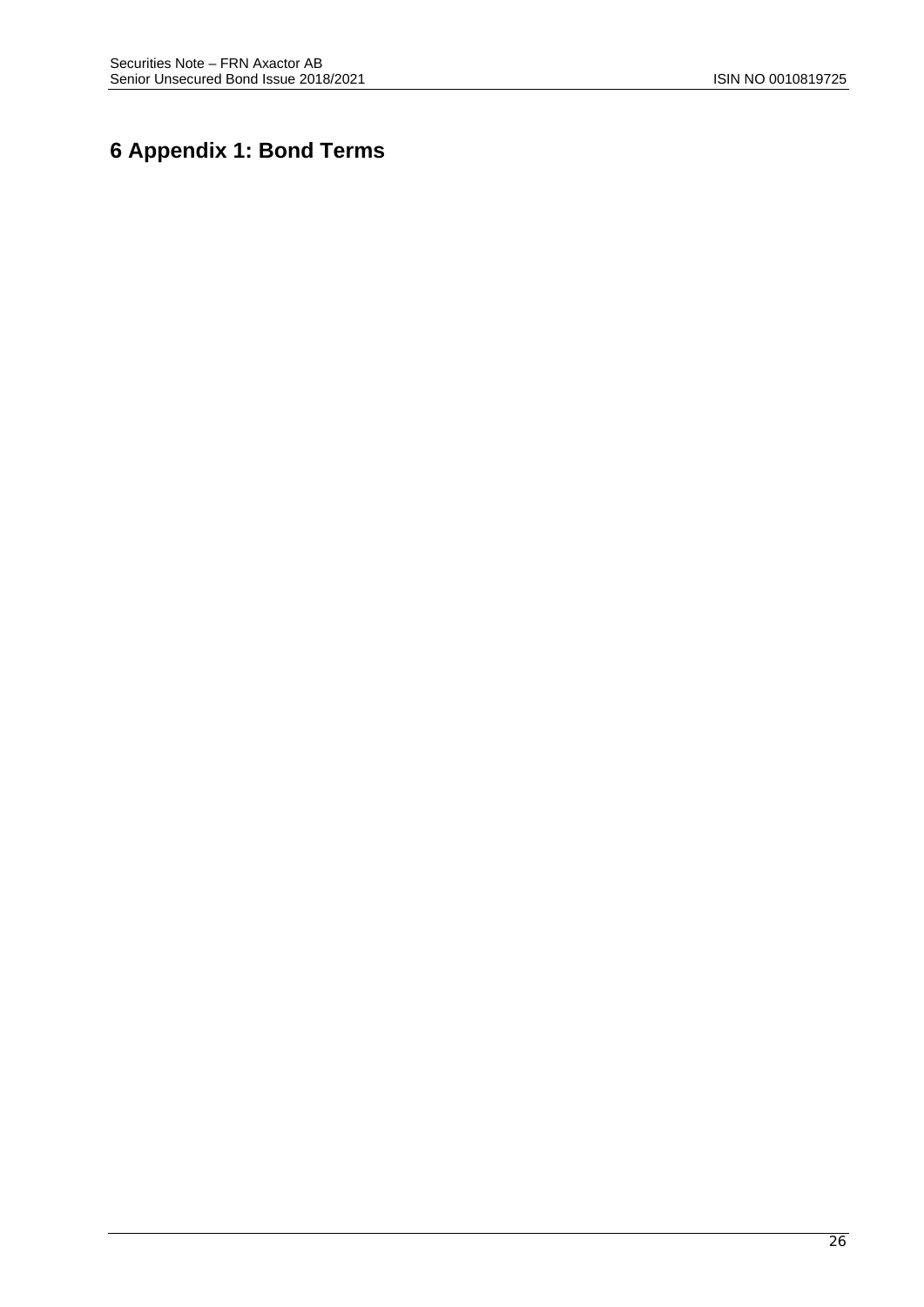# 6 Appendix 1: Bond Terms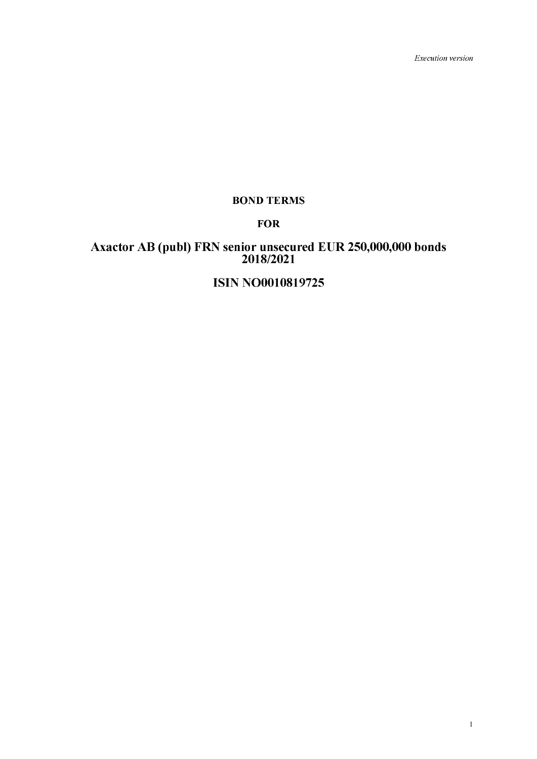*Execution version*

**BOND TERMS**

**FOR**

# Axactor AB (publ) FRN senior unsecured EUR 250,000,000 bonds 2018/2021

# ISIN NO0010819725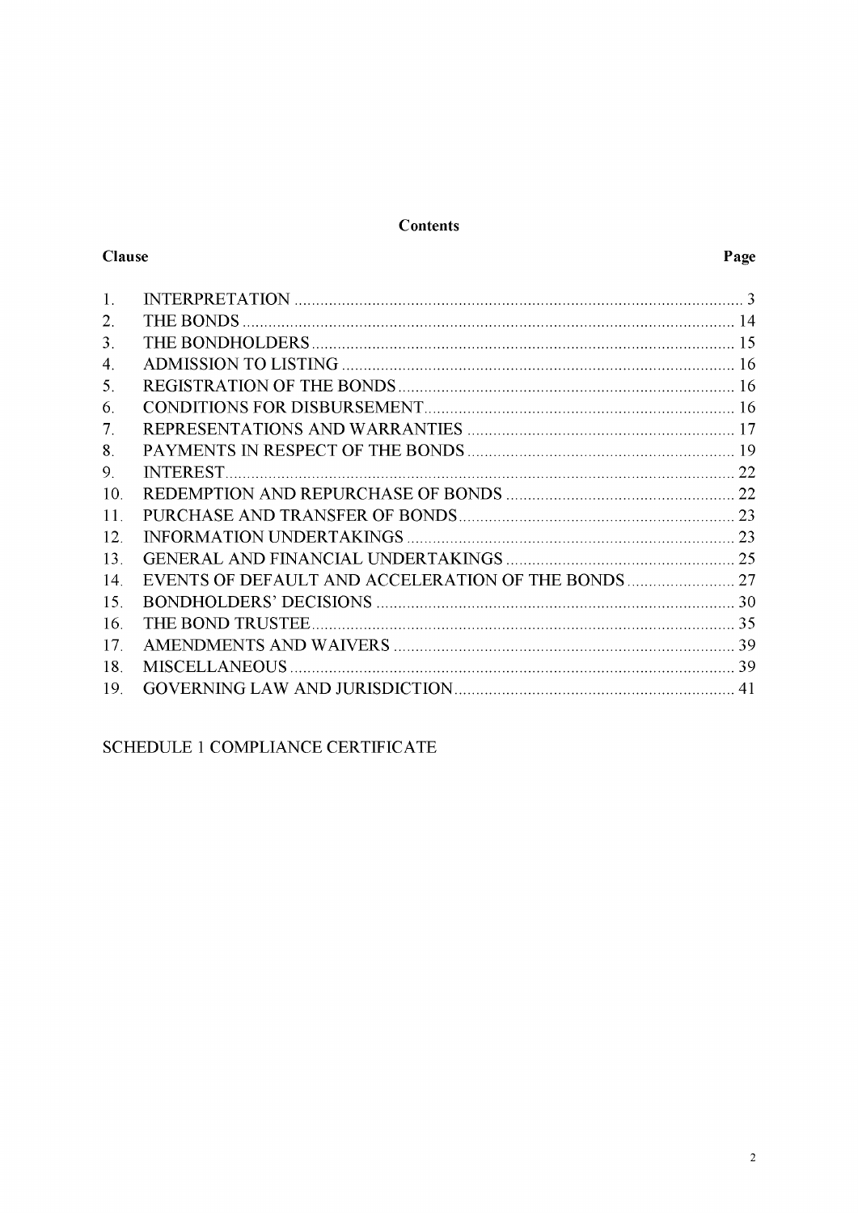**Contents**

| Clause | | Page |
|---|---|---|
| 1. | INTERPRETATION | 3 |
| 2. | THE BONDS | 14 |
| 3. | THE BONDHOLDERS | 15 |
| 4. | ADMISSION TO LISTING | 16 |
| 5. | REGISTRATION OF THE BONDS | 16 |
| 6. | CONDITIONS FOR DISBURSEMENT | 16 |
| 7. | REPRESENTATIONS AND WARRANTIES | 17 |
| 8. | PAYMENTS IN RESPECT OF THE BONDS | 19 |
| 9. | INTEREST | 22 |
| 10. | REDEMPTION AND REPURCHASE OF BONDS | 22 |
| 11. | PURCHASE AND TRANSFER OF BONDS | 23 |
| 12. | INFORMATION UNDERTAKINGS | 23 |
| 13. | GENERAL AND FINANCIAL UNDERTAKINGS | 25 |
| 14. | EVENTS OF DEFAULT AND ACCELERATION OF THE BONDS | 27 |
| 15. | BONDHOLDERS' DECISIONS | 30 |
| 16. | THE BOND TRUSTEE | 35 |
| 17. | AMENDMENTS AND WAIVERS | 39 |
| 18. | MISCELLANEOUS | 39 |
| 19. | GOVERNING LAW AND JURISDICTION | 41 |

SCHEDULE 1 COMPLIANCE CERTIFICATE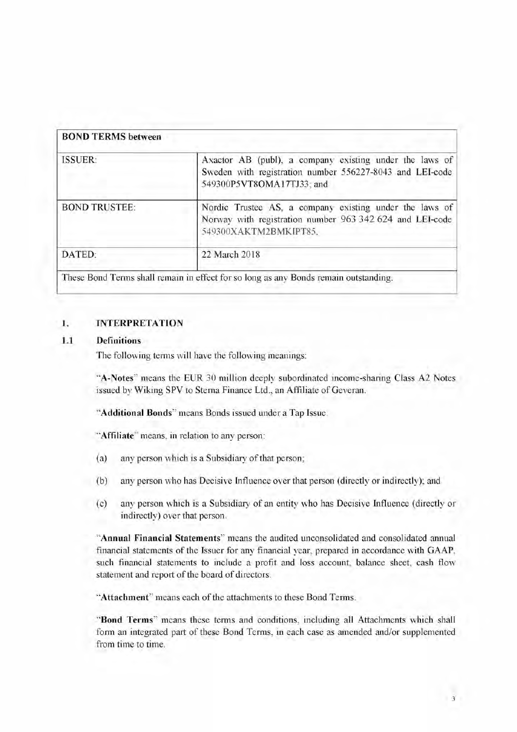| BOND TERMS between | |
|---|---|
| ISSUER: | Axactor AB (publ), a company existing under the laws of Sweden with registration number 556227-8043 and LEI-code 549300P5VT8OMA17TJ33; and |
| BOND TRUSTEE: | Nordic Trustee AS, a company existing under the laws of Norway with registration number 963 342 624 and LEI-code 549300XAKTM2BMKIPT85. |
| DATED: | 22 March 2018 |
| These Bond Terms shall remain in effect for so long as any Bonds remain outstanding. | |

## 1. INTERPRETATION

### 1.1 Definitions

The following terms will have the following meanings:

"**A-Notes**" means the EUR 30 million deeply subordinated income-sharing Class A2 Notes issued by Wiking SPV to Sterna Finance Ltd., an Affiliate of Geveran.

"**Additional Bonds**" means Bonds issued under a Tap Issue.

"**Affiliate**" means, in relation to any person:

(a) any person which is a Subsidiary of that person;

(b) any person who has Decisive Influence over that person (directly or indirectly); and

(c) any person which is a Subsidiary of an entity who has Decisive Influence (directly or indirectly) over that person.

"**Annual Financial Statements**" means the audited unconsolidated and consolidated annual financial statements of the Issuer for any financial year, prepared in accordance with GAAP, such financial statements to include a profit and loss account, balance sheet, cash flow statement and report of the board of directors.

"**Attachment**" means each of the attachments to these Bond Terms.

"**Bond Terms**" means these terms and conditions, including all Attachments which shall form an integrated part of these Bond Terms, in each case as amended and/or supplemented from time to time.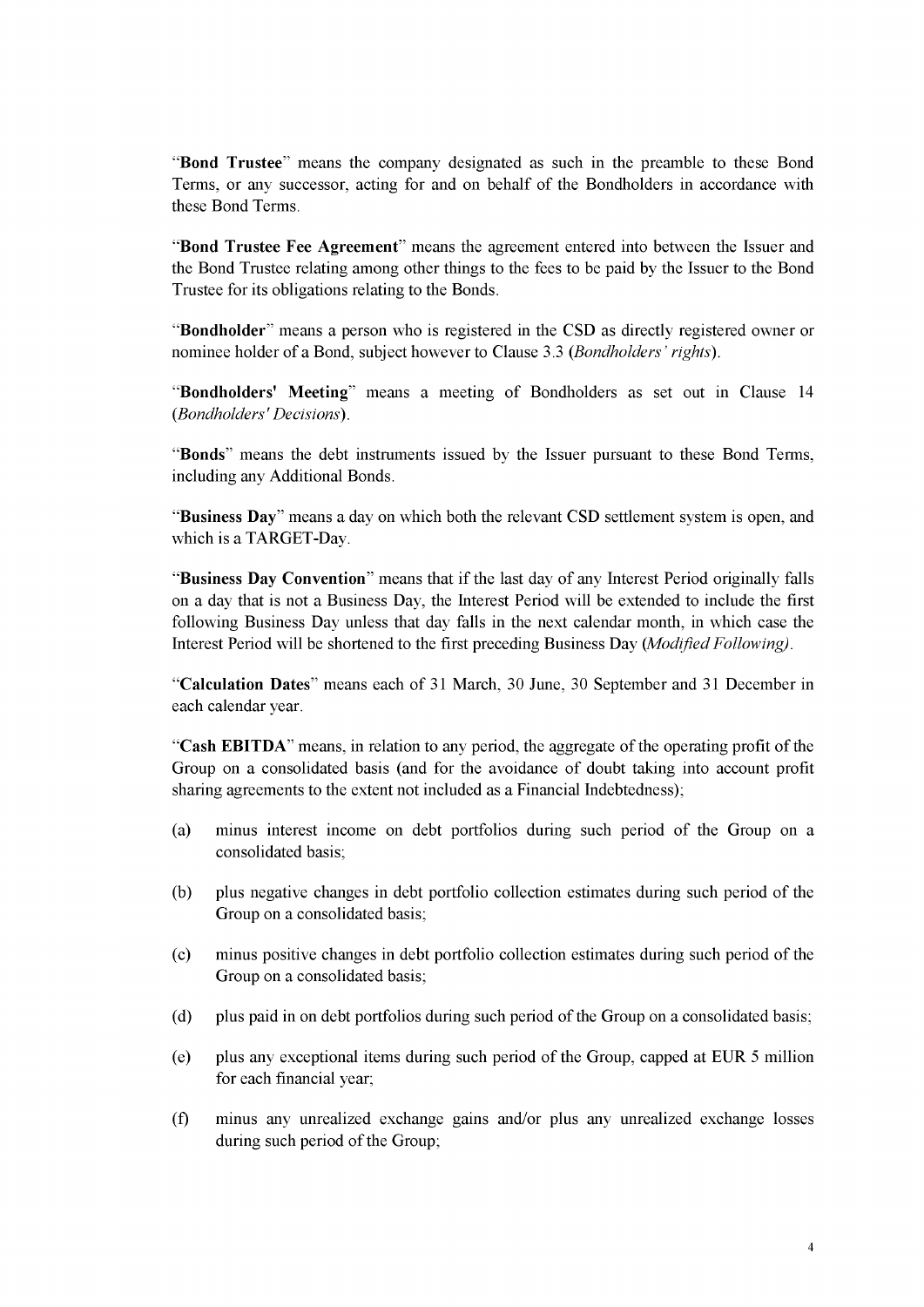"**Bond Trustee**" means the company designated as such in the preamble to these Bond Terms, or any successor, acting for and on behalf of the Bondholders in accordance with these Bond Terms.

"**Bond Trustee Fee Agreement**" means the agreement entered into between the Issuer and the Bond Trustee relating among other things to the fees to be paid by the Issuer to the Bond Trustee for its obligations relating to the Bonds.

"**Bondholder**" means a person who is registered in the CSD as directly registered owner or nominee holder of a Bond, subject however to Clause 3.3 (*Bondholders' rights*).

"**Bondholders' Meeting**" means a meeting of Bondholders as set out in Clause 14 (*Bondholders' Decisions*).

"**Bonds**" means the debt instruments issued by the Issuer pursuant to these Bond Terms, including any Additional Bonds.

"**Business Day**" means a day on which both the relevant CSD settlement system is open, and which is a TARGET-Day.

"**Business Day Convention**" means that if the last day of any Interest Period originally falls on a day that is not a Business Day, the Interest Period will be extended to include the first following Business Day unless that day falls in the next calendar month, in which case the Interest Period will be shortened to the first preceding Business Day (*Modified Following*).

"**Calculation Dates**" means each of 31 March, 30 June, 30 September and 31 December in each calendar year.

"**Cash EBITDA**" means, in relation to any period, the aggregate of the operating profit of the Group on a consolidated basis (and for the avoidance of doubt taking into account profit sharing agreements to the extent not included as a Financial Indebtedness);

(a) minus interest income on debt portfolios during such period of the Group on a consolidated basis;

(b) plus negative changes in debt portfolio collection estimates during such period of the Group on a consolidated basis;

(c) minus positive changes in debt portfolio collection estimates during such period of the Group on a consolidated basis;

(d) plus paid in on debt portfolios during such period of the Group on a consolidated basis;

(e) plus any exceptional items during such period of the Group, capped at EUR 5 million for each financial year;

(f) minus any unrealized exchange gains and/or plus any unrealized exchange losses during such period of the Group;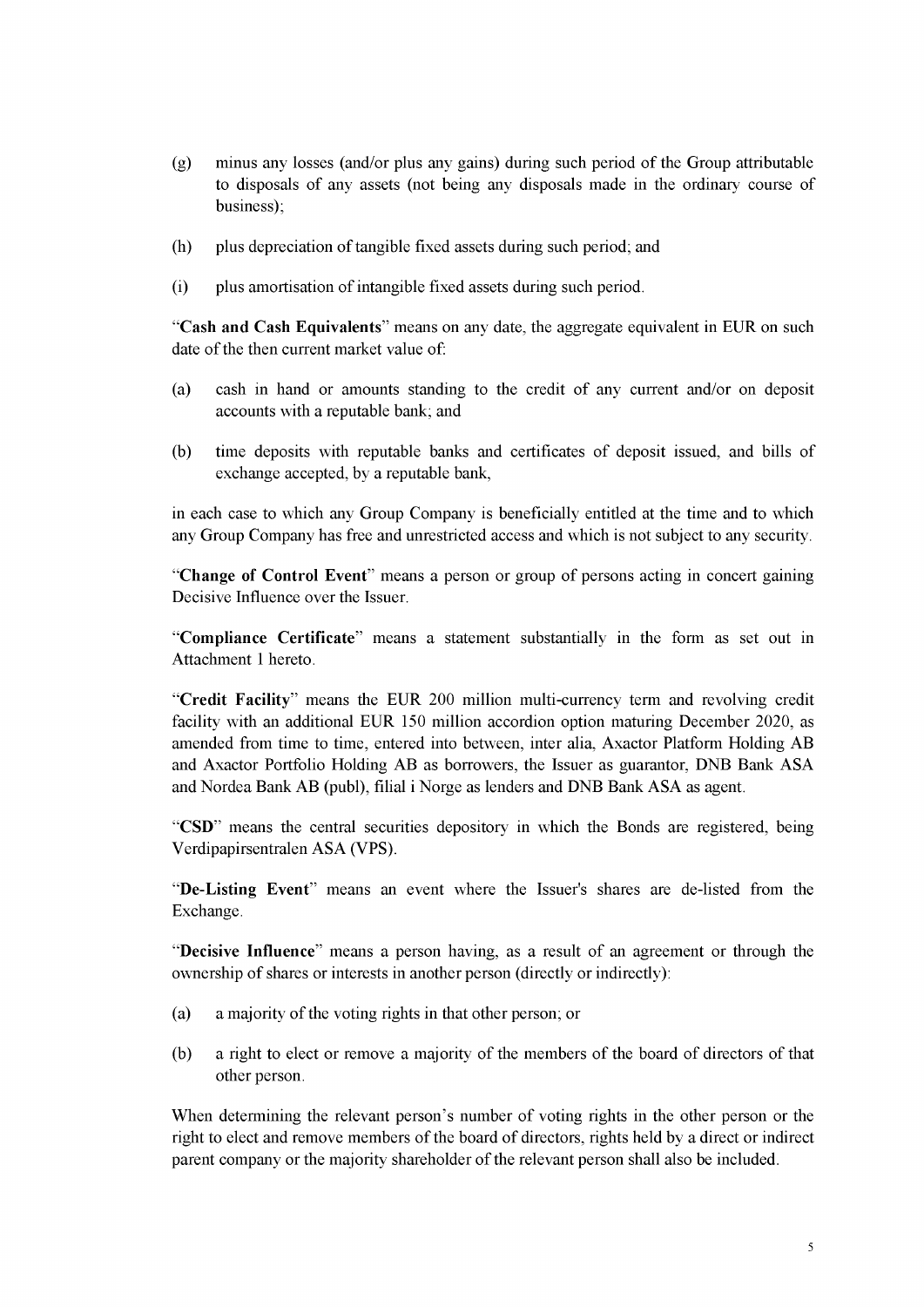(g) minus any losses (and/or plus any gains) during such period of the Group attributable to disposals of any assets (not being any disposals made in the ordinary course of business);

(h) plus depreciation of tangible fixed assets during such period; and

(i) plus amortisation of intangible fixed assets during such period.

"**Cash and Cash Equivalents**" means on any date, the aggregate equivalent in EUR on such date of the then current market value of:

(a) cash in hand or amounts standing to the credit of any current and/or on deposit accounts with a reputable bank; and

(b) time deposits with reputable banks and certificates of deposit issued, and bills of exchange accepted, by a reputable bank,

in each case to which any Group Company is beneficially entitled at the time and to which any Group Company has free and unrestricted access and which is not subject to any security.

"**Change of Control Event**" means a person or group of persons acting in concert gaining Decisive Influence over the Issuer.

"**Compliance Certificate**" means a statement substantially in the form as set out in Attachment 1 hereto.

"**Credit Facility**" means the EUR 200 million multi-currency term and revolving credit facility with an additional EUR 150 million accordion option maturing December 2020, as amended from time to time, entered into between, inter alia, Axactor Platform Holding AB and Axactor Portfolio Holding AB as borrowers, the Issuer as guarantor, DNB Bank ASA and Nordea Bank AB (publ), filial i Norge as lenders and DNB Bank ASA as agent.

"**CSD**" means the central securities depository in which the Bonds are registered, being Verdipapirsentralen ASA (VPS).

"**De-Listing Event**" means an event where the Issuer's shares are de-listed from the Exchange.

"**Decisive Influence**" means a person having, as a result of an agreement or through the ownership of shares or interests in another person (directly or indirectly):

(a) a majority of the voting rights in that other person; or

(b) a right to elect or remove a majority of the members of the board of directors of that other person.

When determining the relevant person's number of voting rights in the other person or the right to elect and remove members of the board of directors, rights held by a direct or indirect parent company or the majority shareholder of the relevant person shall also be included.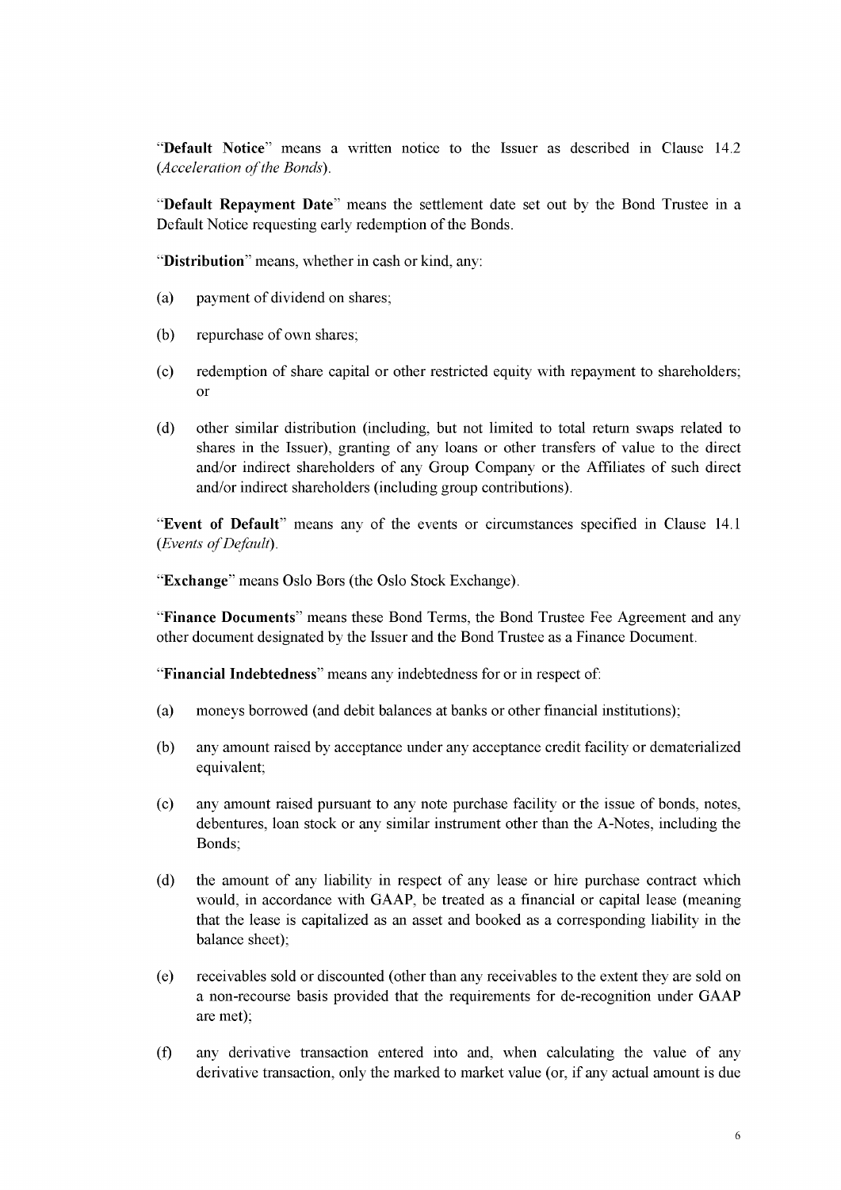"**Default Notice**" means a written notice to the Issuer as described in Clause 14.2 (*Acceleration of the Bonds*).

"**Default Repayment Date**" means the settlement date set out by the Bond Trustee in a Default Notice requesting early redemption of the Bonds.

"**Distribution**" means, whether in cash or kind, any:

(a) payment of dividend on shares;

(b) repurchase of own shares;

(c) redemption of share capital or other restricted equity with repayment to shareholders; or

(d) other similar distribution (including, but not limited to total return swaps related to shares in the Issuer), granting of any loans or other transfers of value to the direct and/or indirect shareholders of any Group Company or the Affiliates of such direct and/or indirect shareholders (including group contributions).

"**Event of Default**" means any of the events or circumstances specified in Clause 14.1 (*Events of Default*).

"**Exchange**" means Oslo Børs (the Oslo Stock Exchange).

"**Finance Documents**" means these Bond Terms, the Bond Trustee Fee Agreement and any other document designated by the Issuer and the Bond Trustee as a Finance Document.

"**Financial Indebtedness**" means any indebtedness for or in respect of:

(a) moneys borrowed (and debit balances at banks or other financial institutions);

(b) any amount raised by acceptance under any acceptance credit facility or dematerialized equivalent;

(c) any amount raised pursuant to any note purchase facility or the issue of bonds, notes, debentures, loan stock or any similar instrument other than the A-Notes, including the Bonds;

(d) the amount of any liability in respect of any lease or hire purchase contract which would, in accordance with GAAP, be treated as a financial or capital lease (meaning that the lease is capitalized as an asset and booked as a corresponding liability in the balance sheet);

(e) receivables sold or discounted (other than any receivables to the extent they are sold on a non-recourse basis provided that the requirements for de-recognition under GAAP are met);

(f) any derivative transaction entered into and, when calculating the value of any derivative transaction, only the marked to market value (or, if any actual amount is due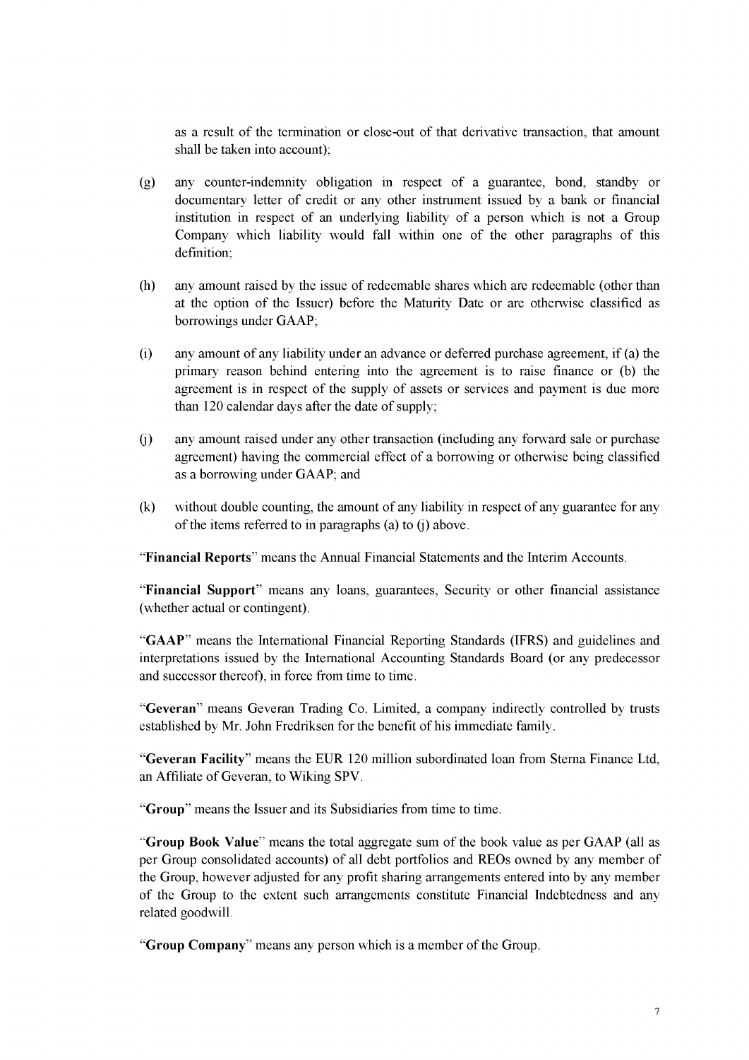as a result of the termination or close-out of that derivative transaction, that amount shall be taken into account);

(g) any counter-indemnity obligation in respect of a guarantee, bond, standby or documentary letter of credit or any other instrument issued by a bank or financial institution in respect of an underlying liability of a person which is not a Group Company which liability would fall within one of the other paragraphs of this definition;

(h) any amount raised by the issue of redeemable shares which are redeemable (other than at the option of the Issuer) before the Maturity Date or are otherwise classified as borrowings under GAAP;

(i) any amount of any liability under an advance or deferred purchase agreement, if (a) the primary reason behind entering into the agreement is to raise finance or (b) the agreement is in respect of the supply of assets or services and payment is due more than 120 calendar days after the date of supply;

(j) any amount raised under any other transaction (including any forward sale or purchase agreement) having the commercial effect of a borrowing or otherwise being classified as a borrowing under GAAP; and

(k) without double counting, the amount of any liability in respect of any guarantee for any of the items referred to in paragraphs (a) to (j) above.

"**Financial Reports**" means the Annual Financial Statements and the Interim Accounts.

"**Financial Support**" means any loans, guarantees, Security or other financial assistance (whether actual or contingent).

"**GAAP**" means the International Financial Reporting Standards (IFRS) and guidelines and interpretations issued by the International Accounting Standards Board (or any predecessor and successor thereof), in force from time to time.

"**Geveran**" means Geveran Trading Co. Limited, a company indirectly controlled by trusts established by Mr. John Fredriksen for the benefit of his immediate family.

"**Geveran Facility**" means the EUR 120 million subordinated loan from Sterna Finance Ltd, an Affiliate of Geveran, to Wiking SPV.

"**Group**" means the Issuer and its Subsidiaries from time to time.

"**Group Book Value**" means the total aggregate sum of the book value as per GAAP (all as per Group consolidated accounts) of all debt portfolios and REOs owned by any member of the Group, however adjusted for any profit sharing arrangements entered into by any member of the Group to the extent such arrangements constitute Financial Indebtedness and any related goodwill.

"**Group Company**" means any person which is a member of the Group.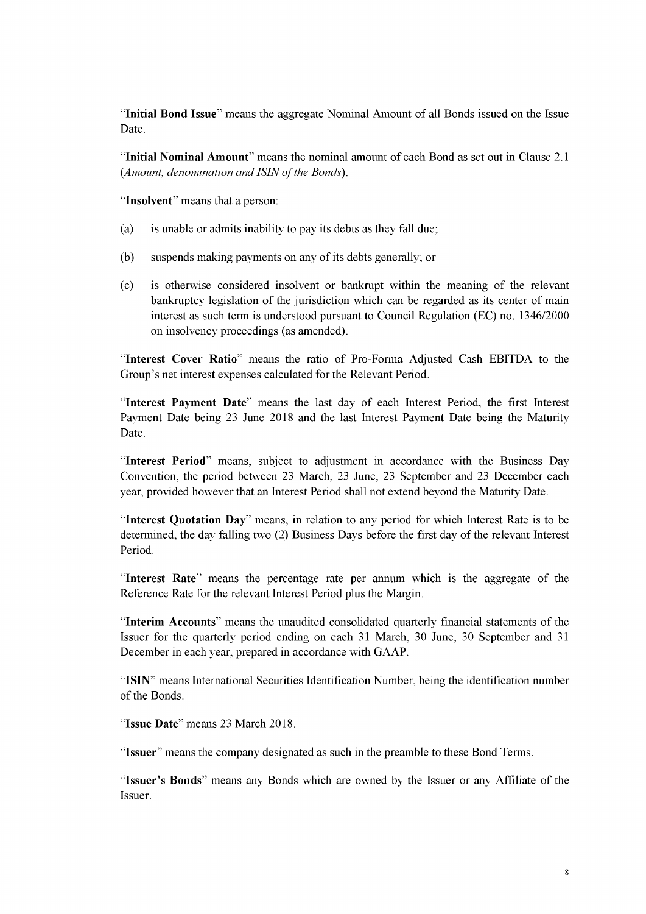"**Initial Bond Issue**" means the aggregate Nominal Amount of all Bonds issued on the Issue Date.

"**Initial Nominal Amount**" means the nominal amount of each Bond as set out in Clause 2.1 (*Amount, denomination and ISIN of the Bonds*).

"**Insolvent**" means that a person:

(a) is unable or admits inability to pay its debts as they fall due;

(b) suspends making payments on any of its debts generally; or

(c) is otherwise considered insolvent or bankrupt within the meaning of the relevant bankruptcy legislation of the jurisdiction which can be regarded as its center of main interest as such term is understood pursuant to Council Regulation (EC) no. 1346/2000 on insolvency proceedings (as amended).

"**Interest Cover Ratio**" means the ratio of Pro-Forma Adjusted Cash EBITDA to the Group's net interest expenses calculated for the Relevant Period.

"**Interest Payment Date**" means the last day of each Interest Period, the first Interest Payment Date being 23 June 2018 and the last Interest Payment Date being the Maturity Date.

"**Interest Period**" means, subject to adjustment in accordance with the Business Day Convention, the period between 23 March, 23 June, 23 September and 23 December each year, provided however that an Interest Period shall not extend beyond the Maturity Date.

"**Interest Quotation Day**" means, in relation to any period for which Interest Rate is to be determined, the day falling two (2) Business Days before the first day of the relevant Interest Period.

"**Interest Rate**" means the percentage rate per annum which is the aggregate of the Reference Rate for the relevant Interest Period plus the Margin.

"**Interim Accounts**" means the unaudited consolidated quarterly financial statements of the Issuer for the quarterly period ending on each 31 March, 30 June, 30 September and 31 December in each year, prepared in accordance with GAAP.

"**ISIN**" means International Securities Identification Number, being the identification number of the Bonds.

"**Issue Date**" means 23 March 2018.

"**Issuer**" means the company designated as such in the preamble to these Bond Terms.

"**Issuer's Bonds**" means any Bonds which are owned by the Issuer or any Affiliate of the Issuer.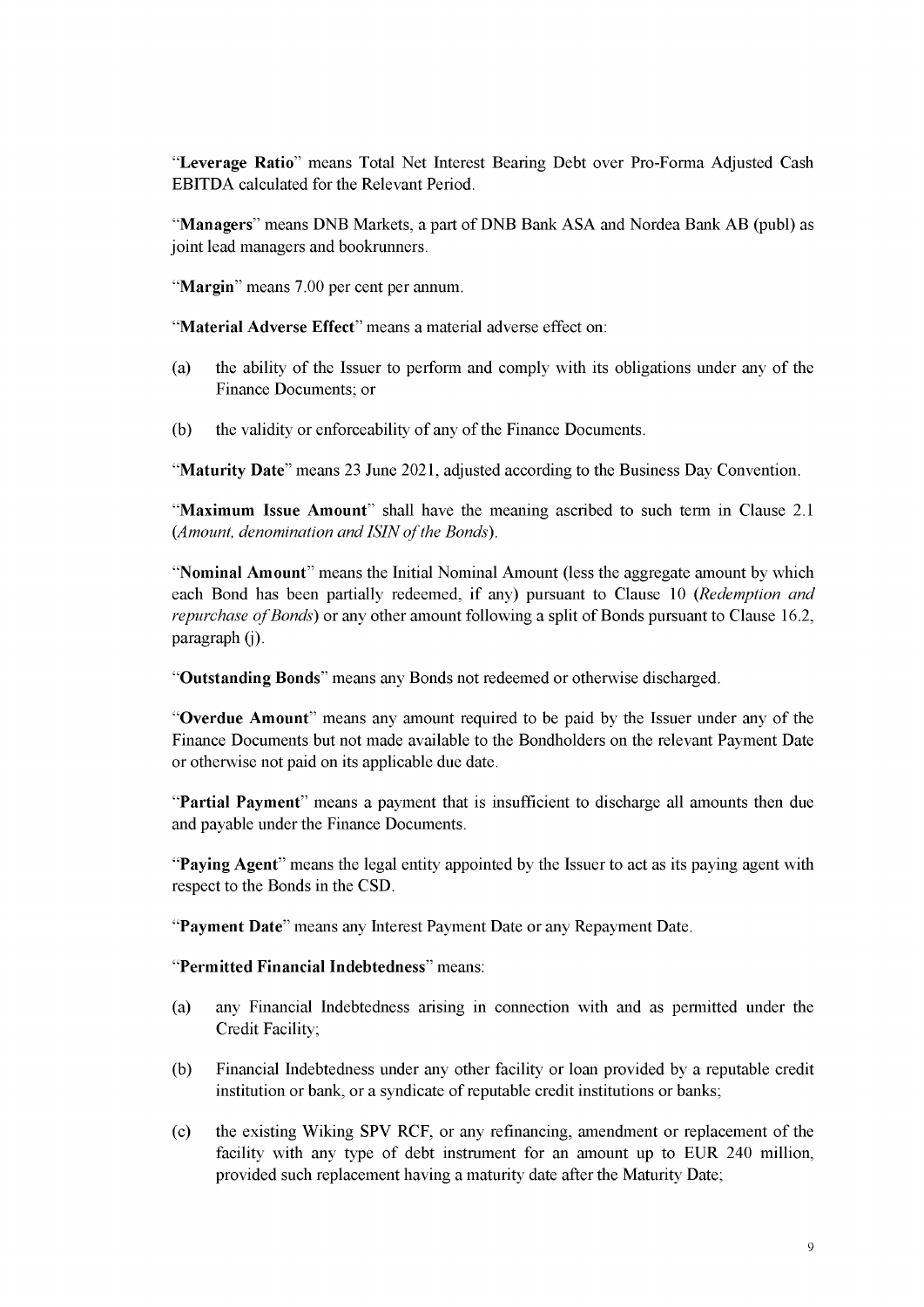"**Leverage Ratio**" means Total Net Interest Bearing Debt over Pro-Forma Adjusted Cash EBITDA calculated for the Relevant Period.

"**Managers**" means DNB Markets, a part of DNB Bank ASA and Nordea Bank AB (publ) as joint lead managers and bookrunners.

"**Margin**" means 7.00 per cent per annum.

"**Material Adverse Effect**" means a material adverse effect on:

(a) the ability of the Issuer to perform and comply with its obligations under any of the Finance Documents; or

(b) the validity or enforceability of any of the Finance Documents.

"**Maturity Date**" means 23 June 2021, adjusted according to the Business Day Convention.

"**Maximum Issue Amount**" shall have the meaning ascribed to such term in Clause 2.1 (*Amount, denomination and ISIN of the Bonds*).

"**Nominal Amount**" means the Initial Nominal Amount (less the aggregate amount by which each Bond has been partially redeemed, if any) pursuant to Clause 10 (*Redemption and repurchase of Bonds*) or any other amount following a split of Bonds pursuant to Clause 16.2, paragraph (j).

"**Outstanding Bonds**" means any Bonds not redeemed or otherwise discharged.

"**Overdue Amount**" means any amount required to be paid by the Issuer under any of the Finance Documents but not made available to the Bondholders on the relevant Payment Date or otherwise not paid on its applicable due date.

"**Partial Payment**" means a payment that is insufficient to discharge all amounts then due and payable under the Finance Documents.

"**Paying Agent**" means the legal entity appointed by the Issuer to act as its paying agent with respect to the Bonds in the CSD.

"**Payment Date**" means any Interest Payment Date or any Repayment Date.

"**Permitted Financial Indebtedness**" means:

(a) any Financial Indebtedness arising in connection with and as permitted under the Credit Facility;

(b) Financial Indebtedness under any other facility or loan provided by a reputable credit institution or bank, or a syndicate of reputable credit institutions or banks;

(c) the existing Wiking SPV RCF, or any refinancing, amendment or replacement of the facility with any type of debt instrument for an amount up to EUR 240 million, provided such replacement having a maturity date after the Maturity Date;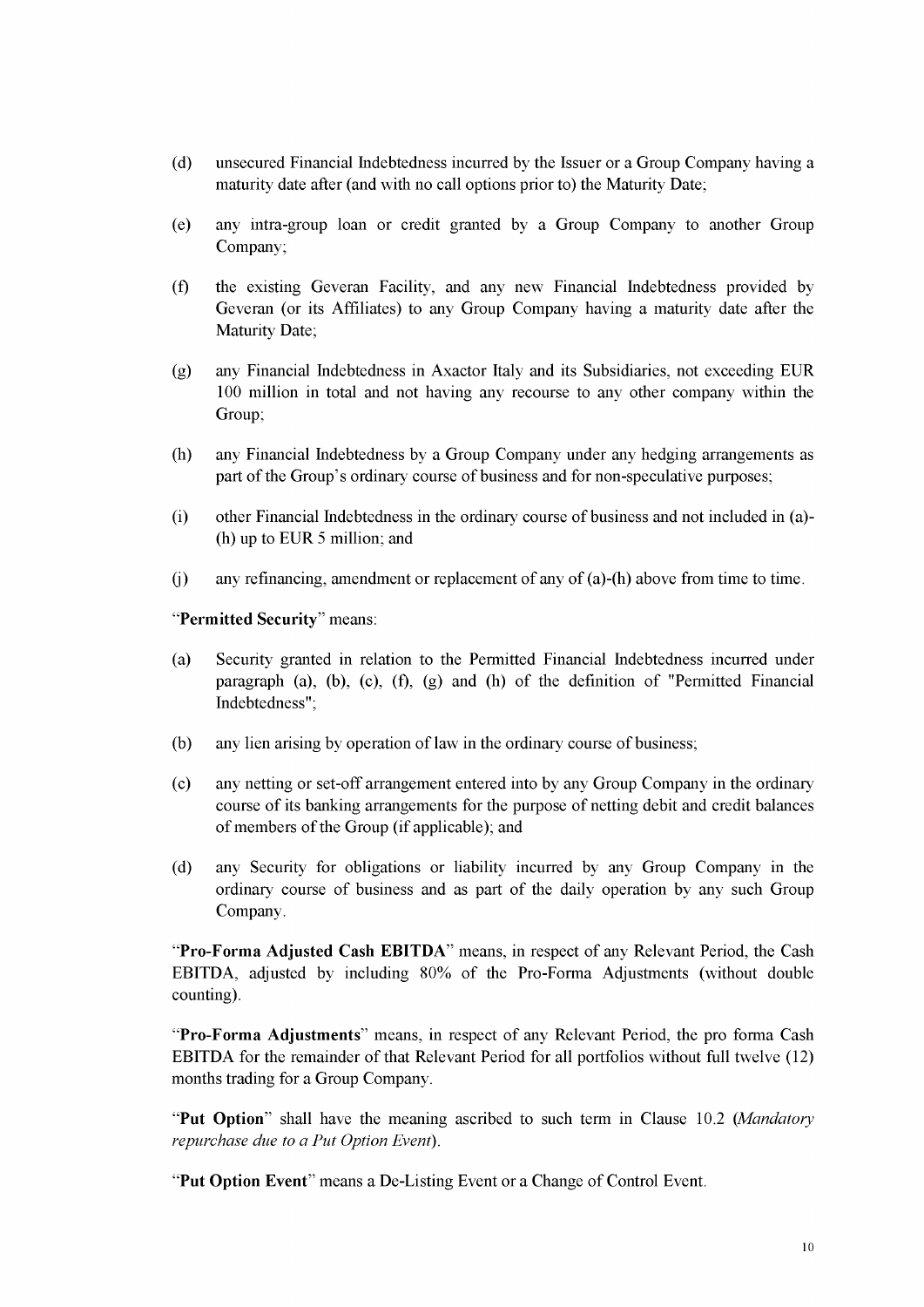(d) unsecured Financial Indebtedness incurred by the Issuer or a Group Company having a maturity date after (and with no call options prior to) the Maturity Date;

(e) any intra-group loan or credit granted by a Group Company to another Group Company;

(f) the existing Geveran Facility, and any new Financial Indebtedness provided by Geveran (or its Affiliates) to any Group Company having a maturity date after the Maturity Date;

(g) any Financial Indebtedness in Axactor Italy and its Subsidiaries, not exceeding EUR 100 million in total and not having any recourse to any other company within the Group;

(h) any Financial Indebtedness by a Group Company under any hedging arrangements as part of the Group's ordinary course of business and for non-speculative purposes;

(i) other Financial Indebtedness in the ordinary course of business and not included in (a)-(h) up to EUR 5 million; and

(j) any refinancing, amendment or replacement of any of (a)-(h) above from time to time.

"**Permitted Security**" means:

(a) Security granted in relation to the Permitted Financial Indebtedness incurred under paragraph (a), (b), (c), (f), (g) and (h) of the definition of "Permitted Financial Indebtedness";

(b) any lien arising by operation of law in the ordinary course of business;

(c) any netting or set-off arrangement entered into by any Group Company in the ordinary course of its banking arrangements for the purpose of netting debit and credit balances of members of the Group (if applicable); and

(d) any Security for obligations or liability incurred by any Group Company in the ordinary course of business and as part of the daily operation by any such Group Company.

"**Pro-Forma Adjusted Cash EBITDA**" means, in respect of any Relevant Period, the Cash EBITDA, adjusted by including 80% of the Pro-Forma Adjustments (without double counting).

"**Pro-Forma Adjustments**" means, in respect of any Relevant Period, the pro forma Cash EBITDA for the remainder of that Relevant Period for all portfolios without full twelve (12) months trading for a Group Company.

"**Put Option**" shall have the meaning ascribed to such term in Clause 10.2 (*Mandatory repurchase due to a Put Option Event*).

"**Put Option Event**" means a De-Listing Event or a Change of Control Event.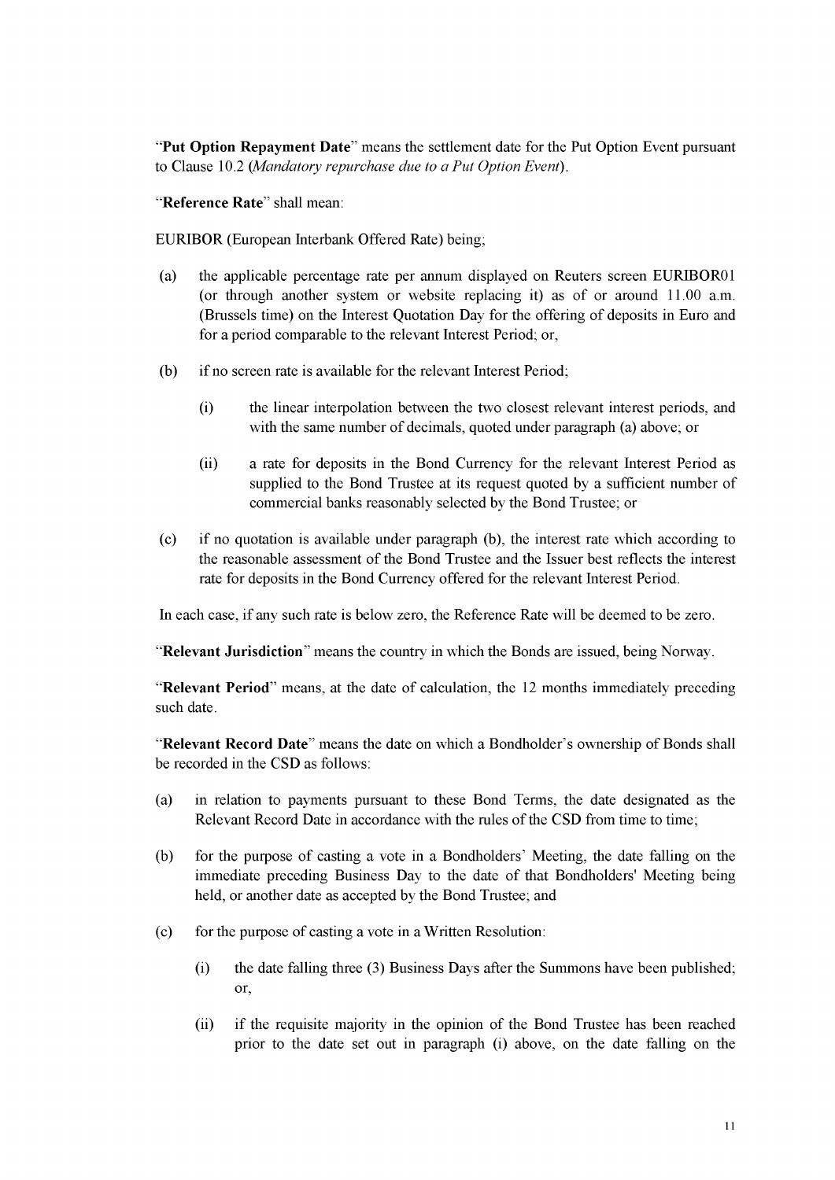"**Put Option Repayment Date**" means the settlement date for the Put Option Event pursuant to Clause 10.2 (*Mandatory repurchase due to a Put Option Event*).

"**Reference Rate**" shall mean:

EURIBOR (European Interbank Offered Rate) being;

(a) the applicable percentage rate per annum displayed on Reuters screen EURIBOR01 (or through another system or website replacing it) as of or around 11.00 a.m. (Brussels time) on the Interest Quotation Day for the offering of deposits in Euro and for a period comparable to the relevant Interest Period; or,

(b) if no screen rate is available for the relevant Interest Period;

   (i) the linear interpolation between the two closest relevant interest periods, and with the same number of decimals, quoted under paragraph (a) above; or

   (ii) a rate for deposits in the Bond Currency for the relevant Interest Period as supplied to the Bond Trustee at its request quoted by a sufficient number of commercial banks reasonably selected by the Bond Trustee; or

(c) if no quotation is available under paragraph (b), the interest rate which according to the reasonable assessment of the Bond Trustee and the Issuer best reflects the interest rate for deposits in the Bond Currency offered for the relevant Interest Period.

In each case, if any such rate is below zero, the Reference Rate will be deemed to be zero.

"**Relevant Jurisdiction**" means the country in which the Bonds are issued, being Norway.

"**Relevant Period**" means, at the date of calculation, the 12 months immediately preceding such date.

"**Relevant Record Date**" means the date on which a Bondholder's ownership of Bonds shall be recorded in the CSD as follows:

(a) in relation to payments pursuant to these Bond Terms, the date designated as the Relevant Record Date in accordance with the rules of the CSD from time to time;

(b) for the purpose of casting a vote in a Bondholders' Meeting, the date falling on the immediate preceding Business Day to the date of that Bondholders' Meeting being held, or another date as accepted by the Bond Trustee; and

(c) for the purpose of casting a vote in a Written Resolution:

   (i) the date falling three (3) Business Days after the Summons have been published; or,

   (ii) if the requisite majority in the opinion of the Bond Trustee has been reached prior to the date set out in paragraph (i) above, on the date falling on the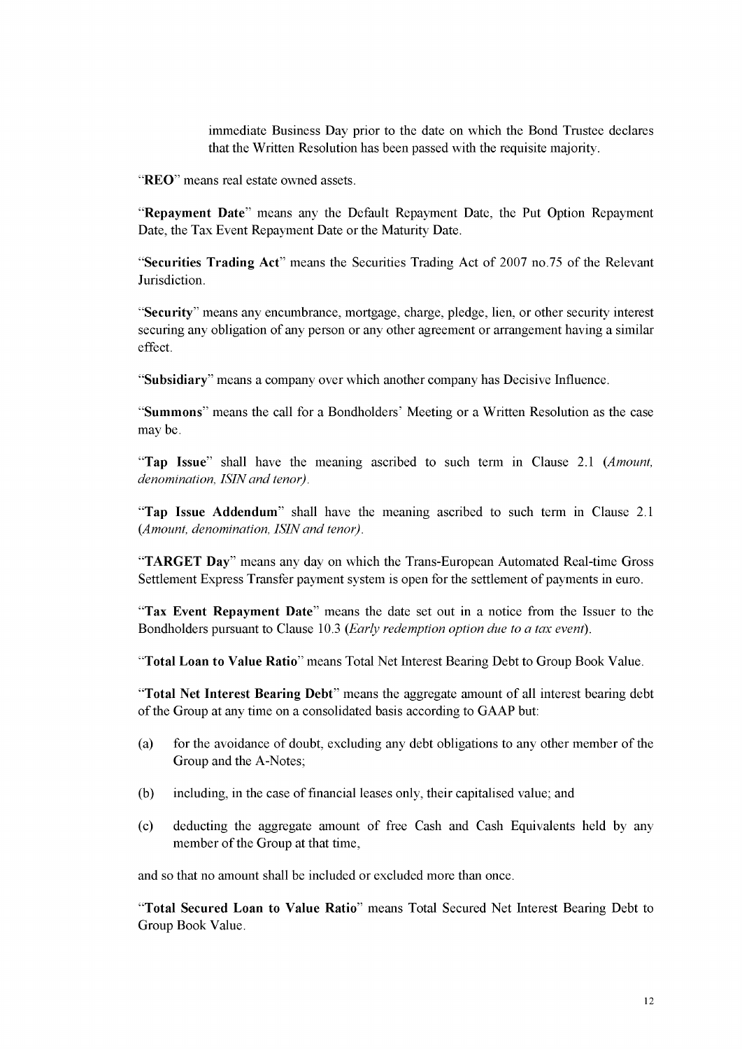immediate Business Day prior to the date on which the Bond Trustee declares that the Written Resolution has been passed with the requisite majority.

"**REO**" means real estate owned assets.

"**Repayment Date**" means any the Default Repayment Date, the Put Option Repayment Date, the Tax Event Repayment Date or the Maturity Date.

"**Securities Trading Act**" means the Securities Trading Act of 2007 no.75 of the Relevant Jurisdiction.

"**Security**" means any encumbrance, mortgage, charge, pledge, lien, or other security interest securing any obligation of any person or any other agreement or arrangement having a similar effect.

"**Subsidiary**" means a company over which another company has Decisive Influence.

"**Summons**" means the call for a Bondholders' Meeting or a Written Resolution as the case may be.

"**Tap Issue**" shall have the meaning ascribed to such term in Clause 2.1 (*Amount, denomination, ISIN and tenor*).

"**Tap Issue Addendum**" shall have the meaning ascribed to such term in Clause 2.1 (*Amount, denomination, ISIN and tenor*).

"**TARGET Day**" means any day on which the Trans-European Automated Real-time Gross Settlement Express Transfer payment system is open for the settlement of payments in euro.

"**Tax Event Repayment Date**" means the date set out in a notice from the Issuer to the Bondholders pursuant to Clause 10.3 (*Early redemption option due to a tax event*).

"**Total Loan to Value Ratio**" means Total Net Interest Bearing Debt to Group Book Value.

"**Total Net Interest Bearing Debt**" means the aggregate amount of all interest bearing debt of the Group at any time on a consolidated basis according to GAAP but:

(a) for the avoidance of doubt, excluding any debt obligations to any other member of the Group and the A-Notes;

(b) including, in the case of financial leases only, their capitalised value; and

(c) deducting the aggregate amount of free Cash and Cash Equivalents held by any member of the Group at that time,

and so that no amount shall be included or excluded more than once.

"**Total Secured Loan to Value Ratio**" means Total Secured Net Interest Bearing Debt to Group Book Value.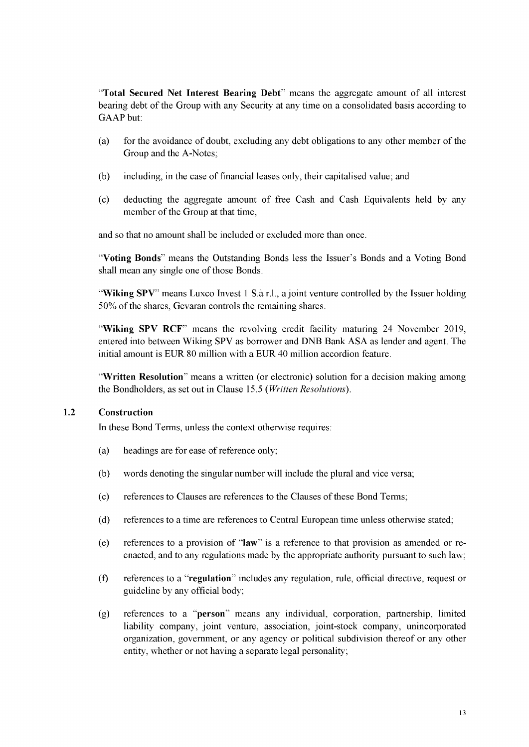"**Total Secured Net Interest Bearing Debt**" means the aggregate amount of all interest bearing debt of the Group with any Security at any time on a consolidated basis according to GAAP but:

(a) for the avoidance of doubt, excluding any debt obligations to any other member of the Group and the A-Notes;

(b) including, in the case of financial leases only, their capitalised value; and

(c) deducting the aggregate amount of free Cash and Cash Equivalents held by any member of the Group at that time,

and so that no amount shall be included or excluded more than once.

"**Voting Bonds**" means the Outstanding Bonds less the Issuer's Bonds and a Voting Bond shall mean any single one of those Bonds.

"**Wiking SPV**" means Luxco Invest 1 S.à r.l., a joint venture controlled by the Issuer holding 50% of the shares, Gevaran controls the remaining shares.

"**Wiking SPV RCF**" means the revolving credit facility maturing 24 November 2019, entered into between Wiking SPV as borrower and DNB Bank ASA as lender and agent. The initial amount is EUR 80 million with a EUR 40 million accordion feature.

"**Written Resolution**" means a written (or electronic) solution for a decision making among the Bondholders, as set out in Clause 15.5 (*Written Resolutions*).

### 1.2 Construction

In these Bond Terms, unless the context otherwise requires:

(a) headings are for ease of reference only;

(b) words denoting the singular number will include the plural and vice versa;

(c) references to Clauses are references to the Clauses of these Bond Terms;

(d) references to a time are references to Central European time unless otherwise stated;

(e) references to a provision of "**law**" is a reference to that provision as amended or re-enacted, and to any regulations made by the appropriate authority pursuant to such law;

(f) references to a "**regulation**" includes any regulation, rule, official directive, request or guideline by any official body;

(g) references to a "**person**" means any individual, corporation, partnership, limited liability company, joint venture, association, joint-stock company, unincorporated organization, government, or any agency or political subdivision thereof or any other entity, whether or not having a separate legal personality;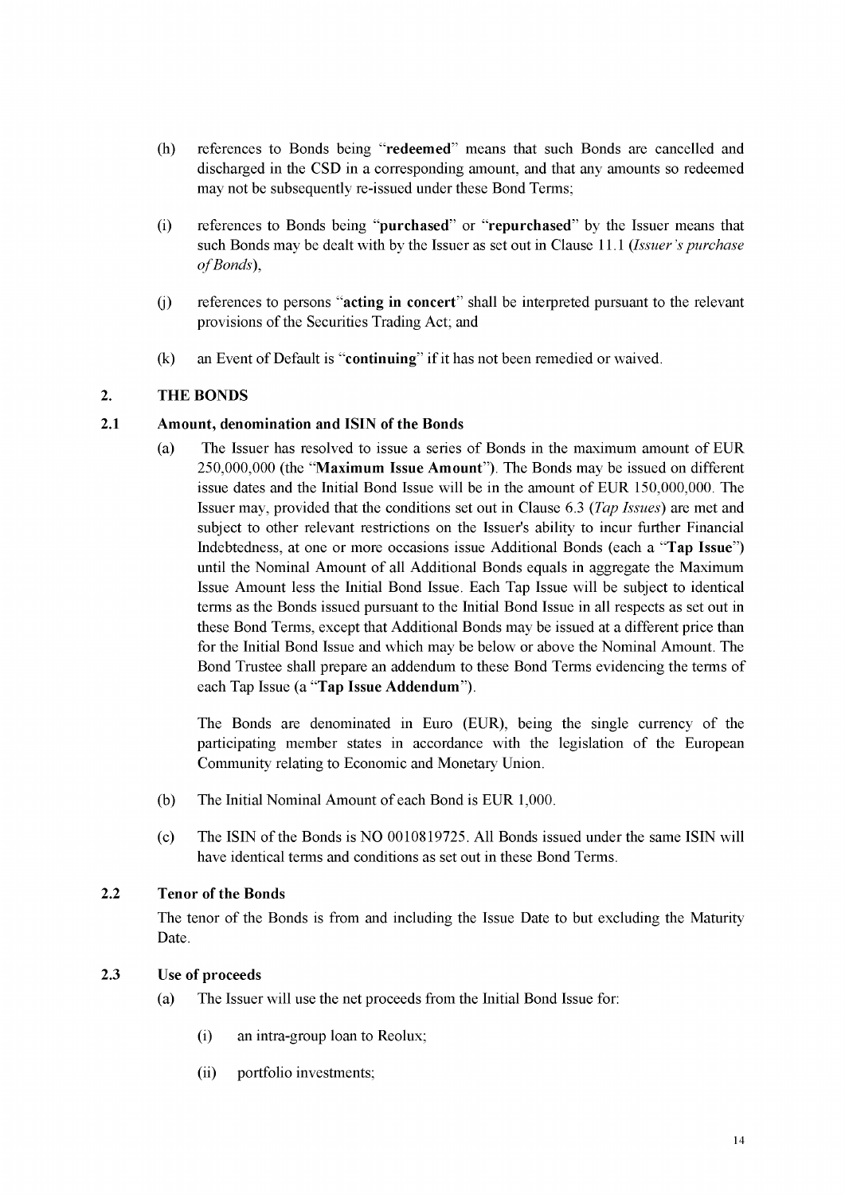(h) references to Bonds being "**redeemed**" means that such Bonds are cancelled and discharged in the CSD in a corresponding amount, and that any amounts so redeemed may not be subsequently re-issued under these Bond Terms;

(i) references to Bonds being "**purchased**" or "**repurchased**" by the Issuer means that such Bonds may be dealt with by the Issuer as set out in Clause 11.1 (*Issuer's purchase of Bonds*),

(j) references to persons "**acting in concert**" shall be interpreted pursuant to the relevant provisions of the Securities Trading Act; and

(k) an Event of Default is "**continuing**" if it has not been remedied or waived.

## 2. THE BONDS

### 2.1 Amount, denomination and ISIN of the Bonds

(a) The Issuer has resolved to issue a series of Bonds in the maximum amount of EUR 250,000,000 (the "**Maximum Issue Amount**"). The Bonds may be issued on different issue dates and the Initial Bond Issue will be in the amount of EUR 150,000,000. The Issuer may, provided that the conditions set out in Clause 6.3 (*Tap Issues*) are met and subject to other relevant restrictions on the Issuer's ability to incur further Financial Indebtedness, at one or more occasions issue Additional Bonds (each a "**Tap Issue**") until the Nominal Amount of all Additional Bonds equals in aggregate the Maximum Issue Amount less the Initial Bond Issue. Each Tap Issue will be subject to identical terms as the Bonds issued pursuant to the Initial Bond Issue in all respects as set out in these Bond Terms, except that Additional Bonds may be issued at a different price than for the Initial Bond Issue and which may be below or above the Nominal Amount. The Bond Trustee shall prepare an addendum to these Bond Terms evidencing the terms of each Tap Issue (a "**Tap Issue Addendum**").

The Bonds are denominated in Euro (EUR), being the single currency of the participating member states in accordance with the legislation of the European Community relating to Economic and Monetary Union.

(b) The Initial Nominal Amount of each Bond is EUR 1,000.

(c) The ISIN of the Bonds is NO 0010819725. All Bonds issued under the same ISIN will have identical terms and conditions as set out in these Bond Terms.

### 2.2 Tenor of the Bonds

The tenor of the Bonds is from and including the Issue Date to but excluding the Maturity Date.

### 2.3 Use of proceeds

(a) The Issuer will use the net proceeds from the Initial Bond Issue for:

(i) an intra-group loan to Reolux;

(ii) portfolio investments;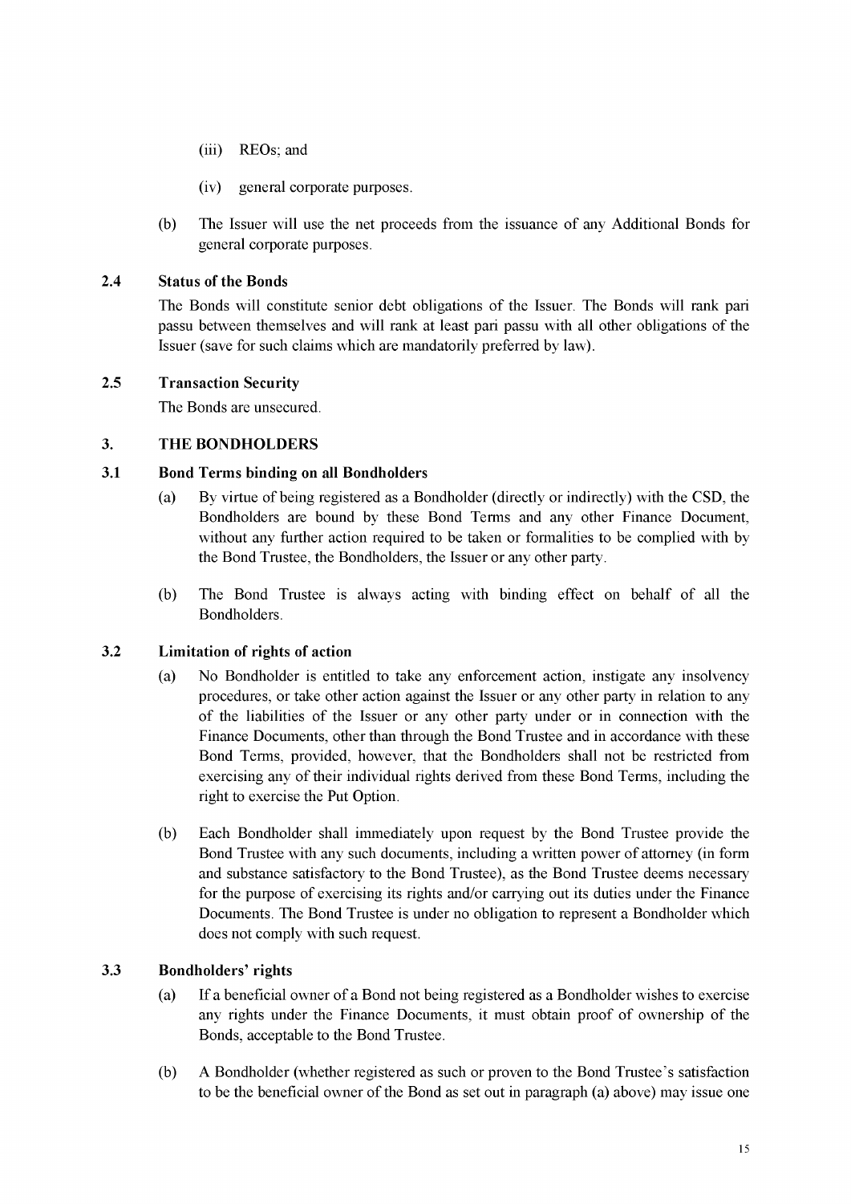(iii) REOs; and

(iv) general corporate purposes.

(b) The Issuer will use the net proceeds from the issuance of any Additional Bonds for general corporate purposes.

### 2.4 Status of the Bonds

The Bonds will constitute senior debt obligations of the Issuer. The Bonds will rank pari passu between themselves and will rank at least pari passu with all other obligations of the Issuer (save for such claims which are mandatorily preferred by law).

### 2.5 Transaction Security

The Bonds are unsecured.

## 3. THE BONDHOLDERS

### 3.1 Bond Terms binding on all Bondholders

(a) By virtue of being registered as a Bondholder (directly or indirectly) with the CSD, the Bondholders are bound by these Bond Terms and any other Finance Document, without any further action required to be taken or formalities to be complied with by the Bond Trustee, the Bondholders, the Issuer or any other party.

(b) The Bond Trustee is always acting with binding effect on behalf of all the Bondholders.

### 3.2 Limitation of rights of action

(a) No Bondholder is entitled to take any enforcement action, instigate any insolvency procedures, or take other action against the Issuer or any other party in relation to any of the liabilities of the Issuer or any other party under or in connection with the Finance Documents, other than through the Bond Trustee and in accordance with these Bond Terms, provided, however, that the Bondholders shall not be restricted from exercising any of their individual rights derived from these Bond Terms, including the right to exercise the Put Option.

(b) Each Bondholder shall immediately upon request by the Bond Trustee provide the Bond Trustee with any such documents, including a written power of attorney (in form and substance satisfactory to the Bond Trustee), as the Bond Trustee deems necessary for the purpose of exercising its rights and/or carrying out its duties under the Finance Documents. The Bond Trustee is under no obligation to represent a Bondholder which does not comply with such request.

### 3.3 Bondholders' rights

(a) If a beneficial owner of a Bond not being registered as a Bondholder wishes to exercise any rights under the Finance Documents, it must obtain proof of ownership of the Bonds, acceptable to the Bond Trustee.

(b) A Bondholder (whether registered as such or proven to the Bond Trustee's satisfaction to be the beneficial owner of the Bond as set out in paragraph (a) above) may issue one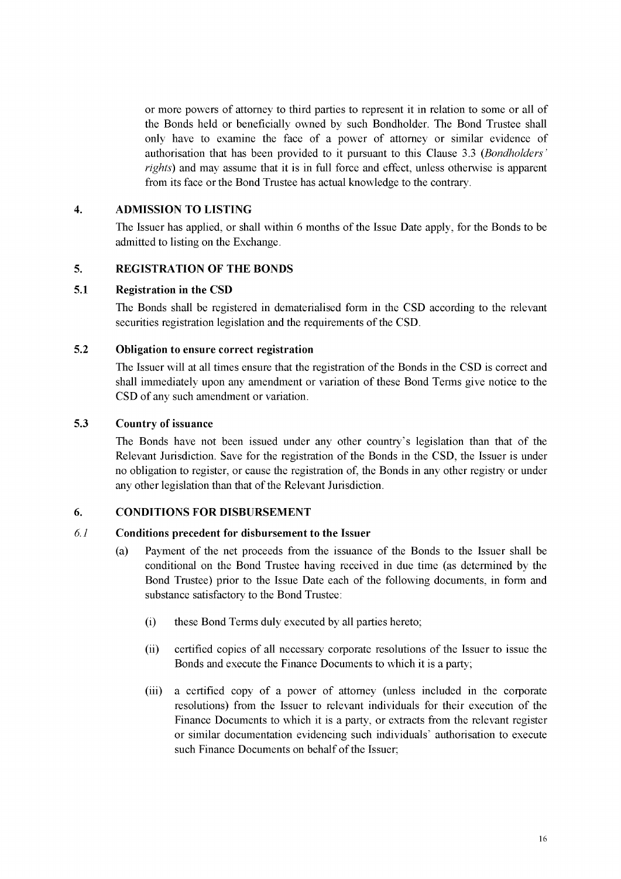or more powers of attorney to third parties to represent it in relation to some or all of the Bonds held or beneficially owned by such Bondholder. The Bond Trustee shall only have to examine the face of a power of attorney or similar evidence of authorisation that has been provided to it pursuant to this Clause 3.3 (*Bondholders' rights*) and may assume that it is in full force and effect, unless otherwise is apparent from its face or the Bond Trustee has actual knowledge to the contrary.

## 4. ADMISSION TO LISTING

The Issuer has applied, or shall within 6 months of the Issue Date apply, for the Bonds to be admitted to listing on the Exchange.

## 5. REGISTRATION OF THE BONDS

### 5.1 Registration in the CSD

The Bonds shall be registered in dematerialised form in the CSD according to the relevant securities registration legislation and the requirements of the CSD.

### 5.2 Obligation to ensure correct registration

The Issuer will at all times ensure that the registration of the Bonds in the CSD is correct and shall immediately upon any amendment or variation of these Bond Terms give notice to the CSD of any such amendment or variation.

### 5.3 Country of issuance

The Bonds have not been issued under any other country's legislation than that of the Relevant Jurisdiction. Save for the registration of the Bonds in the CSD, the Issuer is under no obligation to register, or cause the registration of, the Bonds in any other registry or under any other legislation than that of the Relevant Jurisdiction.

## 6. CONDITIONS FOR DISBURSEMENT

### *6.1* Conditions precedent for disbursement to the Issuer

(a) Payment of the net proceeds from the issuance of the Bonds to the Issuer shall be conditional on the Bond Trustee having received in due time (as determined by the Bond Trustee) prior to the Issue Date each of the following documents, in form and substance satisfactory to the Bond Trustee:

(i) these Bond Terms duly executed by all parties hereto;

(ii) certified copies of all necessary corporate resolutions of the Issuer to issue the Bonds and execute the Finance Documents to which it is a party;

(iii) a certified copy of a power of attorney (unless included in the corporate resolutions) from the Issuer to relevant individuals for their execution of the Finance Documents to which it is a party, or extracts from the relevant register or similar documentation evidencing such individuals' authorisation to execute such Finance Documents on behalf of the Issuer;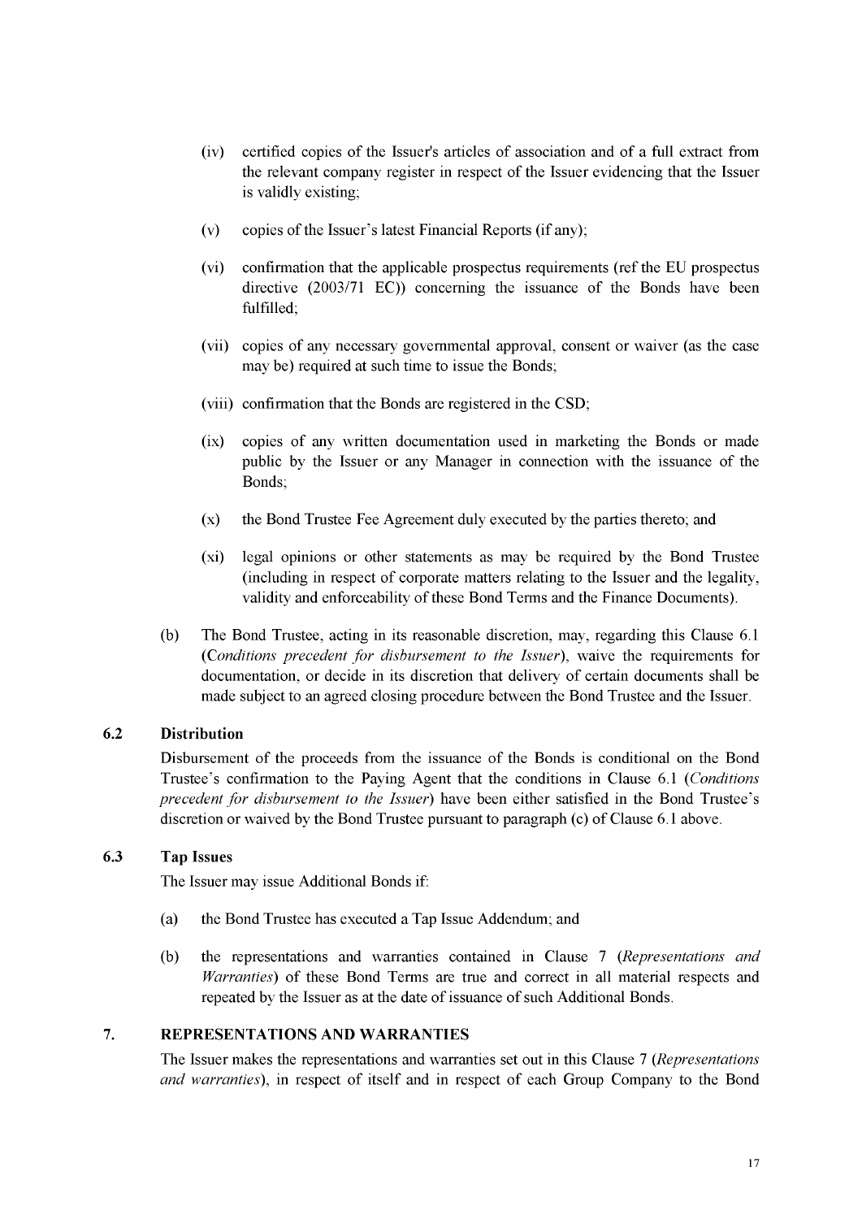(iv) certified copies of the Issuer's articles of association and of a full extract from the relevant company register in respect of the Issuer evidencing that the Issuer is validly existing;

(v) copies of the Issuer's latest Financial Reports (if any);

(vi) confirmation that the applicable prospectus requirements (ref the EU prospectus directive (2003/71 EC)) concerning the issuance of the Bonds have been fulfilled;

(vii) copies of any necessary governmental approval, consent or waiver (as the case may be) required at such time to issue the Bonds;

(viii) confirmation that the Bonds are registered in the CSD;

(ix) copies of any written documentation used in marketing the Bonds or made public by the Issuer or any Manager in connection with the issuance of the Bonds;

(x) the Bond Trustee Fee Agreement duly executed by the parties thereto; and

(xi) legal opinions or other statements as may be required by the Bond Trustee (including in respect of corporate matters relating to the Issuer and the legality, validity and enforceability of these Bond Terms and the Finance Documents).

(b) The Bond Trustee, acting in its reasonable discretion, may, regarding this Clause 6.1 (*Conditions precedent for disbursement to the Issuer*), waive the requirements for documentation, or decide in its discretion that delivery of certain documents shall be made subject to an agreed closing procedure between the Bond Trustee and the Issuer.

### 6.2 Distribution

Disbursement of the proceeds from the issuance of the Bonds is conditional on the Bond Trustee's confirmation to the Paying Agent that the conditions in Clause 6.1 (*Conditions precedent for disbursement to the Issuer*) have been either satisfied in the Bond Trustee's discretion or waived by the Bond Trustee pursuant to paragraph (c) of Clause 6.1 above.

### 6.3 Tap Issues

The Issuer may issue Additional Bonds if:

(a) the Bond Trustee has executed a Tap Issue Addendum; and

(b) the representations and warranties contained in Clause 7 (*Representations and Warranties*) of these Bond Terms are true and correct in all material respects and repeated by the Issuer as at the date of issuance of such Additional Bonds.

## 7. REPRESENTATIONS AND WARRANTIES

The Issuer makes the representations and warranties set out in this Clause 7 (*Representations and warranties*), in respect of itself and in respect of each Group Company to the Bond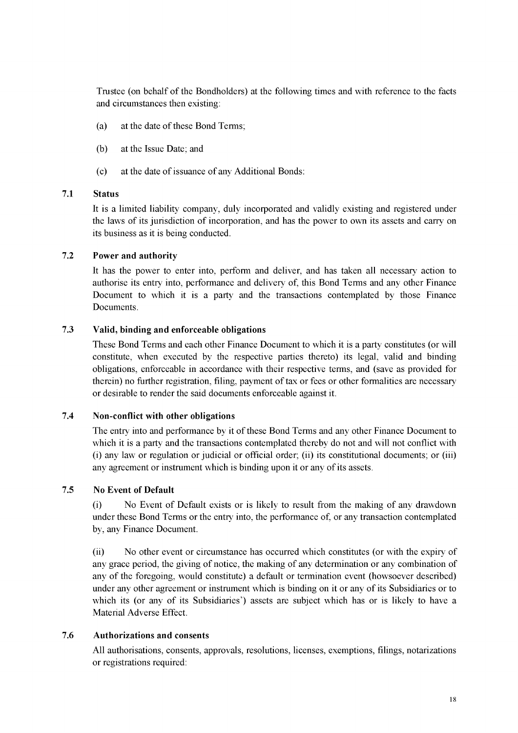Trustee (on behalf of the Bondholders) at the following times and with reference to the facts and circumstances then existing:

(a) at the date of these Bond Terms;

(b) at the Issue Date; and

(c) at the date of issuance of any Additional Bonds:

### 7.1 Status

It is a limited liability company, duly incorporated and validly existing and registered under the laws of its jurisdiction of incorporation, and has the power to own its assets and carry on its business as it is being conducted.

### 7.2 Power and authority

It has the power to enter into, perform and deliver, and has taken all necessary action to authorise its entry into, performance and delivery of, this Bond Terms and any other Finance Document to which it is a party and the transactions contemplated by those Finance Documents.

### 7.3 Valid, binding and enforceable obligations

These Bond Terms and each other Finance Document to which it is a party constitutes (or will constitute, when executed by the respective parties thereto) its legal, valid and binding obligations, enforceable in accordance with their respective terms, and (save as provided for therein) no further registration, filing, payment of tax or fees or other formalities are necessary or desirable to render the said documents enforceable against it.

### 7.4 Non-conflict with other obligations

The entry into and performance by it of these Bond Terms and any other Finance Document to which it is a party and the transactions contemplated thereby do not and will not conflict with (i) any law or regulation or judicial or official order; (ii) its constitutional documents; or (iii) any agreement or instrument which is binding upon it or any of its assets.

### 7.5 No Event of Default

(i) No Event of Default exists or is likely to result from the making of any drawdown under these Bond Terms or the entry into, the performance of, or any transaction contemplated by, any Finance Document.

(ii) No other event or circumstance has occurred which constitutes (or with the expiry of any grace period, the giving of notice, the making of any determination or any combination of any of the foregoing, would constitute) a default or termination event (howsoever described) under any other agreement or instrument which is binding on it or any of its Subsidiaries or to which its (or any of its Subsidiaries') assets are subject which has or is likely to have a Material Adverse Effect.

### 7.6 Authorizations and consents

All authorisations, consents, approvals, resolutions, licenses, exemptions, filings, notarizations or registrations required: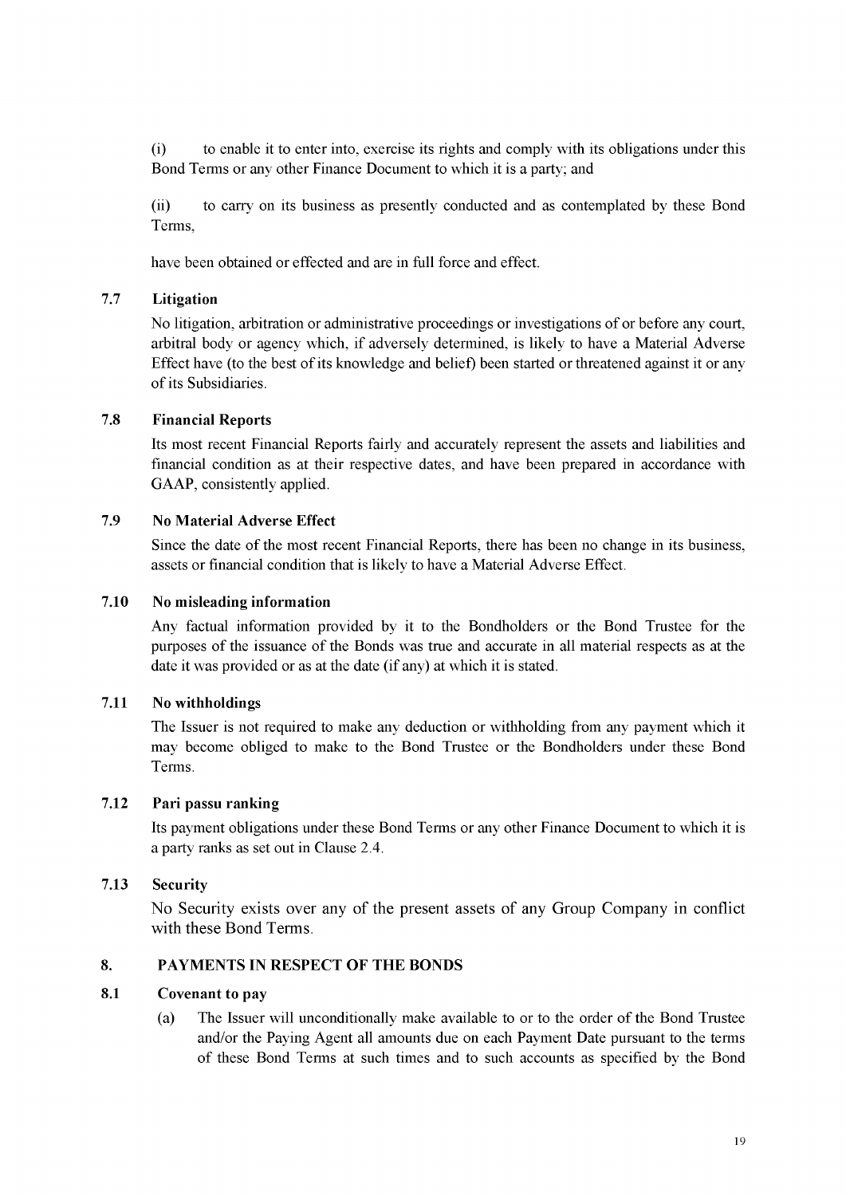(i) to enable it to enter into, exercise its rights and comply with its obligations under this Bond Terms or any other Finance Document to which it is a party; and

(ii) to carry on its business as presently conducted and as contemplated by these Bond Terms,

have been obtained or effected and are in full force and effect.

### 7.7 Litigation

No litigation, arbitration or administrative proceedings or investigations of or before any court, arbitral body or agency which, if adversely determined, is likely to have a Material Adverse Effect have (to the best of its knowledge and belief) been started or threatened against it or any of its Subsidiaries.

### 7.8 Financial Reports

Its most recent Financial Reports fairly and accurately represent the assets and liabilities and financial condition as at their respective dates, and have been prepared in accordance with GAAP, consistently applied.

### 7.9 No Material Adverse Effect

Since the date of the most recent Financial Reports, there has been no change in its business, assets or financial condition that is likely to have a Material Adverse Effect.

### 7.10 No misleading information

Any factual information provided by it to the Bondholders or the Bond Trustee for the purposes of the issuance of the Bonds was true and accurate in all material respects as at the date it was provided or as at the date (if any) at which it is stated.

### 7.11 No withholdings

The Issuer is not required to make any deduction or withholding from any payment which it may become obliged to make to the Bond Trustee or the Bondholders under these Bond Terms.

### 7.12 Pari passu ranking

Its payment obligations under these Bond Terms or any other Finance Document to which it is a party ranks as set out in Clause 2.4.

### 7.13 Security

No Security exists over any of the present assets of any Group Company in conflict with these Bond Terms.

## 8. PAYMENTS IN RESPECT OF THE BONDS

### 8.1 Covenant to pay

(a) The Issuer will unconditionally make available to or to the order of the Bond Trustee and/or the Paying Agent all amounts due on each Payment Date pursuant to the terms of these Bond Terms at such times and to such accounts as specified by the Bond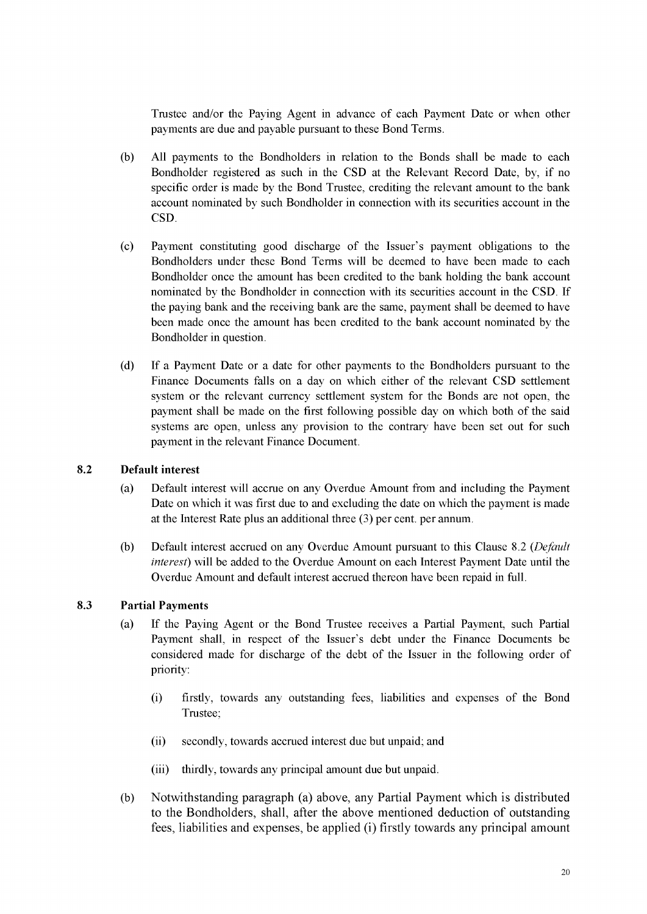Trustee and/or the Paying Agent in advance of each Payment Date or when other payments are due and payable pursuant to these Bond Terms.

(b) All payments to the Bondholders in relation to the Bonds shall be made to each Bondholder registered as such in the CSD at the Relevant Record Date, by, if no specific order is made by the Bond Trustee, crediting the relevant amount to the bank account nominated by such Bondholder in connection with its securities account in the CSD.

(c) Payment constituting good discharge of the Issuer's payment obligations to the Bondholders under these Bond Terms will be deemed to have been made to each Bondholder once the amount has been credited to the bank holding the bank account nominated by the Bondholder in connection with its securities account in the CSD. If the paying bank and the receiving bank are the same, payment shall be deemed to have been made once the amount has been credited to the bank account nominated by the Bondholder in question.

(d) If a Payment Date or a date for other payments to the Bondholders pursuant to the Finance Documents falls on a day on which either of the relevant CSD settlement system or the relevant currency settlement system for the Bonds are not open, the payment shall be made on the first following possible day on which both of the said systems are open, unless any provision to the contrary have been set out for such payment in the relevant Finance Document.

### 8.2 Default interest

(a) Default interest will accrue on any Overdue Amount from and including the Payment Date on which it was first due to and excluding the date on which the payment is made at the Interest Rate plus an additional three (3) per cent. per annum.

(b) Default interest accrued on any Overdue Amount pursuant to this Clause 8.2 (*Default interest*) will be added to the Overdue Amount on each Interest Payment Date until the Overdue Amount and default interest accrued thereon have been repaid in full.

### 8.3 Partial Payments

(a) If the Paying Agent or the Bond Trustee receives a Partial Payment, such Partial Payment shall, in respect of the Issuer's debt under the Finance Documents be considered made for discharge of the debt of the Issuer in the following order of priority:

(i) firstly, towards any outstanding fees, liabilities and expenses of the Bond Trustee;

(ii) secondly, towards accrued interest due but unpaid; and

(iii) thirdly, towards any principal amount due but unpaid.

(b) Notwithstanding paragraph (a) above, any Partial Payment which is distributed to the Bondholders, shall, after the above mentioned deduction of outstanding fees, liabilities and expenses, be applied (i) firstly towards any principal amount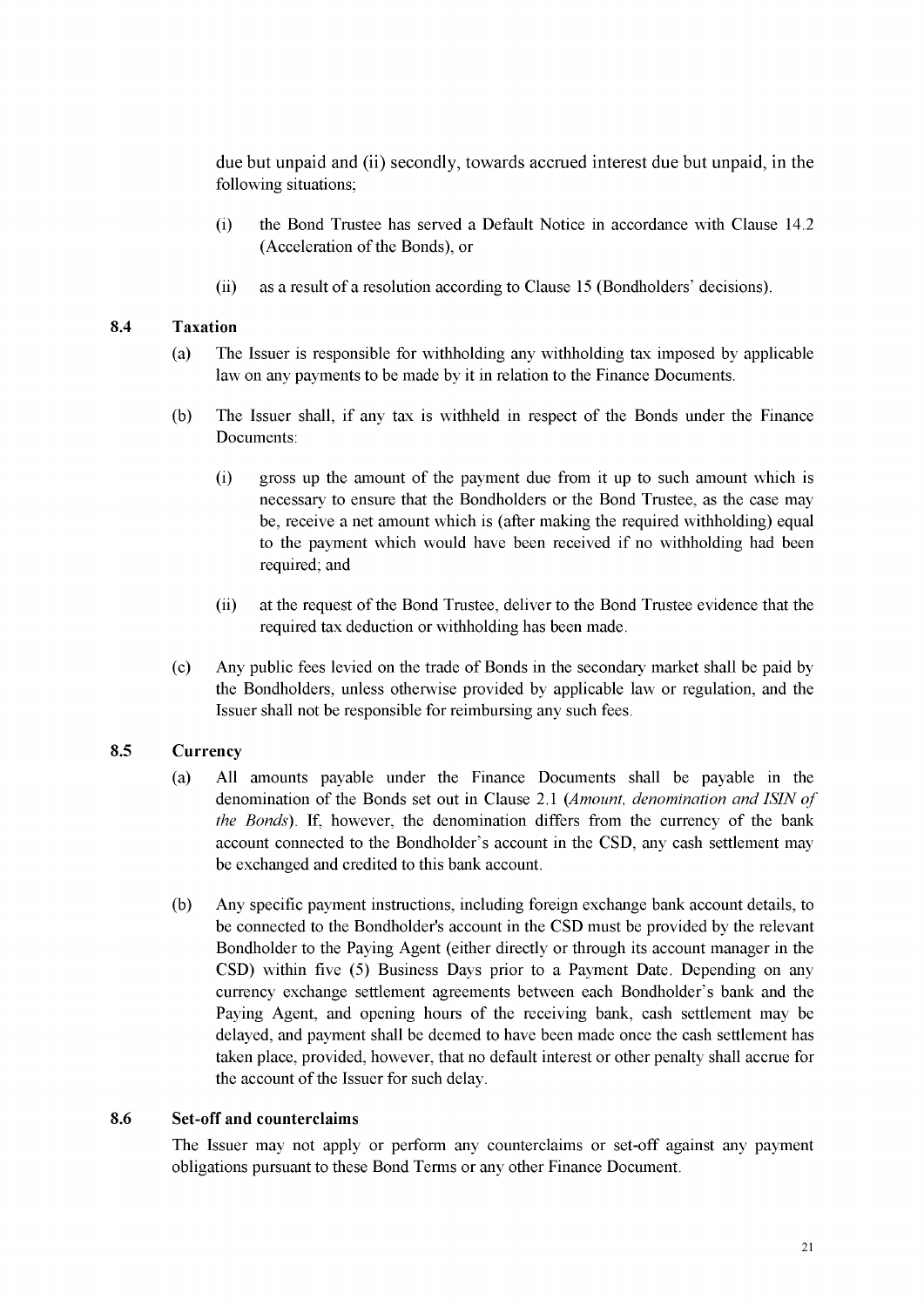due but unpaid and (ii) secondly, towards accrued interest due but unpaid, in the following situations;

(i) the Bond Trustee has served a Default Notice in accordance with Clause 14.2 (Acceleration of the Bonds), or

(ii) as a result of a resolution according to Clause 15 (Bondholders' decisions).

### 8.4 Taxation

(a) The Issuer is responsible for withholding any withholding tax imposed by applicable law on any payments to be made by it in relation to the Finance Documents.

(b) The Issuer shall, if any tax is withheld in respect of the Bonds under the Finance Documents:

(i) gross up the amount of the payment due from it up to such amount which is necessary to ensure that the Bondholders or the Bond Trustee, as the case may be, receive a net amount which is (after making the required withholding) equal to the payment which would have been received if no withholding had been required; and

(ii) at the request of the Bond Trustee, deliver to the Bond Trustee evidence that the required tax deduction or withholding has been made.

(c) Any public fees levied on the trade of Bonds in the secondary market shall be paid by the Bondholders, unless otherwise provided by applicable law or regulation, and the Issuer shall not be responsible for reimbursing any such fees.

### 8.5 Currency

(a) All amounts payable under the Finance Documents shall be payable in the denomination of the Bonds set out in Clause 2.1 (*Amount, denomination and ISIN of the Bonds*). If, however, the denomination differs from the currency of the bank account connected to the Bondholder's account in the CSD, any cash settlement may be exchanged and credited to this bank account.

(b) Any specific payment instructions, including foreign exchange bank account details, to be connected to the Bondholder's account in the CSD must be provided by the relevant Bondholder to the Paying Agent (either directly or through its account manager in the CSD) within five (5) Business Days prior to a Payment Date. Depending on any currency exchange settlement agreements between each Bondholder's bank and the Paying Agent, and opening hours of the receiving bank, cash settlement may be delayed, and payment shall be deemed to have been made once the cash settlement has taken place, provided, however, that no default interest or other penalty shall accrue for the account of the Issuer for such delay.

### 8.6 Set-off and counterclaims

The Issuer may not apply or perform any counterclaims or set-off against any payment obligations pursuant to these Bond Terms or any other Finance Document.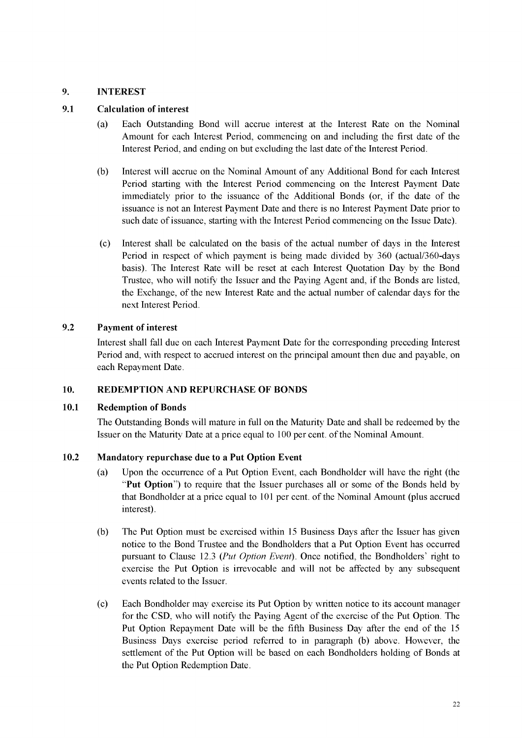## 9. INTEREST

### 9.1 Calculation of interest

(a) Each Outstanding Bond will accrue interest at the Interest Rate on the Nominal Amount for each Interest Period, commencing on and including the first date of the Interest Period, and ending on but excluding the last date of the Interest Period.

(b) Interest will accrue on the Nominal Amount of any Additional Bond for each Interest Period starting with the Interest Period commencing on the Interest Payment Date immediately prior to the issuance of the Additional Bonds (or, if the date of the issuance is not an Interest Payment Date and there is no Interest Payment Date prior to such date of issuance, starting with the Interest Period commencing on the Issue Date).

(c) Interest shall be calculated on the basis of the actual number of days in the Interest Period in respect of which payment is being made divided by 360 (actual/360-days basis). The Interest Rate will be reset at each Interest Quotation Day by the Bond Trustee, who will notify the Issuer and the Paying Agent and, if the Bonds are listed, the Exchange, of the new Interest Rate and the actual number of calendar days for the next Interest Period.

### 9.2 Payment of interest

Interest shall fall due on each Interest Payment Date for the corresponding preceding Interest Period and, with respect to accrued interest on the principal amount then due and payable, on each Repayment Date.

## 10. REDEMPTION AND REPURCHASE OF BONDS

### 10.1 Redemption of Bonds

The Outstanding Bonds will mature in full on the Maturity Date and shall be redeemed by the Issuer on the Maturity Date at a price equal to 100 per cent. of the Nominal Amount.

### 10.2 Mandatory repurchase due to a Put Option Event

(a) Upon the occurrence of a Put Option Event, each Bondholder will have the right (the "**Put Option**") to require that the Issuer purchases all or some of the Bonds held by that Bondholder at a price equal to 101 per cent. of the Nominal Amount (plus accrued interest).

(b) The Put Option must be exercised within 15 Business Days after the Issuer has given notice to the Bond Trustee and the Bondholders that a Put Option Event has occurred pursuant to Clause 12.3 (*Put Option Event*). Once notified, the Bondholders' right to exercise the Put Option is irrevocable and will not be affected by any subsequent events related to the Issuer.

(c) Each Bondholder may exercise its Put Option by written notice to its account manager for the CSD, who will notify the Paying Agent of the exercise of the Put Option. The Put Option Repayment Date will be the fifth Business Day after the end of the 15 Business Days exercise period referred to in paragraph (b) above. However, the settlement of the Put Option will be based on each Bondholders holding of Bonds at the Put Option Redemption Date.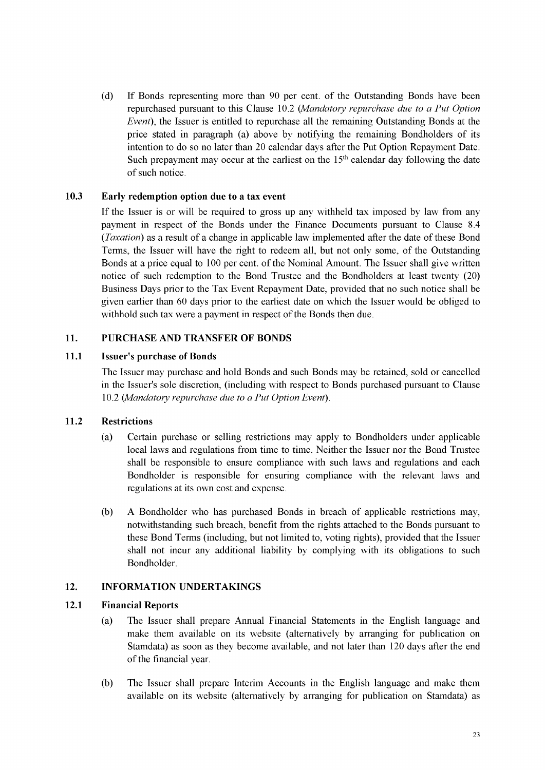(d) If Bonds representing more than 90 per cent. of the Outstanding Bonds have been repurchased pursuant to this Clause 10.2 (*Mandatory repurchase due to a Put Option Event*), the Issuer is entitled to repurchase all the remaining Outstanding Bonds at the price stated in paragraph (a) above by notifying the remaining Bondholders of its intention to do so no later than 20 calendar days after the Put Option Repayment Date. Such prepayment may occur at the earliest on the 15th calendar day following the date of such notice.

### 10.3 Early redemption option due to a tax event

If the Issuer is or will be required to gross up any withheld tax imposed by law from any payment in respect of the Bonds under the Finance Documents pursuant to Clause 8.4 (*Taxation*) as a result of a change in applicable law implemented after the date of these Bond Terms, the Issuer will have the right to redeem all, but not only some, of the Outstanding Bonds at a price equal to 100 per cent. of the Nominal Amount. The Issuer shall give written notice of such redemption to the Bond Trustee and the Bondholders at least twenty (20) Business Days prior to the Tax Event Repayment Date, provided that no such notice shall be given earlier than 60 days prior to the earliest date on which the Issuer would be obliged to withhold such tax were a payment in respect of the Bonds then due.

## 11. PURCHASE AND TRANSFER OF BONDS

### 11.1 Issuer's purchase of Bonds

The Issuer may purchase and hold Bonds and such Bonds may be retained, sold or cancelled in the Issuer's sole discretion, (including with respect to Bonds purchased pursuant to Clause 10.2 (*Mandatory repurchase due to a Put Option Event*).

### 11.2 Restrictions

(a) Certain purchase or selling restrictions may apply to Bondholders under applicable local laws and regulations from time to time. Neither the Issuer nor the Bond Trustee shall be responsible to ensure compliance with such laws and regulations and each Bondholder is responsible for ensuring compliance with the relevant laws and regulations at its own cost and expense.

(b) A Bondholder who has purchased Bonds in breach of applicable restrictions may, notwithstanding such breach, benefit from the rights attached to the Bonds pursuant to these Bond Terms (including, but not limited to, voting rights), provided that the Issuer shall not incur any additional liability by complying with its obligations to such Bondholder.

## 12. INFORMATION UNDERTAKINGS

### 12.1 Financial Reports

(a) The Issuer shall prepare Annual Financial Statements in the English language and make them available on its website (alternatively by arranging for publication on Stamdata) as soon as they become available, and not later than 120 days after the end of the financial year.

(b) The Issuer shall prepare Interim Accounts in the English language and make them available on its website (alternatively by arranging for publication on Stamdata) as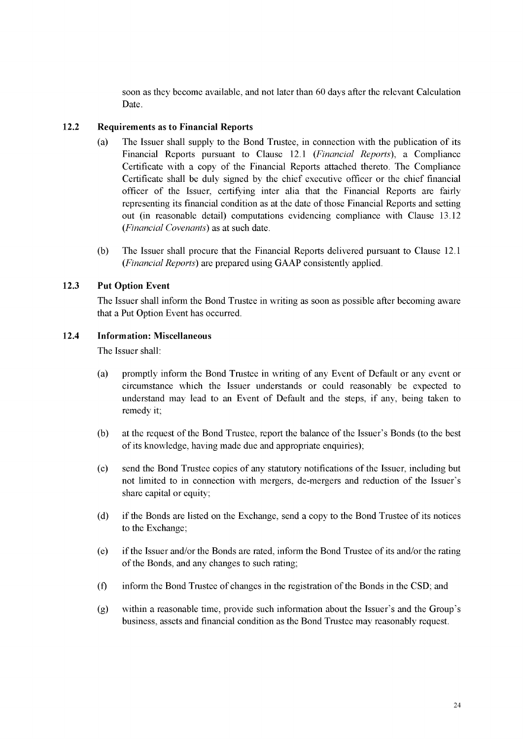soon as they become available, and not later than 60 days after the relevant Calculation Date.

### 12.2 Requirements as to Financial Reports

(a) The Issuer shall supply to the Bond Trustee, in connection with the publication of its Financial Reports pursuant to Clause 12.1 (*Financial Reports*), a Compliance Certificate with a copy of the Financial Reports attached thereto. The Compliance Certificate shall be duly signed by the chief executive officer or the chief financial officer of the Issuer, certifying inter alia that the Financial Reports are fairly representing its financial condition as at the date of those Financial Reports and setting out (in reasonable detail) computations evidencing compliance with Clause 13.12 (*Financial Covenants*) as at such date.

(b) The Issuer shall procure that the Financial Reports delivered pursuant to Clause 12.1 (*Financial Reports*) are prepared using GAAP consistently applied.

### 12.3 Put Option Event

The Issuer shall inform the Bond Trustee in writing as soon as possible after becoming aware that a Put Option Event has occurred.

### 12.4 Information: Miscellaneous

The Issuer shall:

(a) promptly inform the Bond Trustee in writing of any Event of Default or any event or circumstance which the Issuer understands or could reasonably be expected to understand may lead to an Event of Default and the steps, if any, being taken to remedy it;

(b) at the request of the Bond Trustee, report the balance of the Issuer's Bonds (to the best of its knowledge, having made due and appropriate enquiries);

(c) send the Bond Trustee copies of any statutory notifications of the Issuer, including but not limited to in connection with mergers, de-mergers and reduction of the Issuer's share capital or equity;

(d) if the Bonds are listed on the Exchange, send a copy to the Bond Trustee of its notices to the Exchange;

(e) if the Issuer and/or the Bonds are rated, inform the Bond Trustee of its and/or the rating of the Bonds, and any changes to such rating;

(f) inform the Bond Trustee of changes in the registration of the Bonds in the CSD; and

(g) within a reasonable time, provide such information about the Issuer's and the Group's business, assets and financial condition as the Bond Trustee may reasonably request.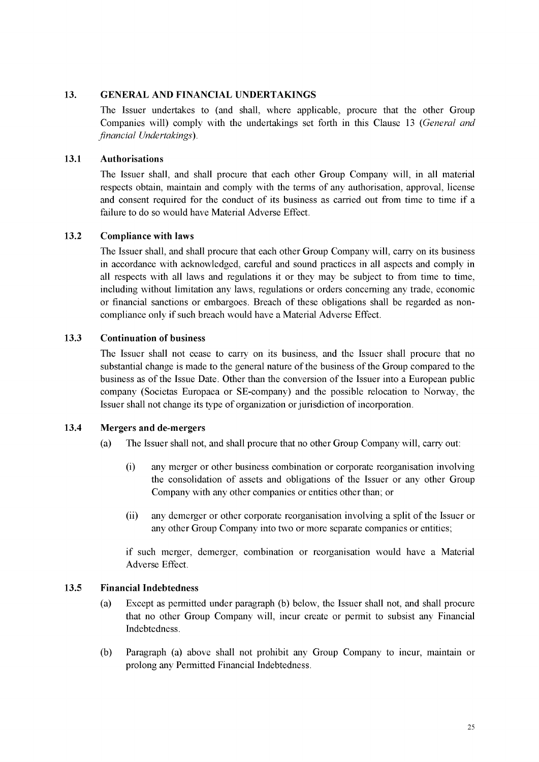## 13. GENERAL AND FINANCIAL UNDERTAKINGS

The Issuer undertakes to (and shall, where applicable, procure that the other Group Companies will) comply with the undertakings set forth in this Clause 13 (*General and financial Undertakings*).

### 13.1 Authorisations

The Issuer shall, and shall procure that each other Group Company will, in all material respects obtain, maintain and comply with the terms of any authorisation, approval, license and consent required for the conduct of its business as carried out from time to time if a failure to do so would have Material Adverse Effect.

### 13.2 Compliance with laws

The Issuer shall, and shall procure that each other Group Company will, carry on its business in accordance with acknowledged, careful and sound practices in all aspects and comply in all respects with all laws and regulations it or they may be subject to from time to time, including without limitation any laws, regulations or orders concerning any trade, economic or financial sanctions or embargoes. Breach of these obligations shall be regarded as non-compliance only if such breach would have a Material Adverse Effect.

### 13.3 Continuation of business

The Issuer shall not cease to carry on its business, and the Issuer shall procure that no substantial change is made to the general nature of the business of the Group compared to the business as of the Issue Date. Other than the conversion of the Issuer into a European public company (Societas Europaea or SE-company) and the possible relocation to Norway, the Issuer shall not change its type of organization or jurisdiction of incorporation.

### 13.4 Mergers and de-mergers

(a) The Issuer shall not, and shall procure that no other Group Company will, carry out:

(i) any merger or other business combination or corporate reorganisation involving the consolidation of assets and obligations of the Issuer or any other Group Company with any other companies or entities other than; or

(ii) any demerger or other corporate reorganisation involving a split of the Issuer or any other Group Company into two or more separate companies or entities;

if such merger, demerger, combination or reorganisation would have a Material Adverse Effect.

### 13.5 Financial Indebtedness

(a) Except as permitted under paragraph (b) below, the Issuer shall not, and shall procure that no other Group Company will, incur create or permit to subsist any Financial Indebtedness.

(b) Paragraph (a) above shall not prohibit any Group Company to incur, maintain or prolong any Permitted Financial Indebtedness.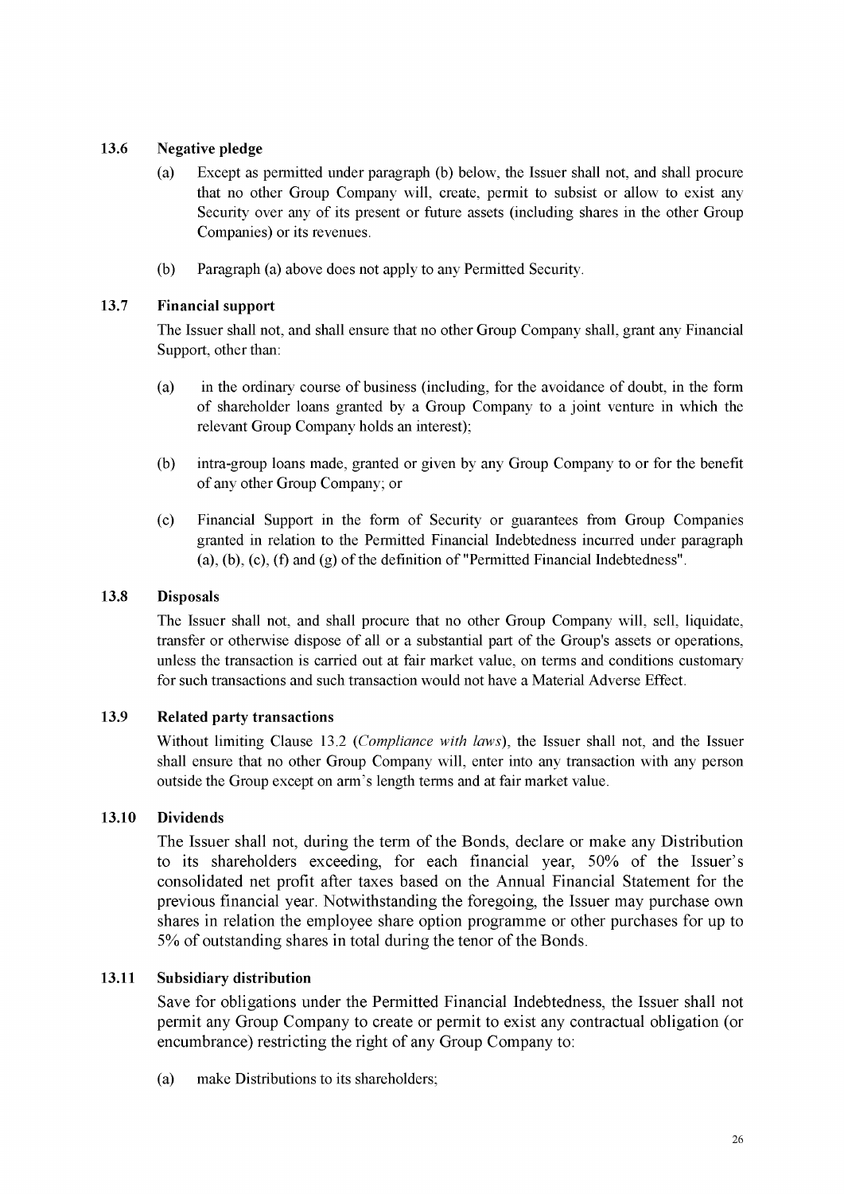### 13.6 Negative pledge

(a) Except as permitted under paragraph (b) below, the Issuer shall not, and shall procure that no other Group Company will, create, permit to subsist or allow to exist any Security over any of its present or future assets (including shares in the other Group Companies) or its revenues.

(b) Paragraph (a) above does not apply to any Permitted Security.

### 13.7 Financial support

The Issuer shall not, and shall ensure that no other Group Company shall, grant any Financial Support, other than:

(a) in the ordinary course of business (including, for the avoidance of doubt, in the form of shareholder loans granted by a Group Company to a joint venture in which the relevant Group Company holds an interest);

(b) intra-group loans made, granted or given by any Group Company to or for the benefit of any other Group Company; or

(c) Financial Support in the form of Security or guarantees from Group Companies granted in relation to the Permitted Financial Indebtedness incurred under paragraph (a), (b), (c), (f) and (g) of the definition of "Permitted Financial Indebtedness".

### 13.8 Disposals

The Issuer shall not, and shall procure that no other Group Company will, sell, liquidate, transfer or otherwise dispose of all or a substantial part of the Group's assets or operations, unless the transaction is carried out at fair market value, on terms and conditions customary for such transactions and such transaction would not have a Material Adverse Effect.

### 13.9 Related party transactions

Without limiting Clause 13.2 (*Compliance with laws*), the Issuer shall not, and the Issuer shall ensure that no other Group Company will, enter into any transaction with any person outside the Group except on arm's length terms and at fair market value.

### 13.10 Dividends

The Issuer shall not, during the term of the Bonds, declare or make any Distribution to its shareholders exceeding, for each financial year, 50% of the Issuer's consolidated net profit after taxes based on the Annual Financial Statement for the previous financial year. Notwithstanding the foregoing, the Issuer may purchase own shares in relation the employee share option programme or other purchases for up to 5% of outstanding shares in total during the tenor of the Bonds.

### 13.11 Subsidiary distribution

Save for obligations under the Permitted Financial Indebtedness, the Issuer shall not permit any Group Company to create or permit to exist any contractual obligation (or encumbrance) restricting the right of any Group Company to:

(a) make Distributions to its shareholders;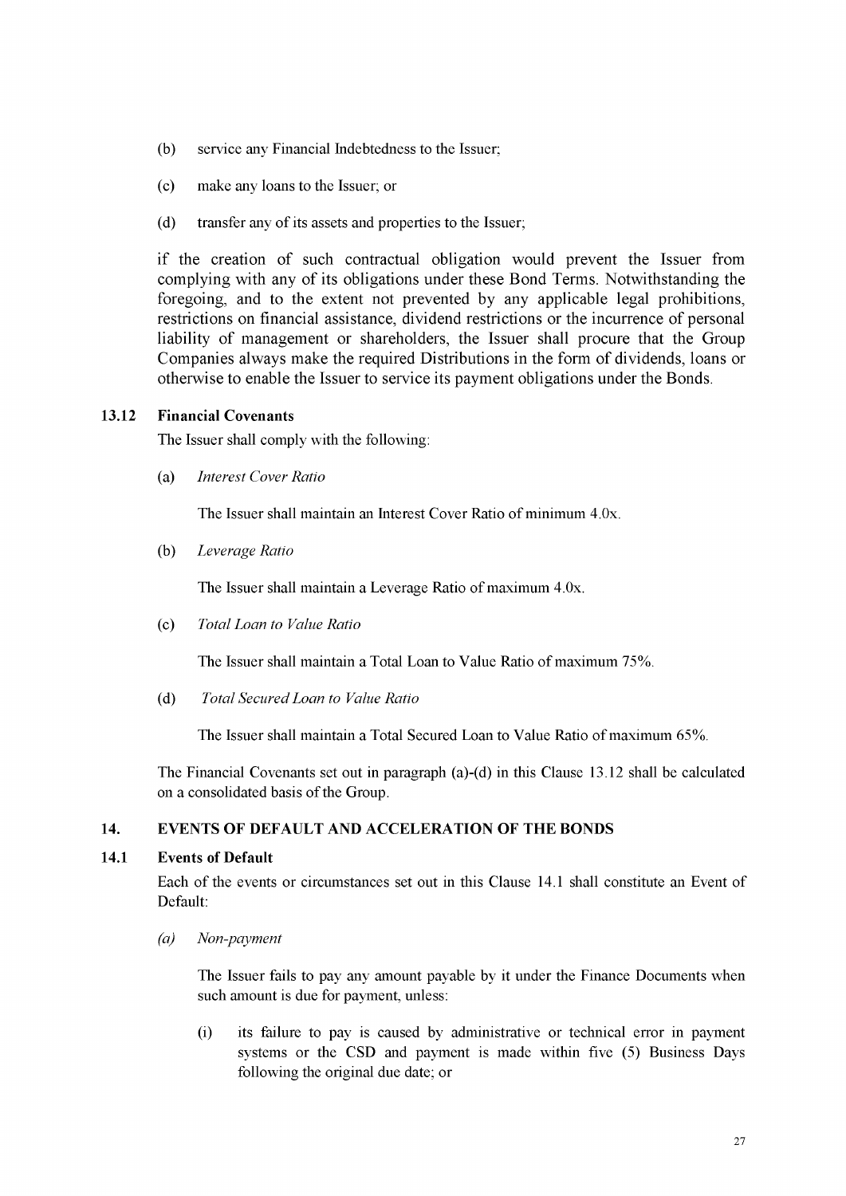(b) service any Financial Indebtedness to the Issuer;

(c) make any loans to the Issuer; or

(d) transfer any of its assets and properties to the Issuer;

if the creation of such contractual obligation would prevent the Issuer from complying with any of its obligations under these Bond Terms. Notwithstanding the foregoing, and to the extent not prevented by any applicable legal prohibitions, restrictions on financial assistance, dividend restrictions or the incurrence of personal liability of management or shareholders, the Issuer shall procure that the Group Companies always make the required Distributions in the form of dividends, loans or otherwise to enable the Issuer to service its payment obligations under the Bonds.

### 13.12 Financial Covenants

The Issuer shall comply with the following:

(a) *Interest Cover Ratio*

The Issuer shall maintain an Interest Cover Ratio of minimum 4.0x.

(b) *Leverage Ratio*

The Issuer shall maintain a Leverage Ratio of maximum 4.0x.

(c) *Total Loan to Value Ratio*

The Issuer shall maintain a Total Loan to Value Ratio of maximum 75%.

(d) *Total Secured Loan to Value Ratio*

The Issuer shall maintain a Total Secured Loan to Value Ratio of maximum 65%.

The Financial Covenants set out in paragraph (a)-(d) in this Clause 13.12 shall be calculated on a consolidated basis of the Group.

## 14. EVENTS OF DEFAULT AND ACCELERATION OF THE BONDS

### 14.1 Events of Default

Each of the events or circumstances set out in this Clause 14.1 shall constitute an Event of Default:

*(a) Non-payment*

The Issuer fails to pay any amount payable by it under the Finance Documents when such amount is due for payment, unless:

(i) its failure to pay is caused by administrative or technical error in payment systems or the CSD and payment is made within five (5) Business Days following the original due date; or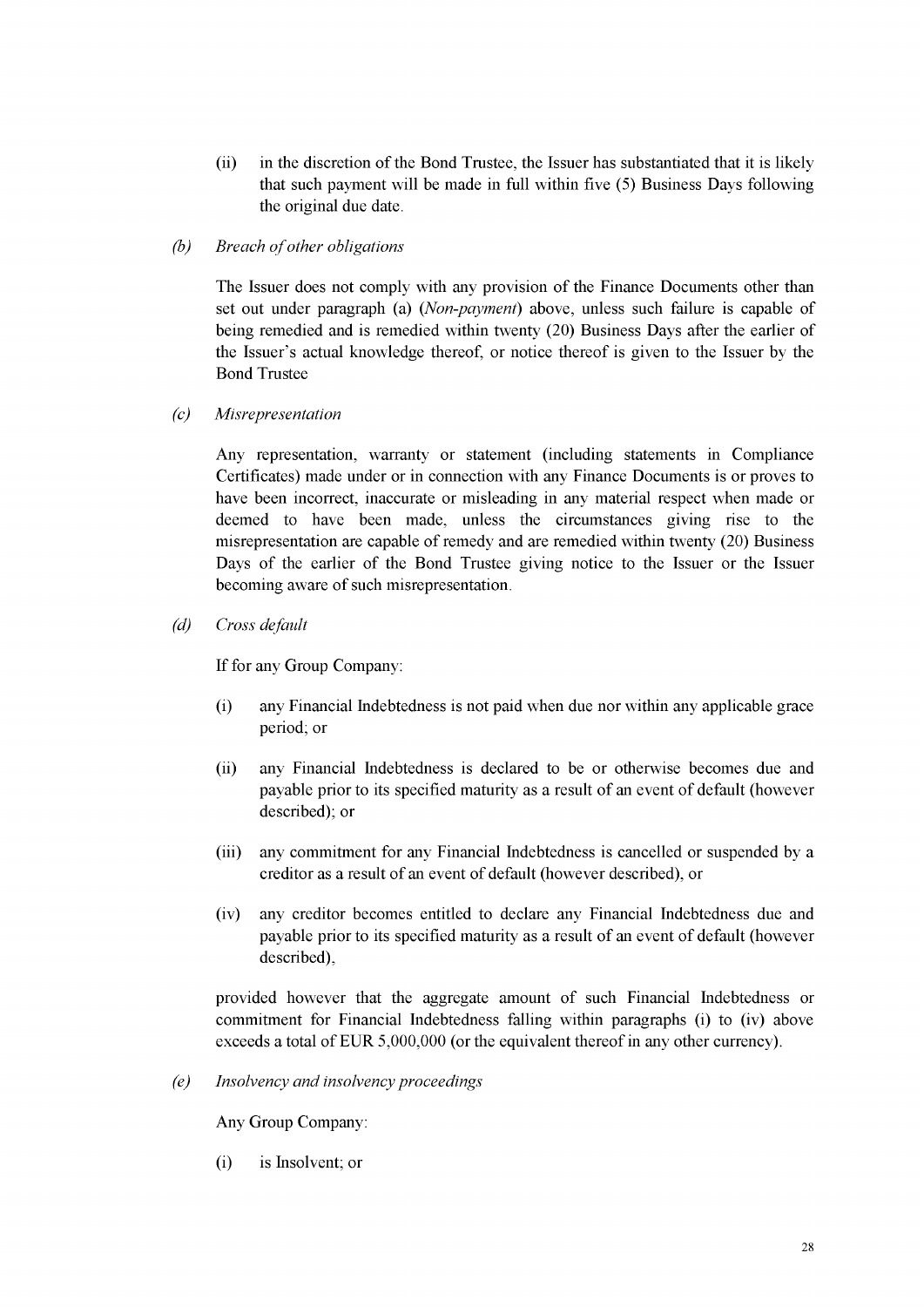(ii) in the discretion of the Bond Trustee, the Issuer has substantiated that it is likely that such payment will be made in full within five (5) Business Days following the original due date.

*(b) Breach of other obligations*

The Issuer does not comply with any provision of the Finance Documents other than set out under paragraph (a) (*Non-payment*) above, unless such failure is capable of being remedied and is remedied within twenty (20) Business Days after the earlier of the Issuer's actual knowledge thereof, or notice thereof is given to the Issuer by the Bond Trustee

*(c) Misrepresentation*

Any representation, warranty or statement (including statements in Compliance Certificates) made under or in connection with any Finance Documents is or proves to have been incorrect, inaccurate or misleading in any material respect when made or deemed to have been made, unless the circumstances giving rise to the misrepresentation are capable of remedy and are remedied within twenty (20) Business Days of the earlier of the Bond Trustee giving notice to the Issuer or the Issuer becoming aware of such misrepresentation.

*(d) Cross default*

If for any Group Company:

(i) any Financial Indebtedness is not paid when due nor within any applicable grace period; or

(ii) any Financial Indebtedness is declared to be or otherwise becomes due and payable prior to its specified maturity as a result of an event of default (however described); or

(iii) any commitment for any Financial Indebtedness is cancelled or suspended by a creditor as a result of an event of default (however described), or

(iv) any creditor becomes entitled to declare any Financial Indebtedness due and payable prior to its specified maturity as a result of an event of default (however described),

provided however that the aggregate amount of such Financial Indebtedness or commitment for Financial Indebtedness falling within paragraphs (i) to (iv) above exceeds a total of EUR 5,000,000 (or the equivalent thereof in any other currency).

*(e) Insolvency and insolvency proceedings*

Any Group Company:

(i) is Insolvent; or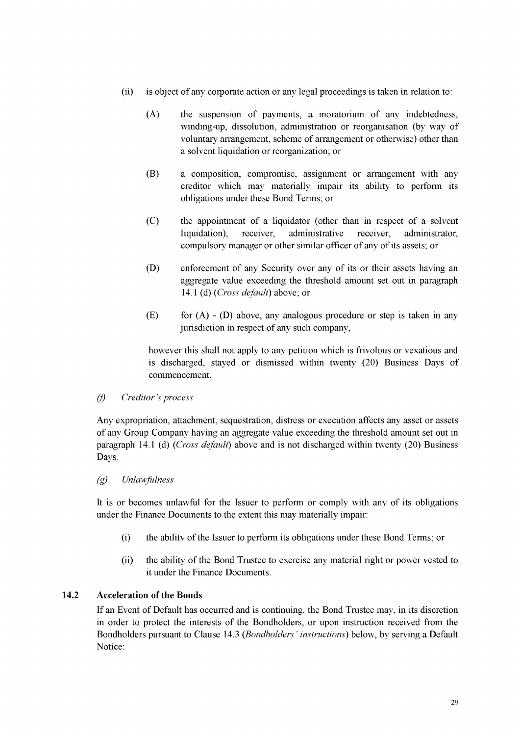(ii) is object of any corporate action or any legal proceedings is taken in relation to:

(A) the suspension of payments, a moratorium of any indebtedness, winding-up, dissolution, administration or reorganisation (by way of voluntary arrangement, scheme of arrangement or otherwise) other than a solvent liquidation or reorganization; or

(B) a composition, compromise, assignment or arrangement with any creditor which may materially impair its ability to perform its obligations under these Bond Terms; or

(C) the appointment of a liquidator (other than in respect of a solvent liquidation), receiver, administrative receiver, administrator, compulsory manager or other similar officer of any of its assets; or

(D) enforcement of any Security over any of its or their assets having an aggregate value exceeding the threshold amount set out in paragraph 14.1 (d) (*Cross default*) above; or

(E) for (A) - (D) above, any analogous procedure or step is taken in any jurisdiction in respect of any such company,

however this shall not apply to any petition which is frivolous or vexatious and is discharged, stayed or dismissed within twenty (20) Business Days of commencement.

*(f) Creditor's process*

Any expropriation, attachment, sequestration, distress or execution affects any asset or assets of any Group Company having an aggregate value exceeding the threshold amount set out in paragraph 14.1 (d) (*Cross default*) above and is not discharged within twenty (20) Business Days.

*(g) Unlawfulness*

It is or becomes unlawful for the Issuer to perform or comply with any of its obligations under the Finance Documents to the extent this may materially impair:

(i) the ability of the Issuer to perform its obligations under these Bond Terms; or

(ii) the ability of the Bond Trustee to exercise any material right or power vested to it under the Finance Documents.

### 14.2 Acceleration of the Bonds

If an Event of Default has occurred and is continuing, the Bond Trustee may, in its discretion in order to protect the interests of the Bondholders, or upon instruction received from the Bondholders pursuant to Clause 14.3 (*Bondholders' instructions*) below, by serving a Default Notice: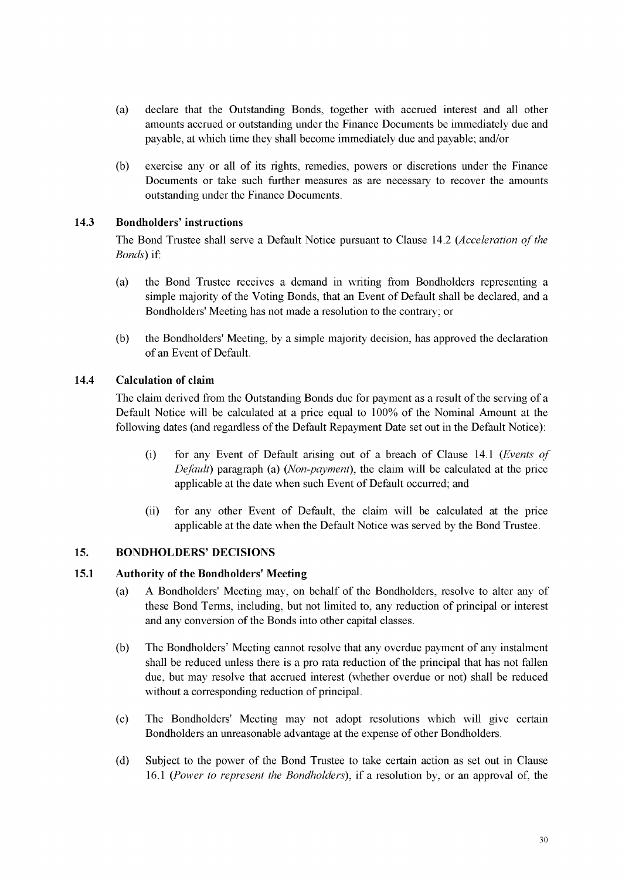(a) declare that the Outstanding Bonds, together with accrued interest and all other amounts accrued or outstanding under the Finance Documents be immediately due and payable, at which time they shall become immediately due and payable; and/or

(b) exercise any or all of its rights, remedies, powers or discretions under the Finance Documents or take such further measures as are necessary to recover the amounts outstanding under the Finance Documents.

### 14.3 Bondholders' instructions

The Bond Trustee shall serve a Default Notice pursuant to Clause 14.2 (*Acceleration of the Bonds*) if:

(a) the Bond Trustee receives a demand in writing from Bondholders representing a simple majority of the Voting Bonds, that an Event of Default shall be declared, and a Bondholders' Meeting has not made a resolution to the contrary; or

(b) the Bondholders' Meeting, by a simple majority decision, has approved the declaration of an Event of Default.

### 14.4 Calculation of claim

The claim derived from the Outstanding Bonds due for payment as a result of the serving of a Default Notice will be calculated at a price equal to 100% of the Nominal Amount at the following dates (and regardless of the Default Repayment Date set out in the Default Notice):

(i) for any Event of Default arising out of a breach of Clause 14.1 (*Events of Default*) paragraph (a) (*Non-payment*), the claim will be calculated at the price applicable at the date when such Event of Default occurred; and

(ii) for any other Event of Default, the claim will be calculated at the price applicable at the date when the Default Notice was served by the Bond Trustee.

## 15. BONDHOLDERS' DECISIONS

### 15.1 Authority of the Bondholders' Meeting

(a) A Bondholders' Meeting may, on behalf of the Bondholders, resolve to alter any of these Bond Terms, including, but not limited to, any reduction of principal or interest and any conversion of the Bonds into other capital classes.

(b) The Bondholders' Meeting cannot resolve that any overdue payment of any instalment shall be reduced unless there is a pro rata reduction of the principal that has not fallen due, but may resolve that accrued interest (whether overdue or not) shall be reduced without a corresponding reduction of principal.

(c) The Bondholders' Meeting may not adopt resolutions which will give certain Bondholders an unreasonable advantage at the expense of other Bondholders.

(d) Subject to the power of the Bond Trustee to take certain action as set out in Clause 16.1 (*Power to represent the Bondholders*), if a resolution by, or an approval of, the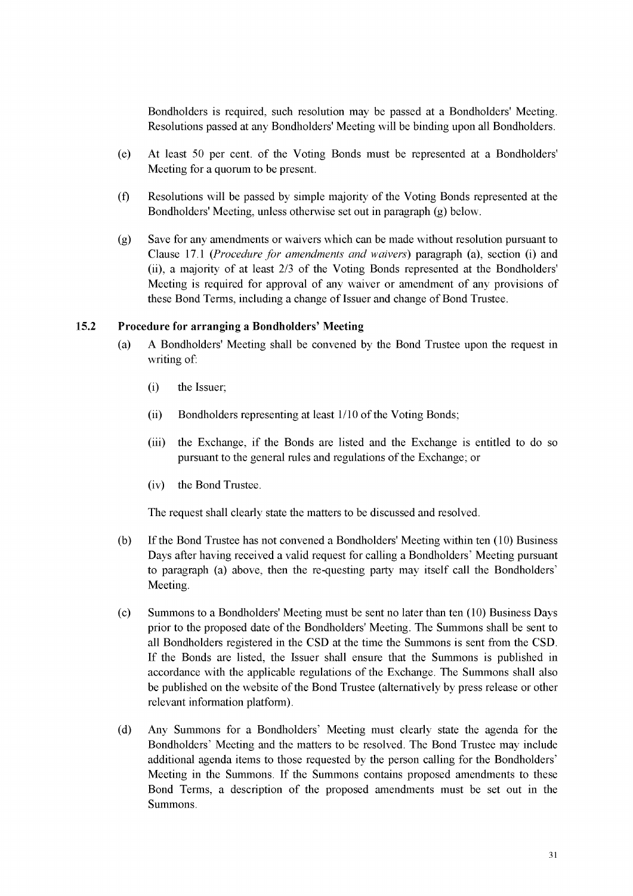Bondholders is required, such resolution may be passed at a Bondholders' Meeting. Resolutions passed at any Bondholders' Meeting will be binding upon all Bondholders.

(e) At least 50 per cent. of the Voting Bonds must be represented at a Bondholders' Meeting for a quorum to be present.

(f) Resolutions will be passed by simple majority of the Voting Bonds represented at the Bondholders' Meeting, unless otherwise set out in paragraph (g) below.

(g) Save for any amendments or waivers which can be made without resolution pursuant to Clause 17.1 (*Procedure for amendments and waivers*) paragraph (a), section (i) and (ii), a majority of at least 2/3 of the Voting Bonds represented at the Bondholders' Meeting is required for approval of any waiver or amendment of any provisions of these Bond Terms, including a change of Issuer and change of Bond Trustee.

### 15.2 Procedure for arranging a Bondholders' Meeting

(a) A Bondholders' Meeting shall be convened by the Bond Trustee upon the request in writing of:

(i) the Issuer;

(ii) Bondholders representing at least 1/10 of the Voting Bonds;

(iii) the Exchange, if the Bonds are listed and the Exchange is entitled to do so pursuant to the general rules and regulations of the Exchange; or

(iv) the Bond Trustee.

The request shall clearly state the matters to be discussed and resolved.

(b) If the Bond Trustee has not convened a Bondholders' Meeting within ten (10) Business Days after having received a valid request for calling a Bondholders' Meeting pursuant to paragraph (a) above, then the re-questing party may itself call the Bondholders' Meeting.

(c) Summons to a Bondholders' Meeting must be sent no later than ten (10) Business Days prior to the proposed date of the Bondholders' Meeting. The Summons shall be sent to all Bondholders registered in the CSD at the time the Summons is sent from the CSD. If the Bonds are listed, the Issuer shall ensure that the Summons is published in accordance with the applicable regulations of the Exchange. The Summons shall also be published on the website of the Bond Trustee (alternatively by press release or other relevant information platform).

(d) Any Summons for a Bondholders' Meeting must clearly state the agenda for the Bondholders' Meeting and the matters to be resolved. The Bond Trustee may include additional agenda items to those requested by the person calling for the Bondholders' Meeting in the Summons. If the Summons contains proposed amendments to these Bond Terms, a description of the proposed amendments must be set out in the Summons.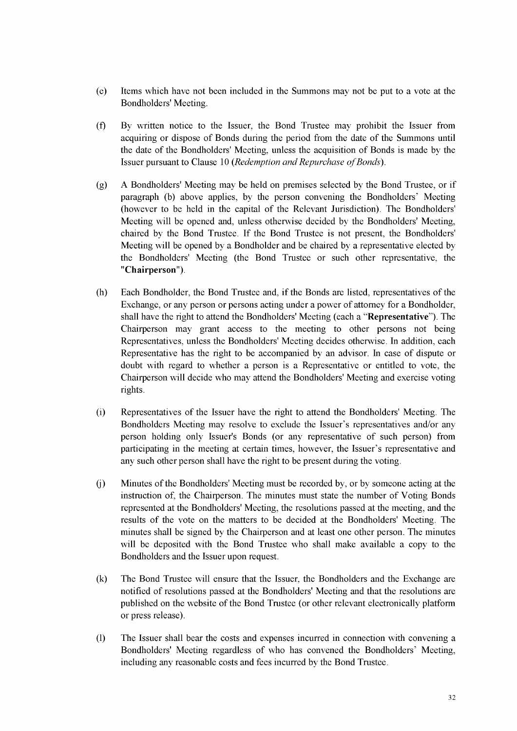(e) Items which have not been included in the Summons may not be put to a vote at the Bondholders' Meeting.

(f) By written notice to the Issuer, the Bond Trustee may prohibit the Issuer from acquiring or dispose of Bonds during the period from the date of the Summons until the date of the Bondholders' Meeting, unless the acquisition of Bonds is made by the Issuer pursuant to Clause 10 (*Redemption and Repurchase of Bonds*).

(g) A Bondholders' Meeting may be held on premises selected by the Bond Trustee, or if paragraph (b) above applies, by the person convening the Bondholders' Meeting (however to be held in the capital of the Relevant Jurisdiction). The Bondholders' Meeting will be opened and, unless otherwise decided by the Bondholders' Meeting, chaired by the Bond Trustee. If the Bond Trustee is not present, the Bondholders' Meeting will be opened by a Bondholder and be chaired by a representative elected by the Bondholders' Meeting (the Bond Trustee or such other representative, the "**Chairperson**").

(h) Each Bondholder, the Bond Trustee and, if the Bonds are listed, representatives of the Exchange, or any person or persons acting under a power of attorney for a Bondholder, shall have the right to attend the Bondholders' Meeting (each a "**Representative**"). The Chairperson may grant access to the meeting to other persons not being Representatives, unless the Bondholders' Meeting decides otherwise. In addition, each Representative has the right to be accompanied by an advisor. In case of dispute or doubt with regard to whether a person is a Representative or entitled to vote, the Chairperson will decide who may attend the Bondholders' Meeting and exercise voting rights.

(i) Representatives of the Issuer have the right to attend the Bondholders' Meeting. The Bondholders Meeting may resolve to exclude the Issuer's representatives and/or any person holding only Issuer's Bonds (or any representative of such person) from participating in the meeting at certain times, however, the Issuer's representative and any such other person shall have the right to be present during the voting.

(j) Minutes of the Bondholders' Meeting must be recorded by, or by someone acting at the instruction of, the Chairperson. The minutes must state the number of Voting Bonds represented at the Bondholders' Meeting, the resolutions passed at the meeting, and the results of the vote on the matters to be decided at the Bondholders' Meeting. The minutes shall be signed by the Chairperson and at least one other person. The minutes will be deposited with the Bond Trustee who shall make available a copy to the Bondholders and the Issuer upon request.

(k) The Bond Trustee will ensure that the Issuer, the Bondholders and the Exchange are notified of resolutions passed at the Bondholders' Meeting and that the resolutions are published on the website of the Bond Trustee (or other relevant electronically platform or press release).

(l) The Issuer shall bear the costs and expenses incurred in connection with convening a Bondholders' Meeting regardless of who has convened the Bondholders' Meeting, including any reasonable costs and fees incurred by the Bond Trustee.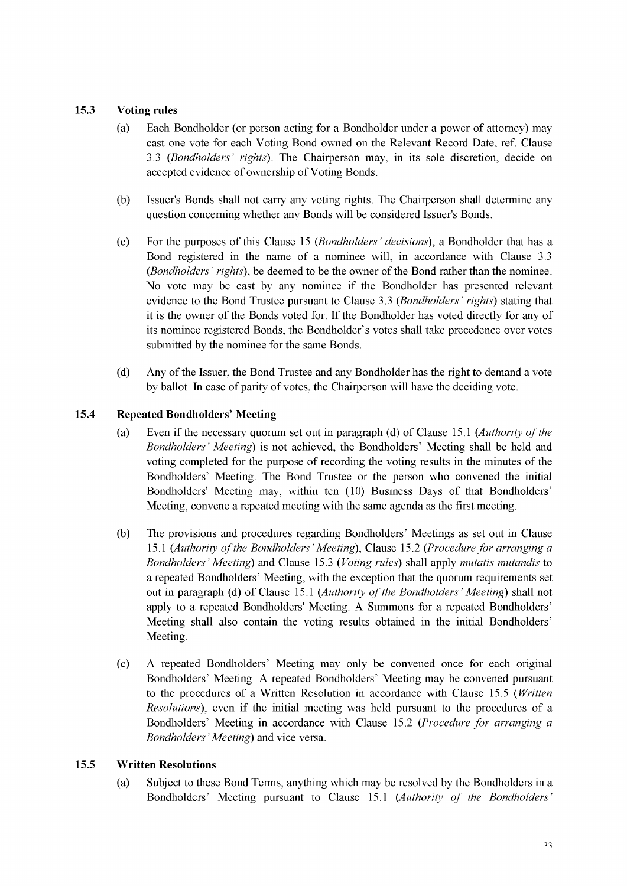### 15.3 Voting rules

(a) Each Bondholder (or person acting for a Bondholder under a power of attorney) may cast one vote for each Voting Bond owned on the Relevant Record Date, ref. Clause 3.3 (*Bondholders' rights*). The Chairperson may, in its sole discretion, decide on accepted evidence of ownership of Voting Bonds.

(b) Issuer's Bonds shall not carry any voting rights. The Chairperson shall determine any question concerning whether any Bonds will be considered Issuer's Bonds.

(c) For the purposes of this Clause 15 (*Bondholders' decisions*), a Bondholder that has a Bond registered in the name of a nominee will, in accordance with Clause 3.3 (*Bondholders' rights*), be deemed to be the owner of the Bond rather than the nominee. No vote may be cast by any nominee if the Bondholder has presented relevant evidence to the Bond Trustee pursuant to Clause 3.3 (*Bondholders' rights*) stating that it is the owner of the Bonds voted for. If the Bondholder has voted directly for any of its nominee registered Bonds, the Bondholder's votes shall take precedence over votes submitted by the nominee for the same Bonds.

(d) Any of the Issuer, the Bond Trustee and any Bondholder has the right to demand a vote by ballot. In case of parity of votes, the Chairperson will have the deciding vote.

### 15.4 Repeated Bondholders' Meeting

(a) Even if the necessary quorum set out in paragraph (d) of Clause 15.1 (*Authority of the Bondholders' Meeting*) is not achieved, the Bondholders' Meeting shall be held and voting completed for the purpose of recording the voting results in the minutes of the Bondholders' Meeting. The Bond Trustee or the person who convened the initial Bondholders' Meeting may, within ten (10) Business Days of that Bondholders' Meeting, convene a repeated meeting with the same agenda as the first meeting.

(b) The provisions and procedures regarding Bondholders' Meetings as set out in Clause 15.1 (*Authority of the Bondholders' Meeting*), Clause 15.2 (*Procedure for arranging a Bondholders' Meeting*) and Clause 15.3 (*Voting rules*) shall apply *mutatis mutandis* to a repeated Bondholders' Meeting, with the exception that the quorum requirements set out in paragraph (d) of Clause 15.1 (*Authority of the Bondholders' Meeting*) shall not apply to a repeated Bondholders' Meeting. A Summons for a repeated Bondholders' Meeting shall also contain the voting results obtained in the initial Bondholders' Meeting.

(c) A repeated Bondholders' Meeting may only be convened once for each original Bondholders' Meeting. A repeated Bondholders' Meeting may be convened pursuant to the procedures of a Written Resolution in accordance with Clause 15.5 (*Written Resolutions*), even if the initial meeting was held pursuant to the procedures of a Bondholders' Meeting in accordance with Clause 15.2 (*Procedure for arranging a Bondholders' Meeting*) and vice versa.

### 15.5 Written Resolutions

(a) Subject to these Bond Terms, anything which may be resolved by the Bondholders in a Bondholders' Meeting pursuant to Clause 15.1 (*Authority of the Bondholders'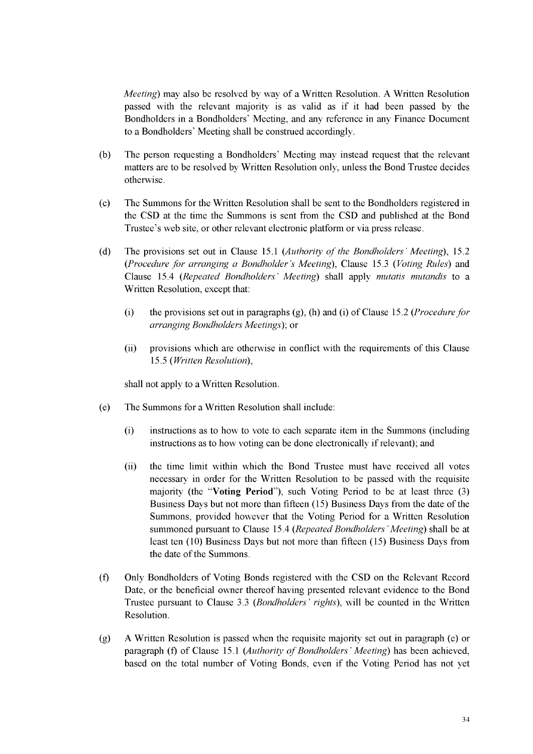*Meeting*) may also be resolved by way of a Written Resolution. A Written Resolution passed with the relevant majority is as valid as if it had been passed by the Bondholders in a Bondholders' Meeting, and any reference in any Finance Document to a Bondholders' Meeting shall be construed accordingly.

(b) The person requesting a Bondholders' Meeting may instead request that the relevant matters are to be resolved by Written Resolution only, unless the Bond Trustee decides otherwise.

(c) The Summons for the Written Resolution shall be sent to the Bondholders registered in the CSD at the time the Summons is sent from the CSD and published at the Bond Trustee's web site, or other relevant electronic platform or via press release.

(d) The provisions set out in Clause 15.1 (*Authority of the Bondholders' Meeting*), 15.2 (*Procedure for arranging a Bondholder's Meeting*), Clause 15.3 (*Voting Rules*) and Clause 15.4 (*Repeated Bondholders' Meeting*) shall apply *mutatis mutandis* to a Written Resolution, except that:

   (i) the provisions set out in paragraphs (g), (h) and (i) of Clause 15.2 (*Procedure for arranging Bondholders Meetings*); or

   (ii) provisions which are otherwise in conflict with the requirements of this Clause 15.5 (*Written Resolution*),

   shall not apply to a Written Resolution.

(e) The Summons for a Written Resolution shall include:

   (i) instructions as to how to vote to each separate item in the Summons (including instructions as to how voting can be done electronically if relevant); and

   (ii) the time limit within which the Bond Trustee must have received all votes necessary in order for the Written Resolution to be passed with the requisite majority (the "**Voting Period**"), such Voting Period to be at least three (3) Business Days but not more than fifteen (15) Business Days from the date of the Summons, provided however that the Voting Period for a Written Resolution summoned pursuant to Clause 15.4 (*Repeated Bondholders' Meeting*) shall be at least ten (10) Business Days but not more than fifteen (15) Business Days from the date of the Summons.

(f) Only Bondholders of Voting Bonds registered with the CSD on the Relevant Record Date, or the beneficial owner thereof having presented relevant evidence to the Bond Trustee pursuant to Clause 3.3 (*Bondholders' rights*), will be counted in the Written Resolution.

(g) A Written Resolution is passed when the requisite majority set out in paragraph (e) or paragraph (f) of Clause 15.1 (*Authority of Bondholders' Meeting*) has been achieved, based on the total number of Voting Bonds, even if the Voting Period has not yet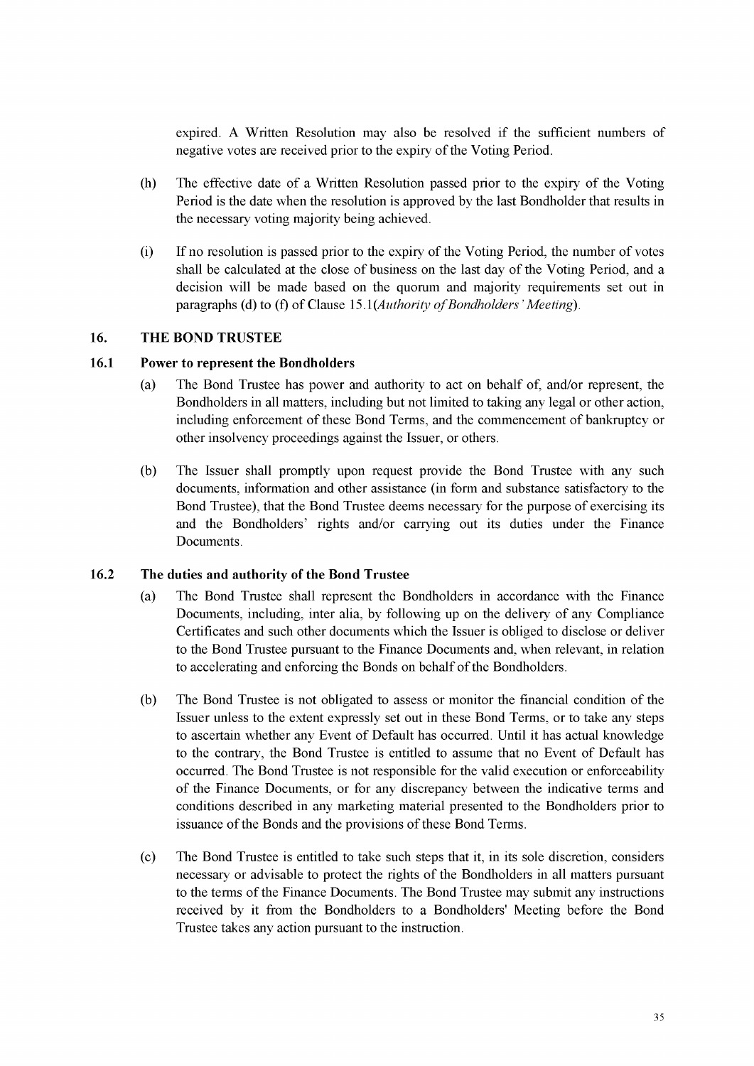expired. A Written Resolution may also be resolved if the sufficient numbers of negative votes are received prior to the expiry of the Voting Period.

(h) The effective date of a Written Resolution passed prior to the expiry of the Voting Period is the date when the resolution is approved by the last Bondholder that results in the necessary voting majority being achieved.

(i) If no resolution is passed prior to the expiry of the Voting Period, the number of votes shall be calculated at the close of business on the last day of the Voting Period, and a decision will be made based on the quorum and majority requirements set out in paragraphs (d) to (f) of Clause 15.1(*Authority of Bondholders' Meeting*).

## 16. THE BOND TRUSTEE

### 16.1 Power to represent the Bondholders

(a) The Bond Trustee has power and authority to act on behalf of, and/or represent, the Bondholders in all matters, including but not limited to taking any legal or other action, including enforcement of these Bond Terms, and the commencement of bankruptcy or other insolvency proceedings against the Issuer, or others.

(b) The Issuer shall promptly upon request provide the Bond Trustee with any such documents, information and other assistance (in form and substance satisfactory to the Bond Trustee), that the Bond Trustee deems necessary for the purpose of exercising its and the Bondholders' rights and/or carrying out its duties under the Finance Documents.

### 16.2 The duties and authority of the Bond Trustee

(a) The Bond Trustee shall represent the Bondholders in accordance with the Finance Documents, including, inter alia, by following up on the delivery of any Compliance Certificates and such other documents which the Issuer is obliged to disclose or deliver to the Bond Trustee pursuant to the Finance Documents and, when relevant, in relation to accelerating and enforcing the Bonds on behalf of the Bondholders.

(b) The Bond Trustee is not obligated to assess or monitor the financial condition of the Issuer unless to the extent expressly set out in these Bond Terms, or to take any steps to ascertain whether any Event of Default has occurred. Until it has actual knowledge to the contrary, the Bond Trustee is entitled to assume that no Event of Default has occurred. The Bond Trustee is not responsible for the valid execution or enforceability of the Finance Documents, or for any discrepancy between the indicative terms and conditions described in any marketing material presented to the Bondholders prior to issuance of the Bonds and the provisions of these Bond Terms.

(c) The Bond Trustee is entitled to take such steps that it, in its sole discretion, considers necessary or advisable to protect the rights of the Bondholders in all matters pursuant to the terms of the Finance Documents. The Bond Trustee may submit any instructions received by it from the Bondholders to a Bondholders' Meeting before the Bond Trustee takes any action pursuant to the instruction.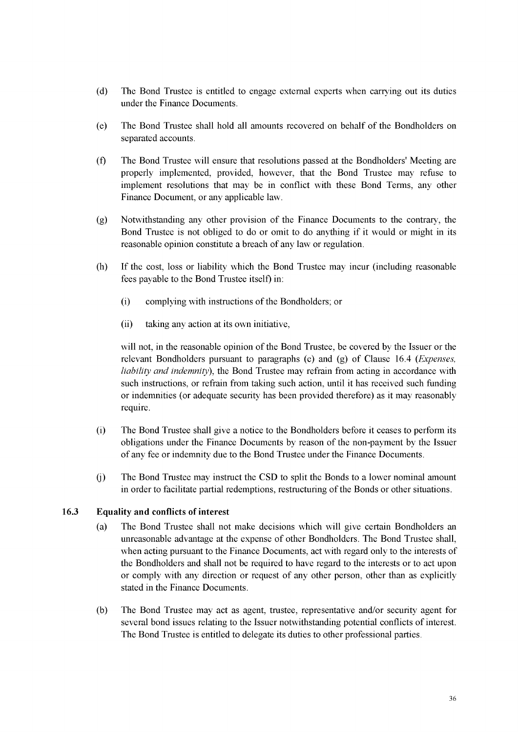(d) The Bond Trustee is entitled to engage external experts when carrying out its duties under the Finance Documents.

(e) The Bond Trustee shall hold all amounts recovered on behalf of the Bondholders on separated accounts.

(f) The Bond Trustee will ensure that resolutions passed at the Bondholders' Meeting are properly implemented, provided, however, that the Bond Trustee may refuse to implement resolutions that may be in conflict with these Bond Terms, any other Finance Document, or any applicable law.

(g) Notwithstanding any other provision of the Finance Documents to the contrary, the Bond Trustee is not obliged to do or omit to do anything if it would or might in its reasonable opinion constitute a breach of any law or regulation.

(h) If the cost, loss or liability which the Bond Trustee may incur (including reasonable fees payable to the Bond Trustee itself) in:

  (i) complying with instructions of the Bondholders; or

  (ii) taking any action at its own initiative,

  will not, in the reasonable opinion of the Bond Trustee, be covered by the Issuer or the relevant Bondholders pursuant to paragraphs (e) and (g) of Clause 16.4 (*Expenses, liability and indemnity*), the Bond Trustee may refrain from acting in accordance with such instructions, or refrain from taking such action, until it has received such funding or indemnities (or adequate security has been provided therefore) as it may reasonably require.

(i) The Bond Trustee shall give a notice to the Bondholders before it ceases to perform its obligations under the Finance Documents by reason of the non-payment by the Issuer of any fee or indemnity due to the Bond Trustee under the Finance Documents.

(j) The Bond Trustee may instruct the CSD to split the Bonds to a lower nominal amount in order to facilitate partial redemptions, restructuring of the Bonds or other situations.

### 16.3 Equality and conflicts of interest

(a) The Bond Trustee shall not make decisions which will give certain Bondholders an unreasonable advantage at the expense of other Bondholders. The Bond Trustee shall, when acting pursuant to the Finance Documents, act with regard only to the interests of the Bondholders and shall not be required to have regard to the interests or to act upon or comply with any direction or request of any other person, other than as explicitly stated in the Finance Documents.

(b) The Bond Trustee may act as agent, trustee, representative and/or security agent for several bond issues relating to the Issuer notwithstanding potential conflicts of interest. The Bond Trustee is entitled to delegate its duties to other professional parties.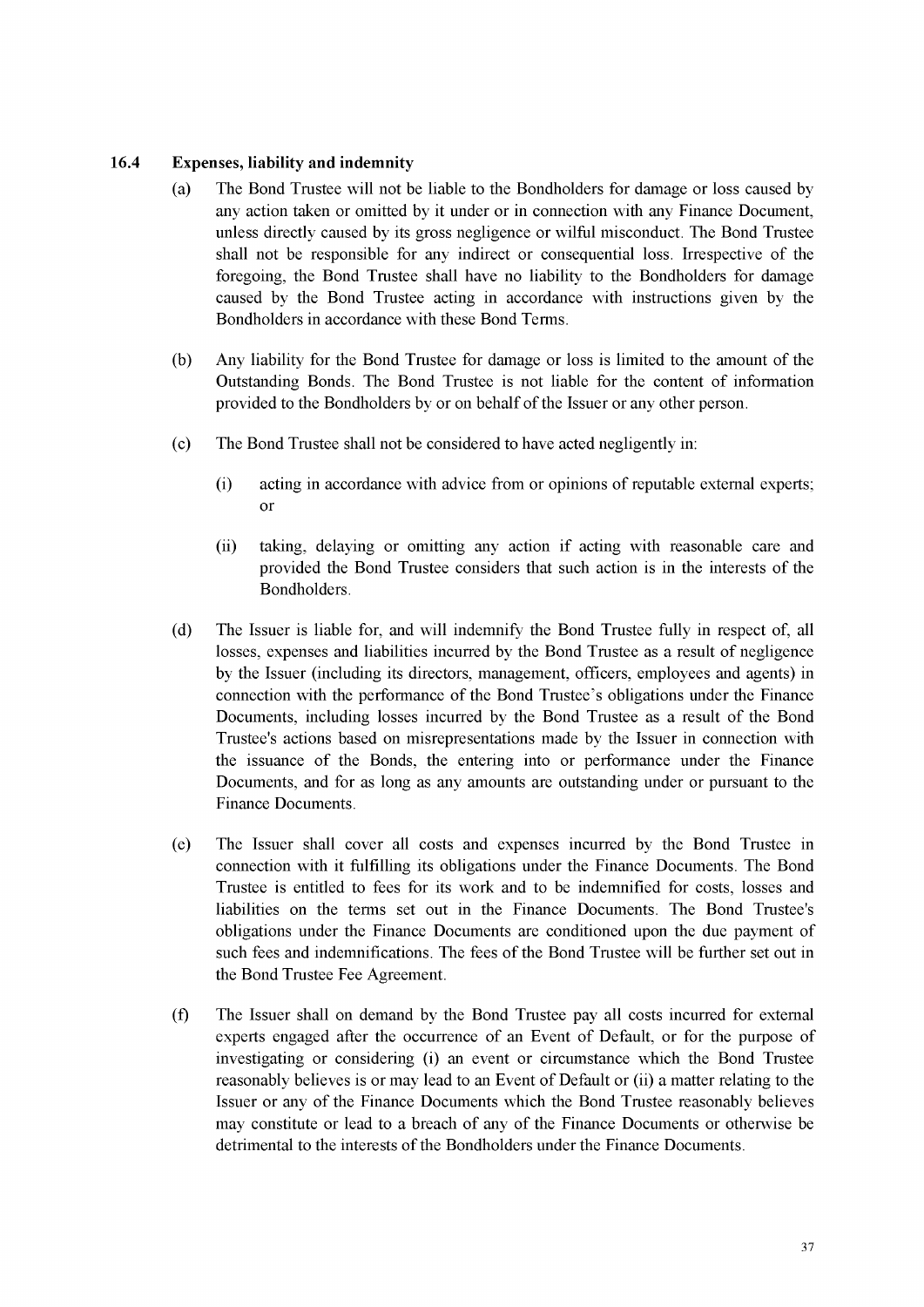### 16.4 Expenses, liability and indemnity

(a) The Bond Trustee will not be liable to the Bondholders for damage or loss caused by any action taken or omitted by it under or in connection with any Finance Document, unless directly caused by its gross negligence or wilful misconduct. The Bond Trustee shall not be responsible for any indirect or consequential loss. Irrespective of the foregoing, the Bond Trustee shall have no liability to the Bondholders for damage caused by the Bond Trustee acting in accordance with instructions given by the Bondholders in accordance with these Bond Terms.

(b) Any liability for the Bond Trustee for damage or loss is limited to the amount of the Outstanding Bonds. The Bond Trustee is not liable for the content of information provided to the Bondholders by or on behalf of the Issuer or any other person.

(c) The Bond Trustee shall not be considered to have acted negligently in:

(i) acting in accordance with advice from or opinions of reputable external experts; or

(ii) taking, delaying or omitting any action if acting with reasonable care and provided the Bond Trustee considers that such action is in the interests of the Bondholders.

(d) The Issuer is liable for, and will indemnify the Bond Trustee fully in respect of, all losses, expenses and liabilities incurred by the Bond Trustee as a result of negligence by the Issuer (including its directors, management, officers, employees and agents) in connection with the performance of the Bond Trustee's obligations under the Finance Documents, including losses incurred by the Bond Trustee as a result of the Bond Trustee's actions based on misrepresentations made by the Issuer in connection with the issuance of the Bonds, the entering into or performance under the Finance Documents, and for as long as any amounts are outstanding under or pursuant to the Finance Documents.

(e) The Issuer shall cover all costs and expenses incurred by the Bond Trustee in connection with it fulfilling its obligations under the Finance Documents. The Bond Trustee is entitled to fees for its work and to be indemnified for costs, losses and liabilities on the terms set out in the Finance Documents. The Bond Trustee's obligations under the Finance Documents are conditioned upon the due payment of such fees and indemnifications. The fees of the Bond Trustee will be further set out in the Bond Trustee Fee Agreement.

(f) The Issuer shall on demand by the Bond Trustee pay all costs incurred for external experts engaged after the occurrence of an Event of Default, or for the purpose of investigating or considering (i) an event or circumstance which the Bond Trustee reasonably believes is or may lead to an Event of Default or (ii) a matter relating to the Issuer or any of the Finance Documents which the Bond Trustee reasonably believes may constitute or lead to a breach of any of the Finance Documents or otherwise be detrimental to the interests of the Bondholders under the Finance Documents.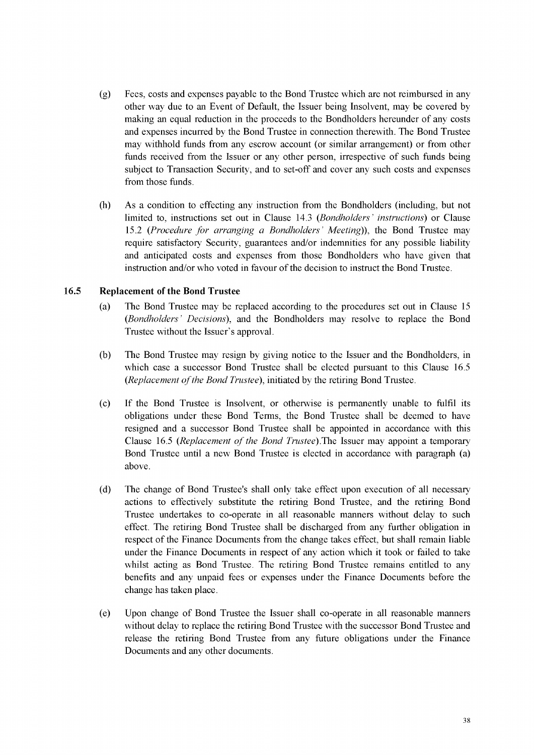(g) Fees, costs and expenses payable to the Bond Trustee which are not reimbursed in any other way due to an Event of Default, the Issuer being Insolvent, may be covered by making an equal reduction in the proceeds to the Bondholders hereunder of any costs and expenses incurred by the Bond Trustee in connection therewith. The Bond Trustee may withhold funds from any escrow account (or similar arrangement) or from other funds received from the Issuer or any other person, irrespective of such funds being subject to Transaction Security, and to set-off and cover any such costs and expenses from those funds.

(h) As a condition to effecting any instruction from the Bondholders (including, but not limited to, instructions set out in Clause 14.3 (*Bondholders' instructions*) or Clause 15.2 (*Procedure for arranging a Bondholders' Meeting*)), the Bond Trustee may require satisfactory Security, guarantees and/or indemnities for any possible liability and anticipated costs and expenses from those Bondholders who have given that instruction and/or who voted in favour of the decision to instruct the Bond Trustee.

### 16.5 Replacement of the Bond Trustee

(a) The Bond Trustee may be replaced according to the procedures set out in Clause 15 (*Bondholders' Decisions*), and the Bondholders may resolve to replace the Bond Trustee without the Issuer's approval.

(b) The Bond Trustee may resign by giving notice to the Issuer and the Bondholders, in which case a successor Bond Trustee shall be elected pursuant to this Clause 16.5 (*Replacement of the Bond Trustee*), initiated by the retiring Bond Trustee.

(c) If the Bond Trustee is Insolvent, or otherwise is permanently unable to fulfil its obligations under these Bond Terms, the Bond Trustee shall be deemed to have resigned and a successor Bond Trustee shall be appointed in accordance with this Clause 16.5 (*Replacement of the Bond Trustee*).The Issuer may appoint a temporary Bond Trustee until a new Bond Trustee is elected in accordance with paragraph (a) above.

(d) The change of Bond Trustee's shall only take effect upon execution of all necessary actions to effectively substitute the retiring Bond Trustee, and the retiring Bond Trustee undertakes to co-operate in all reasonable manners without delay to such effect. The retiring Bond Trustee shall be discharged from any further obligation in respect of the Finance Documents from the change takes effect, but shall remain liable under the Finance Documents in respect of any action which it took or failed to take whilst acting as Bond Trustee. The retiring Bond Trustee remains entitled to any benefits and any unpaid fees or expenses under the Finance Documents before the change has taken place.

(e) Upon change of Bond Trustee the Issuer shall co-operate in all reasonable manners without delay to replace the retiring Bond Trustee with the successor Bond Trustee and release the retiring Bond Trustee from any future obligations under the Finance Documents and any other documents.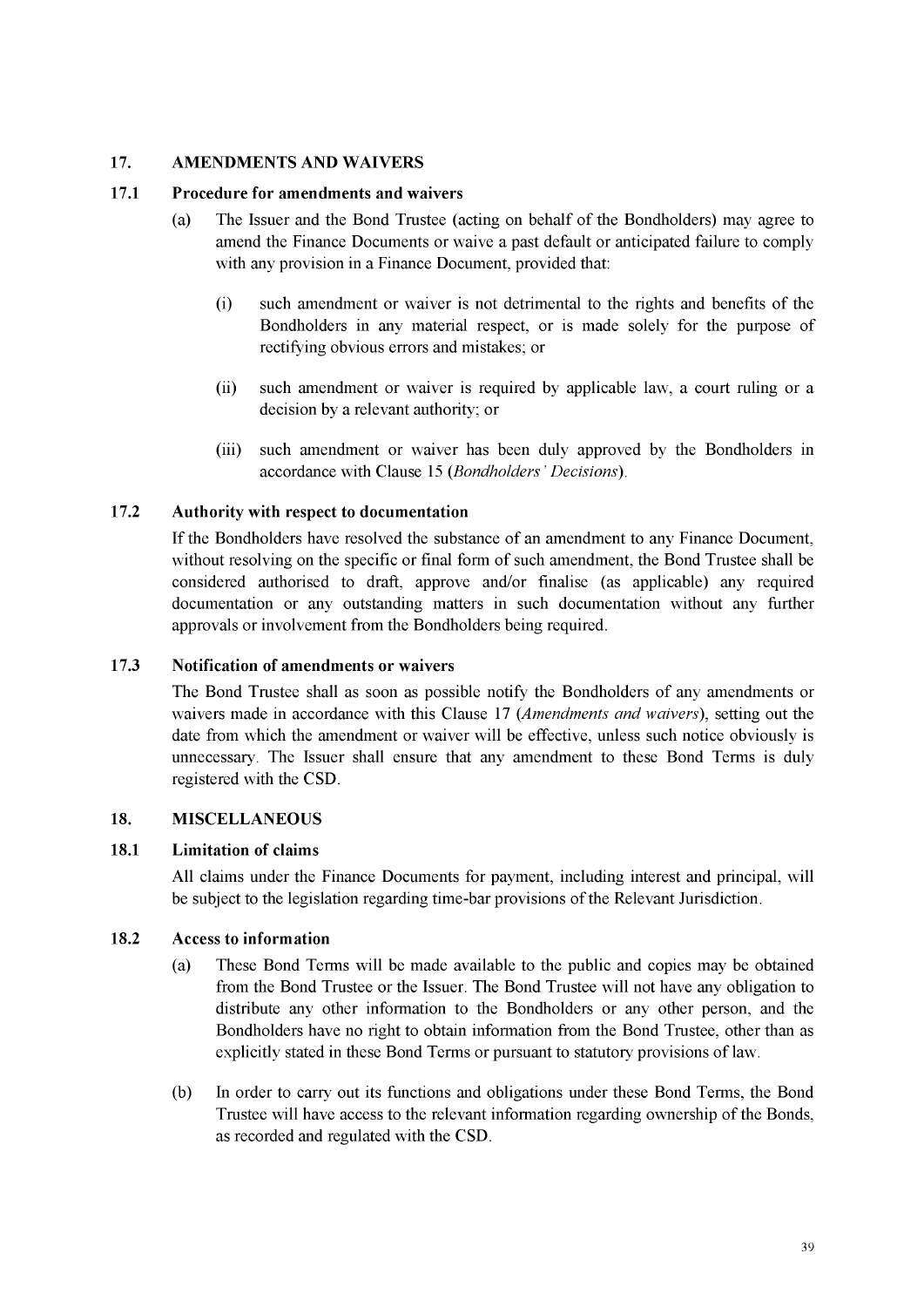## 17. AMENDMENTS AND WAIVERS

### 17.1 Procedure for amendments and waivers

(a) The Issuer and the Bond Trustee (acting on behalf of the Bondholders) may agree to amend the Finance Documents or waive a past default or anticipated failure to comply with any provision in a Finance Document, provided that:

(i) such amendment or waiver is not detrimental to the rights and benefits of the Bondholders in any material respect, or is made solely for the purpose of rectifying obvious errors and mistakes; or

(ii) such amendment or waiver is required by applicable law, a court ruling or a decision by a relevant authority; or

(iii) such amendment or waiver has been duly approved by the Bondholders in accordance with Clause 15 (*Bondholders' Decisions*).

### 17.2 Authority with respect to documentation

If the Bondholders have resolved the substance of an amendment to any Finance Document, without resolving on the specific or final form of such amendment, the Bond Trustee shall be considered authorised to draft, approve and/or finalise (as applicable) any required documentation or any outstanding matters in such documentation without any further approvals or involvement from the Bondholders being required.

### 17.3 Notification of amendments or waivers

The Bond Trustee shall as soon as possible notify the Bondholders of any amendments or waivers made in accordance with this Clause 17 (*Amendments and waivers*), setting out the date from which the amendment or waiver will be effective, unless such notice obviously is unnecessary. The Issuer shall ensure that any amendment to these Bond Terms is duly registered with the CSD.

## 18. MISCELLANEOUS

### 18.1 Limitation of claims

All claims under the Finance Documents for payment, including interest and principal, will be subject to the legislation regarding time-bar provisions of the Relevant Jurisdiction.

### 18.2 Access to information

(a) These Bond Terms will be made available to the public and copies may be obtained from the Bond Trustee or the Issuer. The Bond Trustee will not have any obligation to distribute any other information to the Bondholders or any other person, and the Bondholders have no right to obtain information from the Bond Trustee, other than as explicitly stated in these Bond Terms or pursuant to statutory provisions of law.

(b) In order to carry out its functions and obligations under these Bond Terms, the Bond Trustee will have access to the relevant information regarding ownership of the Bonds, as recorded and regulated with the CSD.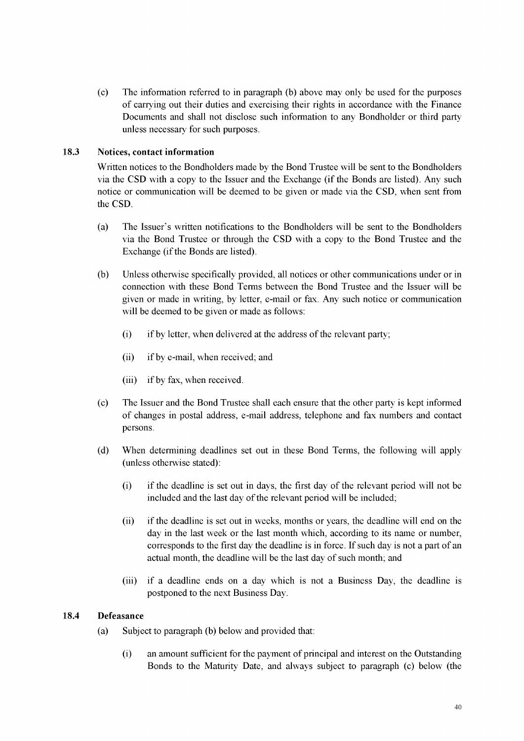(c) The information referred to in paragraph (b) above may only be used for the purposes of carrying out their duties and exercising their rights in accordance with the Finance Documents and shall not disclose such information to any Bondholder or third party unless necessary for such purposes.

### 18.3 Notices, contact information

Written notices to the Bondholders made by the Bond Trustee will be sent to the Bondholders via the CSD with a copy to the Issuer and the Exchange (if the Bonds are listed). Any such notice or communication will be deemed to be given or made via the CSD, when sent from the CSD.

(a) The Issuer's written notifications to the Bondholders will be sent to the Bondholders via the Bond Trustee or through the CSD with a copy to the Bond Trustee and the Exchange (if the Bonds are listed).

(b) Unless otherwise specifically provided, all notices or other communications under or in connection with these Bond Terms between the Bond Trustee and the Issuer will be given or made in writing, by letter, e-mail or fax. Any such notice or communication will be deemed to be given or made as follows:

(i) if by letter, when delivered at the address of the relevant party;

(ii) if by e-mail, when received; and

(iii) if by fax, when received.

(c) The Issuer and the Bond Trustee shall each ensure that the other party is kept informed of changes in postal address, e-mail address, telephone and fax numbers and contact persons.

(d) When determining deadlines set out in these Bond Terms, the following will apply (unless otherwise stated):

(i) if the deadline is set out in days, the first day of the relevant period will not be included and the last day of the relevant period will be included;

(ii) if the deadline is set out in weeks, months or years, the deadline will end on the day in the last week or the last month which, according to its name or number, corresponds to the first day the deadline is in force. If such day is not a part of an actual month, the deadline will be the last day of such month; and

(iii) if a deadline ends on a day which is not a Business Day, the deadline is postponed to the next Business Day.

### 18.4 Defeasance

(a) Subject to paragraph (b) below and provided that:

(i) an amount sufficient for the payment of principal and interest on the Outstanding Bonds to the Maturity Date, and always subject to paragraph (c) below (the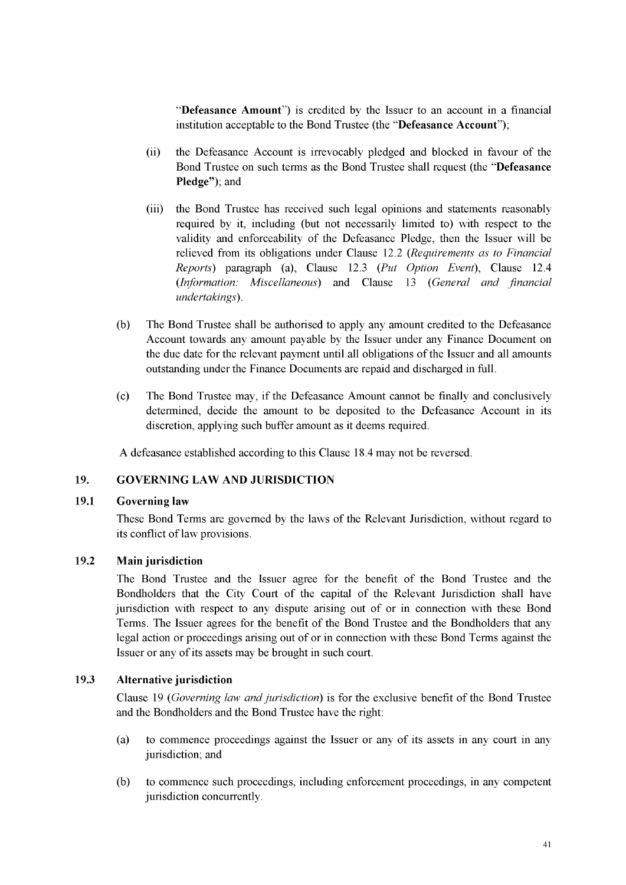"**Defeasance Amount**") is credited by the Issuer to an account in a financial institution acceptable to the Bond Trustee (the "**Defeasance Account**");

(ii) the Defeasance Account is irrevocably pledged and blocked in favour of the Bond Trustee on such terms as the Bond Trustee shall request (the "**Defeasance Pledge**"); and

(iii) the Bond Trustee has received such legal opinions and statements reasonably required by it, including (but not necessarily limited to) with respect to the validity and enforceability of the Defeasance Pledge, then the Issuer will be relieved from its obligations under Clause 12.2 (*Requirements as to Financial Reports*) paragraph (a), Clause 12.3 (*Put Option Event*), Clause 12.4 (*Information: Miscellaneous*) and Clause 13 (*General and financial undertakings*).

(b) The Bond Trustee shall be authorised to apply any amount credited to the Defeasance Account towards any amount payable by the Issuer under any Finance Document on the due date for the relevant payment until all obligations of the Issuer and all amounts outstanding under the Finance Documents are repaid and discharged in full.

(c) The Bond Trustee may, if the Defeasance Amount cannot be finally and conclusively determined, decide the amount to be deposited to the Defeasance Account in its discretion, applying such buffer amount as it deems required.

A defeasance established according to this Clause 18.4 may not be reversed.

## 19. GOVERNING LAW AND JURISDICTION

### 19.1 Governing law

These Bond Terms are governed by the laws of the Relevant Jurisdiction, without regard to its conflict of law provisions.

### 19.2 Main jurisdiction

The Bond Trustee and the Issuer agree for the benefit of the Bond Trustee and the Bondholders that the City Court of the capital of the Relevant Jurisdiction shall have jurisdiction with respect to any dispute arising out of or in connection with these Bond Terms. The Issuer agrees for the benefit of the Bond Trustee and the Bondholders that any legal action or proceedings arising out of or in connection with these Bond Terms against the Issuer or any of its assets may be brought in such court.

### 19.3 Alternative jurisdiction

Clause 19 (*Governing law and jurisdiction*) is for the exclusive benefit of the Bond Trustee and the Bondholders and the Bond Trustee have the right:

(a) to commence proceedings against the Issuer or any of its assets in any court in any jurisdiction; and

(b) to commence such proceedings, including enforcement proceedings, in any competent jurisdiction concurrently.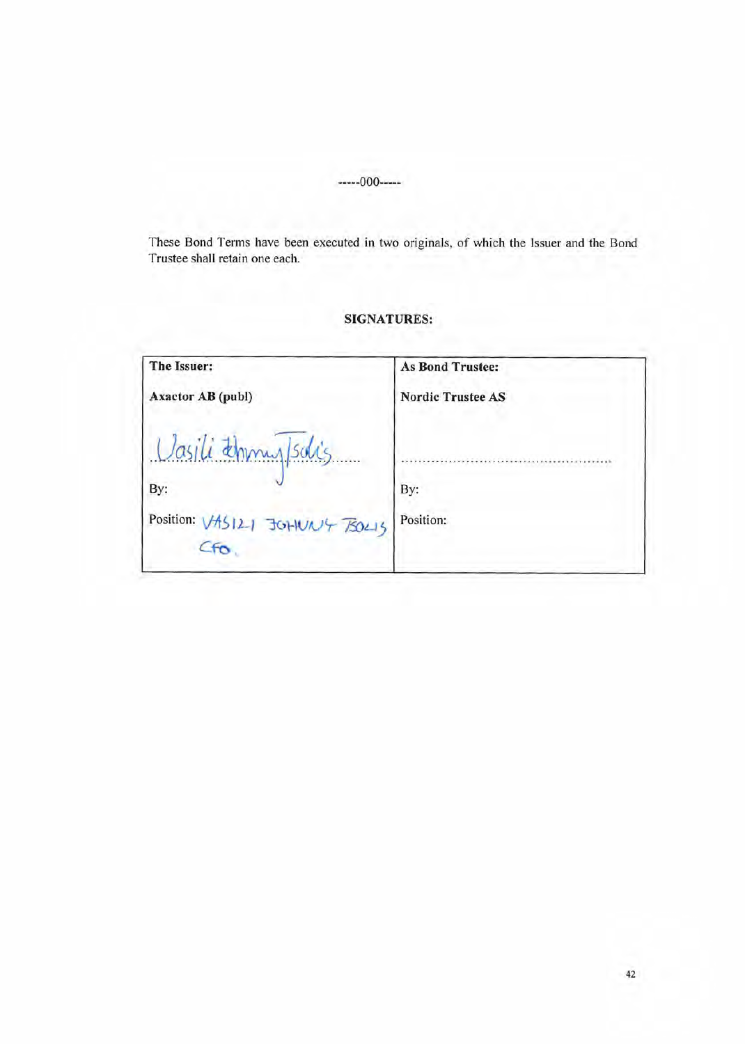-----000-----

These Bond Terms have been executed in two originals, of which the Issuer and the Bond Trustee shall retain one each.

**SIGNATURES:**

| **The Issuer:** | **As Bond Trustee:** |
|---|---|
| **Axactor AB (publ)** | **Nordic Trustee AS** |
| Vasili Ehmmy Tsolis ........ | ................................................ |
| By: | By: |
| Position: VASILI JOHNNY TSOLIS CFO. | Position: |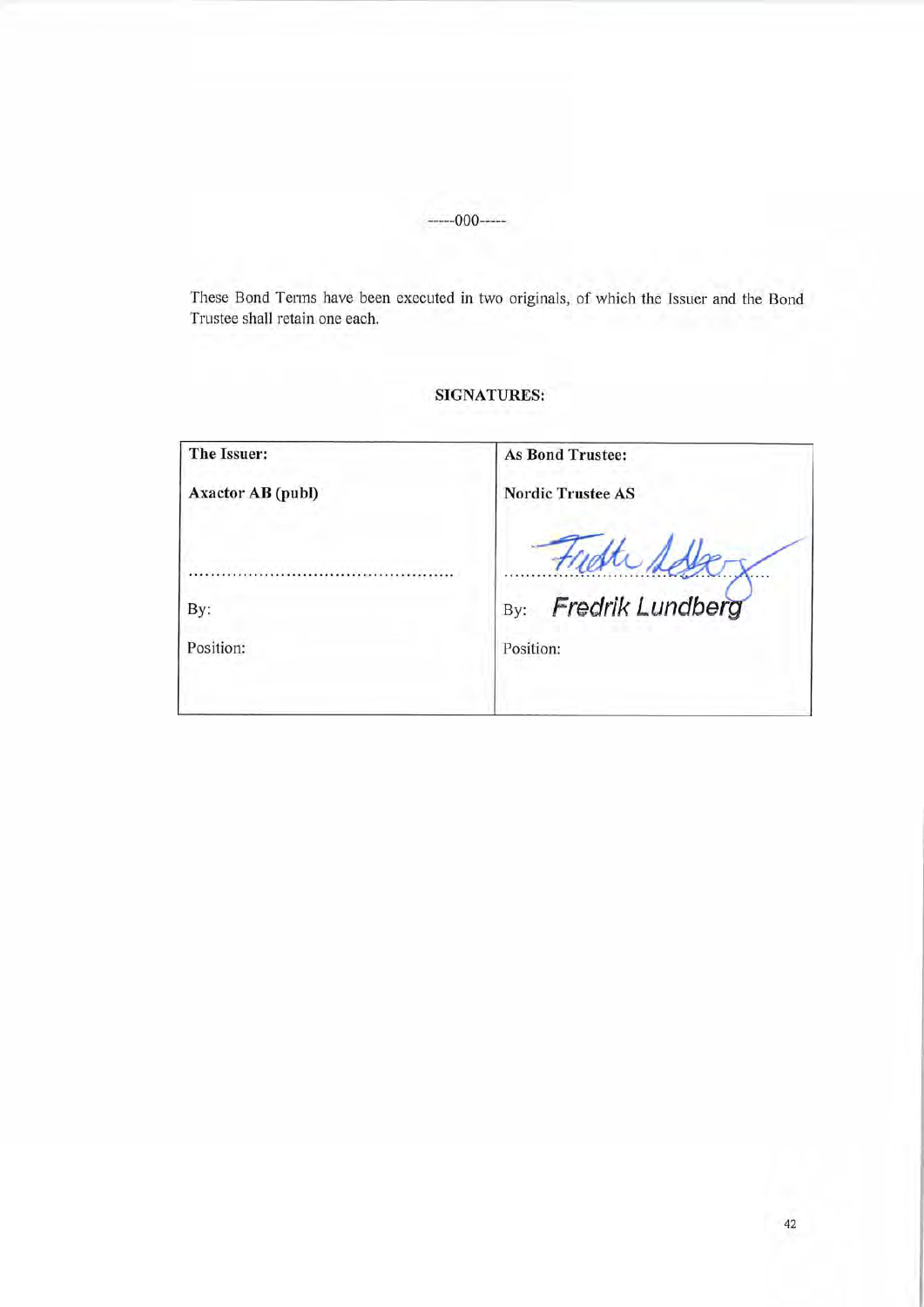-----000-----

These Bond Terms have been executed in two originals, of which the Issuer and the Bond Trustee shall retain one each.

**SIGNATURES:**

| **The Issuer:** | **As Bond Trustee:** |
|---|---|
| **Axactor AB (publ)** | **Nordic Trustee AS** |
| ............................................... | ............................................... |
| By: | By: Fredrik Lundberg |
| Position: | Position: |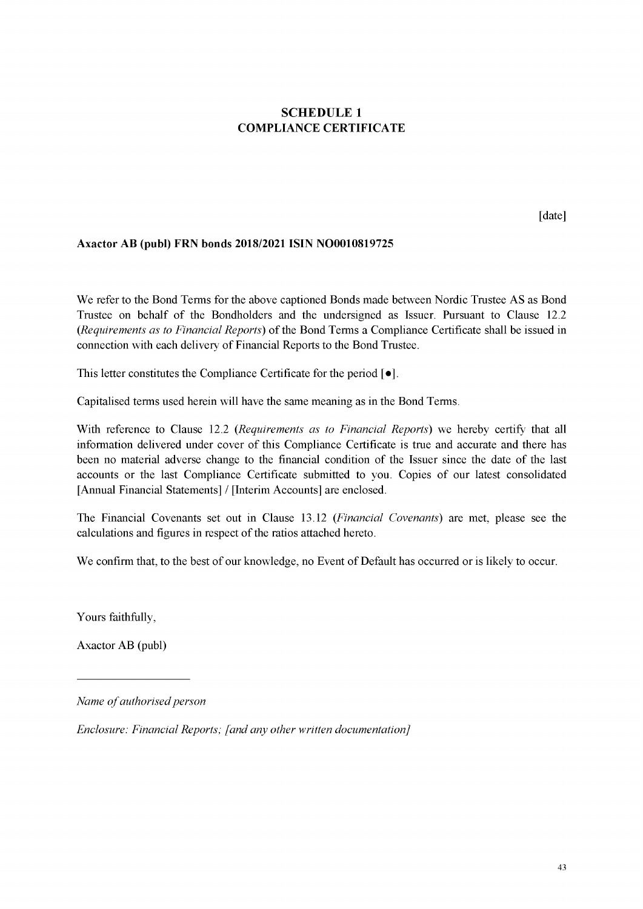# SCHEDULE 1
# COMPLIANCE CERTIFICATE

[date]

**Axactor AB (publ) FRN bonds 2018/2021 ISIN NO0010819725**

We refer to the Bond Terms for the above captioned Bonds made between Nordic Trustee AS as Bond Trustee on behalf of the Bondholders and the undersigned as Issuer. Pursuant to Clause 12.2 (*Requirements as to Financial Reports*) of the Bond Terms a Compliance Certificate shall be issued in connection with each delivery of Financial Reports to the Bond Trustee.

This letter constitutes the Compliance Certificate for the period [●].

Capitalised terms used herein will have the same meaning as in the Bond Terms.

With reference to Clause 12.2 (*Requirements as to Financial Reports*) we hereby certify that all information delivered under cover of this Compliance Certificate is true and accurate and there has been no material adverse change to the financial condition of the Issuer since the date of the last accounts or the last Compliance Certificate submitted to you. Copies of our latest consolidated [Annual Financial Statements] / [Interim Accounts] are enclosed.

The Financial Covenants set out in Clause 13.12 (*Financial Covenants*) are met, please see the calculations and figures in respect of the ratios attached hereto.

We confirm that, to the best of our knowledge, no Event of Default has occurred or is likely to occur.

Yours faithfully,

Axactor AB (publ)

\_\_\_\_\_\_\_\_\_\_\_\_\_\_\_\_\_\_\_

*Name of authorised person*

*Enclosure: Financial Reports; [and any other written documentation]*